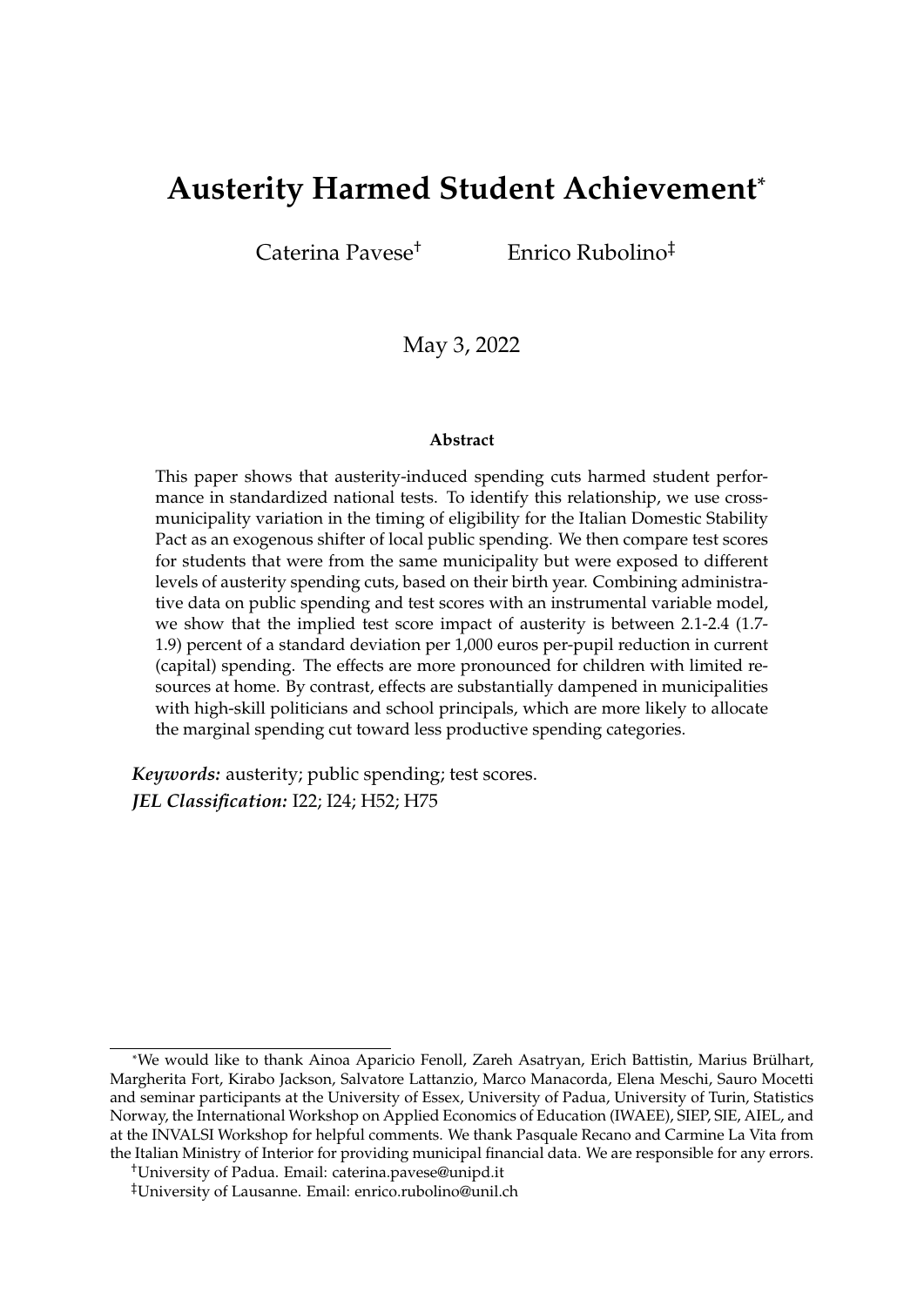# Austerity Harmed Student Achievement[*]

Caterina Pavese[†] Enrico Rubolino[‡]

May 3, 2022

**Abstract**

This paper shows that austerity-induced spending cuts harmed student performance in standardized national tests. To identify this relationship, we use cross-municipality variation in the timing of eligibility for the Italian Domestic Stability Pact as an exogenous shifter of local public spending. We then compare test scores for students that were from the same municipality but were exposed to different levels of austerity spending cuts, based on their birth year. Combining administrative data on public spending and test scores with an instrumental variable model, we show that the implied test score impact of austerity is between 2.1-2.4 (1.7-1.9) percent of a standard deviation per 1,000 euros per-pupil reduction in current (capital) spending. The effects are more pronounced for children with limited resources at home. By contrast, effects are substantially dampened in municipalities with high-skill politicians and school principals, which are more likely to allocate the marginal spending cut toward less productive spending categories.

***Keywords:*** austerity; public spending; test scores.

***JEL Classification:*** I22; I24; H52; H75

---

[*] We would like to thank Ainoa Aparicio Fenoll, Zareh Asatryan, Erich Battistin, Marius Brülhart, Margherita Fort, Kirabo Jackson, Salvatore Lattanzio, Marco Manacorda, Elena Meschi, Sauro Mocetti and seminar participants at the University of Essex, University of Padua, University of Turin, Statistics Norway, the International Workshop on Applied Economics of Education (IWAEE), SIEP, SIE, AIEL, and at the INVALSI Workshop for helpful comments. We thank Pasquale Recano and Carmine La Vita from the Italian Ministry of Interior for providing municipal financial data. We are responsible for any errors.

[†] University of Padua. Email: caterina.pavese@unipd.it

[‡] University of Lausanne. Email: enrico.rubolino@unil.ch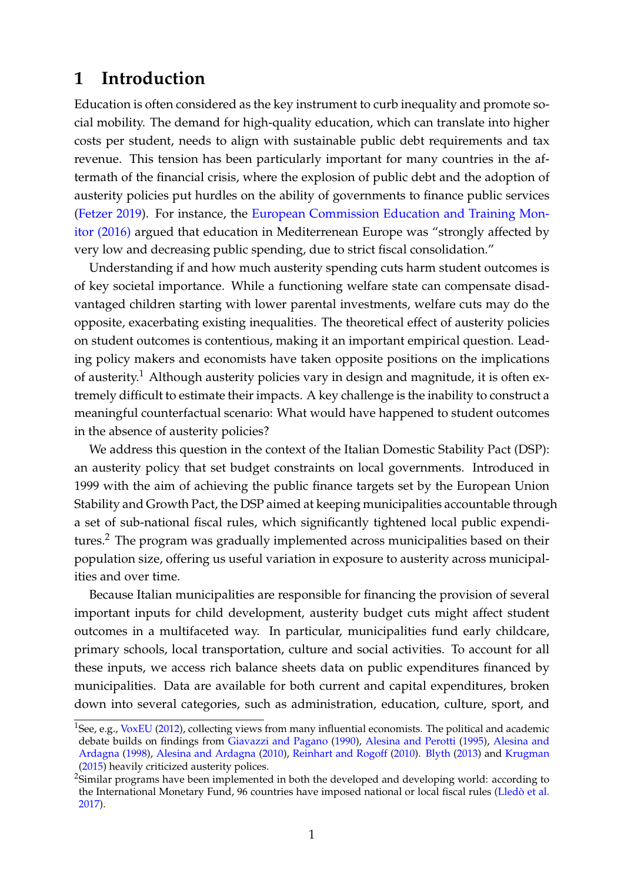# 1 Introduction

Education is often considered as the key instrument to curb inequality and promote social mobility. The demand for high-quality education, which can translate into higher costs per student, needs to align with sustainable public debt requirements and tax revenue. This tension has been particularly important for many countries in the aftermath of the financial crisis, where the explosion of public debt and the adoption of austerity policies put hurdles on the ability of governments to finance public services (Fetzer 2019). For instance, the European Commission Education and Training Monitor (2016) argued that education in Mediterrenean Europe was "strongly affected by very low and decreasing public spending, due to strict fiscal consolidation."

Understanding if and how much austerity spending cuts harm student outcomes is of key societal importance. While a functioning welfare state can compensate disadvantaged children starting with lower parental investments, welfare cuts may do the opposite, exacerbating existing inequalities. The theoretical effect of austerity policies on student outcomes is contentious, making it an important empirical question. Leading policy makers and economists have taken opposite positions on the implications of austerity.[1] Although austerity policies vary in design and magnitude, it is often extremely difficult to estimate their impacts. A key challenge is the inability to construct a meaningful counterfactual scenario: What would have happened to student outcomes in the absence of austerity policies?

We address this question in the context of the Italian Domestic Stability Pact (DSP): an austerity policy that set budget constraints on local governments. Introduced in 1999 with the aim of achieving the public finance targets set by the European Union Stability and Growth Pact, the DSP aimed at keeping municipalities accountable through a set of sub-national fiscal rules, which significantly tightened local public expenditures.[2] The program was gradually implemented across municipalities based on their population size, offering us useful variation in exposure to austerity across municipalities and over time.

Because Italian municipalities are responsible for financing the provision of several important inputs for child development, austerity budget cuts might affect student outcomes in a multifaceted way. In particular, municipalities fund early childcare, primary schools, local transportation, culture and social activities. To account for all these inputs, we access rich balance sheets data on public expenditures financed by municipalities. Data are available for both current and capital expenditures, broken down into several categories, such as administration, education, culture, sport, and

[1] See, e.g., VoxEU (2012), collecting views from many influential economists. The political and academic debate builds on findings from Giavazzi and Pagano (1990), Alesina and Perotti (1995), Alesina and Ardagna (1998), Alesina and Ardagna (2010), Reinhart and Rogoff (2010). Blyth (2013) and Krugman (2015) heavily criticized austerity polices.

[2] Similar programs have been implemented in both the developed and developing world: according to the International Monetary Fund, 96 countries have imposed national or local fiscal rules (Lledò et al. 2017).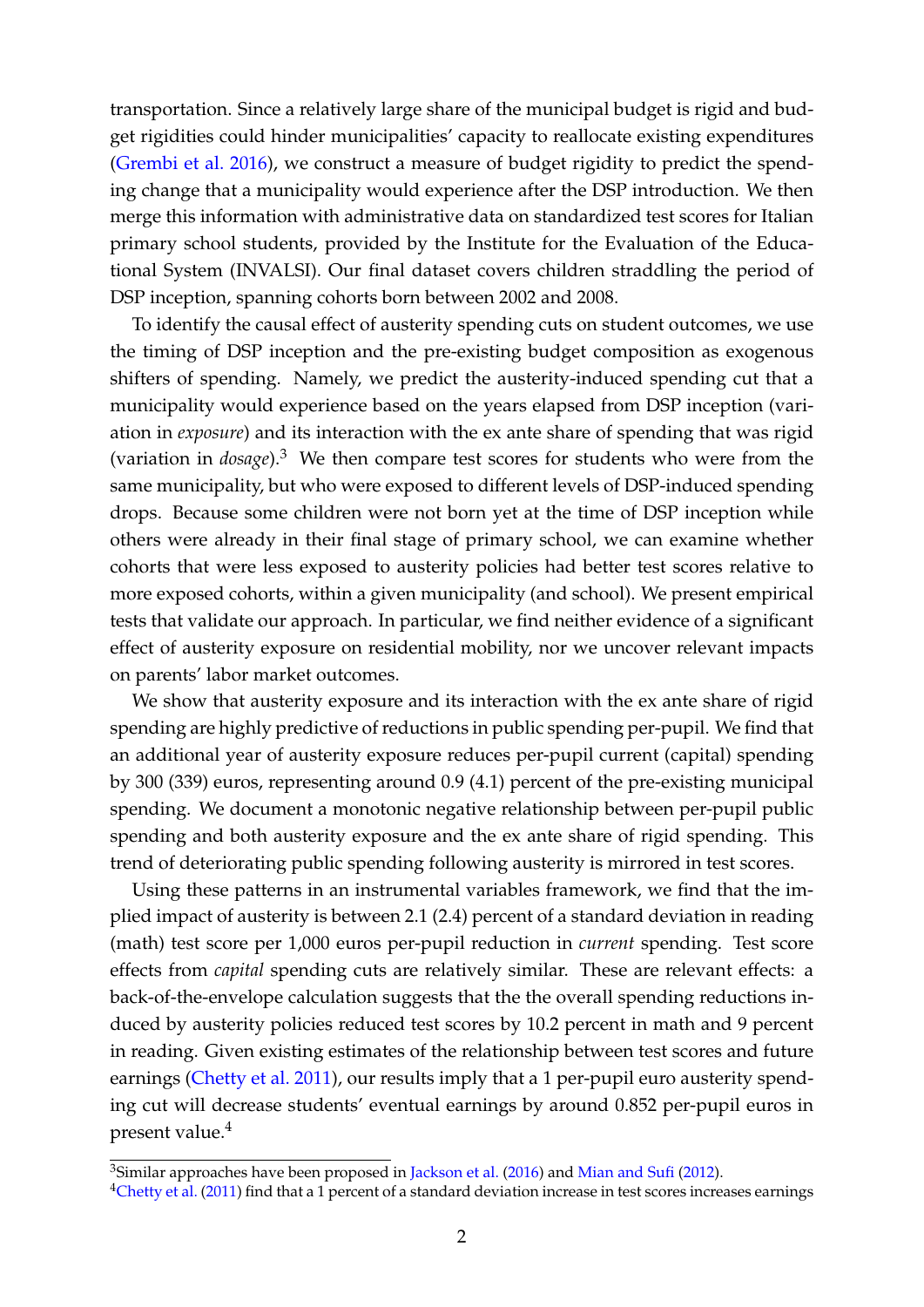transportation. Since a relatively large share of the municipal budget is rigid and budget rigidities could hinder municipalities' capacity to reallocate existing expenditures (Grembi et al. 2016), we construct a measure of budget rigidity to predict the spending change that a municipality would experience after the DSP introduction. We then merge this information with administrative data on standardized test scores for Italian primary school students, provided by the Institute for the Evaluation of the Educational System (INVALSI). Our final dataset covers children straddling the period of DSP inception, spanning cohorts born between 2002 and 2008.

To identify the causal effect of austerity spending cuts on student outcomes, we use the timing of DSP inception and the pre-existing budget composition as exogenous shifters of spending. Namely, we predict the austerity-induced spending cut that a municipality would experience based on the years elapsed from DSP inception (variation in *exposure*) and its interaction with the ex ante share of spending that was rigid (variation in *dosage*).[3] We then compare test scores for students who were from the same municipality, but who were exposed to different levels of DSP-induced spending drops. Because some children were not born yet at the time of DSP inception while others were already in their final stage of primary school, we can examine whether cohorts that were less exposed to austerity policies had better test scores relative to more exposed cohorts, within a given municipality (and school). We present empirical tests that validate our approach. In particular, we find neither evidence of a significant effect of austerity exposure on residential mobility, nor we uncover relevant impacts on parents' labor market outcomes.

We show that austerity exposure and its interaction with the ex ante share of rigid spending are highly predictive of reductions in public spending per-pupil. We find that an additional year of austerity exposure reduces per-pupil current (capital) spending by 300 (339) euros, representing around 0.9 (4.1) percent of the pre-existing municipal spending. We document a monotonic negative relationship between per-pupil public spending and both austerity exposure and the ex ante share of rigid spending. This trend of deteriorating public spending following austerity is mirrored in test scores.

Using these patterns in an instrumental variables framework, we find that the implied impact of austerity is between 2.1 (2.4) percent of a standard deviation in reading (math) test score per 1,000 euros per-pupil reduction in *current* spending. Test score effects from *capital* spending cuts are relatively similar. These are relevant effects: a back-of-the-envelope calculation suggests that the the overall spending reductions induced by austerity policies reduced test scores by 10.2 percent in math and 9 percent in reading. Given existing estimates of the relationship between test scores and future earnings (Chetty et al. 2011), our results imply that a 1 per-pupil euro austerity spending cut will decrease students' eventual earnings by around 0.852 per-pupil euros in present value.[4]

[3] Similar approaches have been proposed in Jackson et al. (2016) and Mian and Sufi (2012).

[4] Chetty et al. (2011) find that a 1 percent of a standard deviation increase in test scores increases earnings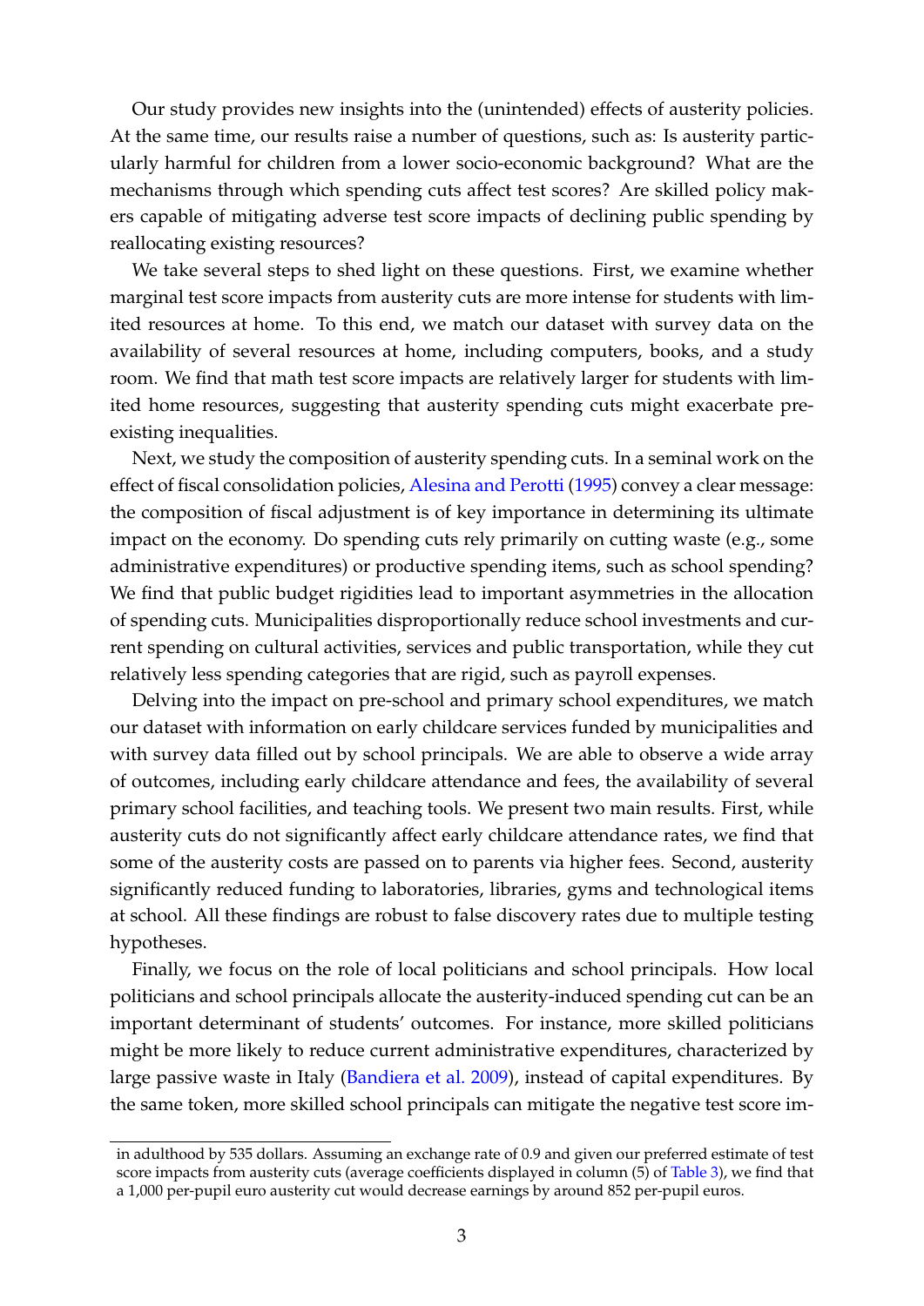Our study provides new insights into the (unintended) effects of austerity policies. At the same time, our results raise a number of questions, such as: Is austerity particularly harmful for children from a lower socio-economic background? What are the mechanisms through which spending cuts affect test scores? Are skilled policy makers capable of mitigating adverse test score impacts of declining public spending by reallocating existing resources?

We take several steps to shed light on these questions. First, we examine whether marginal test score impacts from austerity cuts are more intense for students with limited resources at home. To this end, we match our dataset with survey data on the availability of several resources at home, including computers, books, and a study room. We find that math test score impacts are relatively larger for students with limited home resources, suggesting that austerity spending cuts might exacerbate pre-existing inequalities.

Next, we study the composition of austerity spending cuts. In a seminal work on the effect of fiscal consolidation policies, Alesina and Perotti (1995) convey a clear message: the composition of fiscal adjustment is of key importance in determining its ultimate impact on the economy. Do spending cuts rely primarily on cutting waste (e.g., some administrative expenditures) or productive spending items, such as school spending? We find that public budget rigidities lead to important asymmetries in the allocation of spending cuts. Municipalities disproportionally reduce school investments and current spending on cultural activities, services and public transportation, while they cut relatively less spending categories that are rigid, such as payroll expenses.

Delving into the impact on pre-school and primary school expenditures, we match our dataset with information on early childcare services funded by municipalities and with survey data filled out by school principals. We are able to observe a wide array of outcomes, including early childcare attendance and fees, the availability of several primary school facilities, and teaching tools. We present two main results. First, while austerity cuts do not significantly affect early childcare attendance rates, we find that some of the austerity costs are passed on to parents via higher fees. Second, austerity significantly reduced funding to laboratories, libraries, gyms and technological items at school. All these findings are robust to false discovery rates due to multiple testing hypotheses.

Finally, we focus on the role of local politicians and school principals. How local politicians and school principals allocate the austerity-induced spending cut can be an important determinant of students' outcomes. For instance, more skilled politicians might be more likely to reduce current administrative expenditures, characterized by large passive waste in Italy (Bandiera et al. 2009), instead of capital expenditures. By the same token, more skilled school principals can mitigate the negative test score im-

in adulthood by 535 dollars. Assuming an exchange rate of 0.9 and given our preferred estimate of test score impacts from austerity cuts (average coefficients displayed in column (5) of Table 3), we find that a 1,000 per-pupil euro austerity cut would decrease earnings by around 852 per-pupil euros.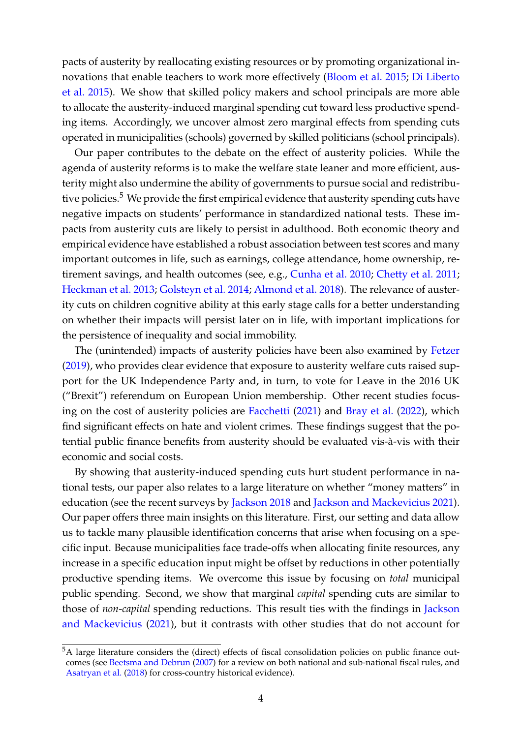pacts of austerity by reallocating existing resources or by promoting organizational innovations that enable teachers to work more effectively (Bloom et al. 2015; Di Liberto et al. 2015). We show that skilled policy makers and school principals are more able to allocate the austerity-induced marginal spending cut toward less productive spending items. Accordingly, we uncover almost zero marginal effects from spending cuts operated in municipalities (schools) governed by skilled politicians (school principals).

Our paper contributes to the debate on the effect of austerity policies. While the agenda of austerity reforms is to make the welfare state leaner and more efficient, austerity might also undermine the ability of governments to pursue social and redistributive policies.[5] We provide the first empirical evidence that austerity spending cuts have negative impacts on students' performance in standardized national tests. These impacts from austerity cuts are likely to persist in adulthood. Both economic theory and empirical evidence have established a robust association between test scores and many important outcomes in life, such as earnings, college attendance, home ownership, retirement savings, and health outcomes (see, e.g., Cunha et al. 2010; Chetty et al. 2011; Heckman et al. 2013; Golsteyn et al. 2014; Almond et al. 2018). The relevance of austerity cuts on children cognitive ability at this early stage calls for a better understanding on whether their impacts will persist later on in life, with important implications for the persistence of inequality and social immobility.

The (unintended) impacts of austerity policies have been also examined by Fetzer (2019), who provides clear evidence that exposure to austerity welfare cuts raised support for the UK Independence Party and, in turn, to vote for Leave in the 2016 UK ("Brexit") referendum on European Union membership. Other recent studies focusing on the cost of austerity policies are Facchetti (2021) and Bray et al. (2022), which find significant effects on hate and violent crimes. These findings suggest that the potential public finance benefits from austerity should be evaluated vis-à-vis with their economic and social costs.

By showing that austerity-induced spending cuts hurt student performance in national tests, our paper also relates to a large literature on whether "money matters" in education (see the recent surveys by Jackson 2018 and Jackson and Mackevicius 2021). Our paper offers three main insights on this literature. First, our setting and data allow us to tackle many plausible identification concerns that arise when focusing on a specific input. Because municipalities face trade-offs when allocating finite resources, any increase in a specific education input might be offset by reductions in other potentially productive spending items. We overcome this issue by focusing on *total* municipal public spending. Second, we show that marginal *capital* spending cuts are similar to those of *non-capital* spending reductions. This result ties with the findings in Jackson and Mackevicius (2021), but it contrasts with other studies that do not account for

[5] A large literature considers the (direct) effects of fiscal consolidation policies on public finance outcomes (see Beetsma and Debrun (2007) for a review on both national and sub-national fiscal rules, and Asatryan et al. (2018) for cross-country historical evidence).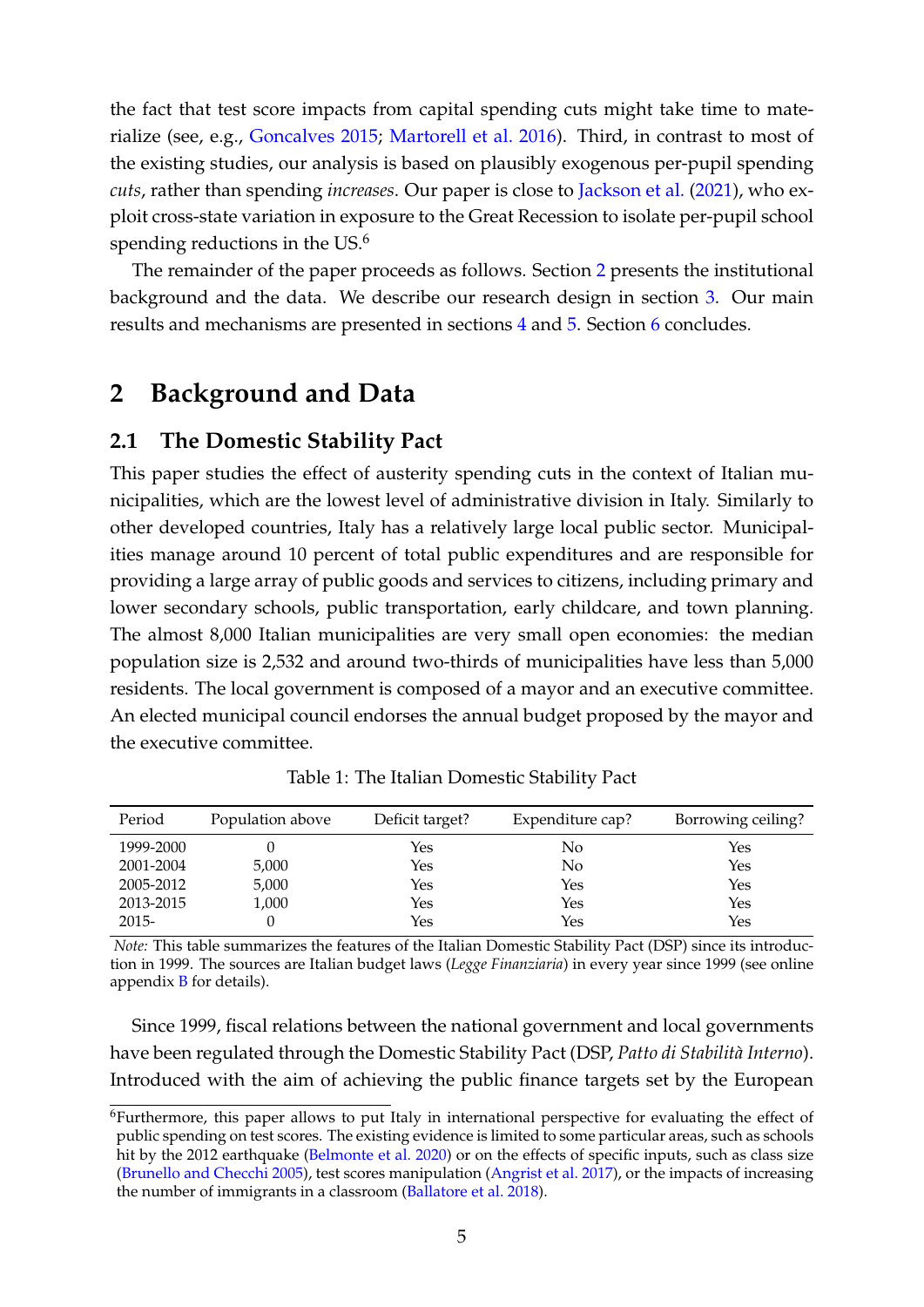the fact that test score impacts from capital spending cuts might take time to materialize (see, e.g., Goncalves 2015; Martorell et al. 2016). Third, in contrast to most of the existing studies, our analysis is based on plausibly exogenous per-pupil spending *cuts*, rather than spending *increases*. Our paper is close to Jackson et al. (2021), who exploit cross-state variation in exposure to the Great Recession to isolate per-pupil school spending reductions in the US.[6]

The remainder of the paper proceeds as follows. Section 2 presents the institutional background and the data. We describe our research design in section 3. Our main results and mechanisms are presented in sections 4 and 5. Section 6 concludes.

## 2 Background and Data

### 2.1 The Domestic Stability Pact

This paper studies the effect of austerity spending cuts in the context of Italian municipalities, which are the lowest level of administrative division in Italy. Similarly to other developed countries, Italy has a relatively large local public sector. Municipalities manage around 10 percent of total public expenditures and are responsible for providing a large array of public goods and services to citizens, including primary and lower secondary schools, public transportation, early childcare, and town planning. The almost 8,000 Italian municipalities are very small open economies: the median population size is 2,532 and around two-thirds of municipalities have less than 5,000 residents. The local government is composed of a mayor and an executive committee. An elected municipal council endorses the annual budget proposed by the mayor and the executive committee.

Table 1: The Italian Domestic Stability Pact

| Period | Population above | Deficit target? | Expenditure cap? | Borrowing ceiling? |
|---|---|---|---|---|
| 1999-2000 | 0 | Yes | No | Yes |
| 2001-2004 | 5,000 | Yes | No | Yes |
| 2005-2012 | 5,000 | Yes | Yes | Yes |
| 2013-2015 | 1,000 | Yes | Yes | Yes |
| 2015- | 0 | Yes | Yes | Yes |

*Note:* This table summarizes the features of the Italian Domestic Stability Pact (DSP) since its introduction in 1999. The sources are Italian budget laws (*Legge Finanziaria*) in every year since 1999 (see online appendix B for details).

Since 1999, fiscal relations between the national government and local governments have been regulated through the Domestic Stability Pact (DSP, *Patto di Stabilità Interno*). Introduced with the aim of achieving the public finance targets set by the European

[6] Furthermore, this paper allows to put Italy in international perspective for evaluating the effect of public spending on test scores. The existing evidence is limited to some particular areas, such as schools hit by the 2012 earthquake (Belmonte et al. 2020) or on the effects of specific inputs, such as class size (Brunello and Checchi 2005), test scores manipulation (Angrist et al. 2017), or the impacts of increasing the number of immigrants in a classroom (Ballatore et al. 2018).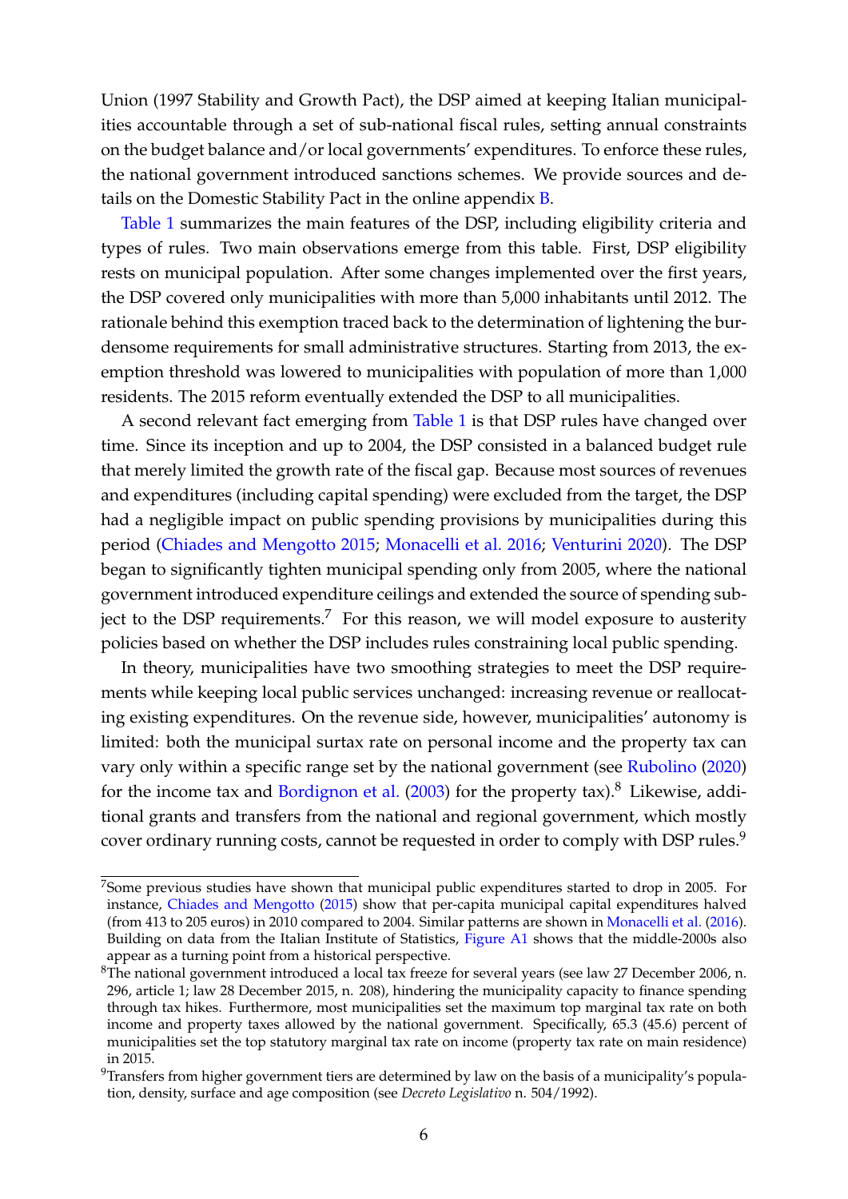Union (1997 Stability and Growth Pact), the DSP aimed at keeping Italian municipalities accountable through a set of sub-national fiscal rules, setting annual constraints on the budget balance and/or local governments' expenditures. To enforce these rules, the national government introduced sanctions schemes. We provide sources and details on the Domestic Stability Pact in the online appendix B.

Table 1 summarizes the main features of the DSP, including eligibility criteria and types of rules. Two main observations emerge from this table. First, DSP eligibility rests on municipal population. After some changes implemented over the first years, the DSP covered only municipalities with more than 5,000 inhabitants until 2012. The rationale behind this exemption traced back to the determination of lightening the burdensome requirements for small administrative structures. Starting from 2013, the exemption threshold was lowered to municipalities with population of more than 1,000 residents. The 2015 reform eventually extended the DSP to all municipalities.

A second relevant fact emerging from Table 1 is that DSP rules have changed over time. Since its inception and up to 2004, the DSP consisted in a balanced budget rule that merely limited the growth rate of the fiscal gap. Because most sources of revenues and expenditures (including capital spending) were excluded from the target, the DSP had a negligible impact on public spending provisions by municipalities during this period (Chiades and Mengotto 2015; Monacelli et al. 2016; Venturini 2020). The DSP began to significantly tighten municipal spending only from 2005, where the national government introduced expenditure ceilings and extended the source of spending subject to the DSP requirements.[7] For this reason, we will model exposure to austerity policies based on whether the DSP includes rules constraining local public spending.

In theory, municipalities have two smoothing strategies to meet the DSP requirements while keeping local public services unchanged: increasing revenue or reallocating existing expenditures. On the revenue side, however, municipalities' autonomy is limited: both the municipal surtax rate on personal income and the property tax can vary only within a specific range set by the national government (see Rubolino (2020) for the income tax and Bordignon et al. (2003) for the property tax).[8] Likewise, additional grants and transfers from the national and regional government, which mostly cover ordinary running costs, cannot be requested in order to comply with DSP rules.[9]

[7] Some previous studies have shown that municipal public expenditures started to drop in 2005. For instance, Chiades and Mengotto (2015) show that per-capita municipal capital expenditures halved (from 413 to 205 euros) in 2010 compared to 2004. Similar patterns are shown in Monacelli et al. (2016). Building on data from the Italian Institute of Statistics, Figure A1 shows that the middle-2000s also appear as a turning point from a historical perspective.

[8] The national government introduced a local tax freeze for several years (see law 27 December 2006, n. 296, article 1; law 28 December 2015, n. 208), hindering the municipality capacity to finance spending through tax hikes. Furthermore, most municipalities set the maximum top marginal tax rate on both income and property taxes allowed by the national government. Specifically, 65.3 (45.6) percent of municipalities set the top statutory marginal tax rate on income (property tax rate on main residence) in 2015.

[9] Transfers from higher government tiers are determined by law on the basis of a municipality's population, density, surface and age composition (see *Decreto Legislativo* n. 504/1992).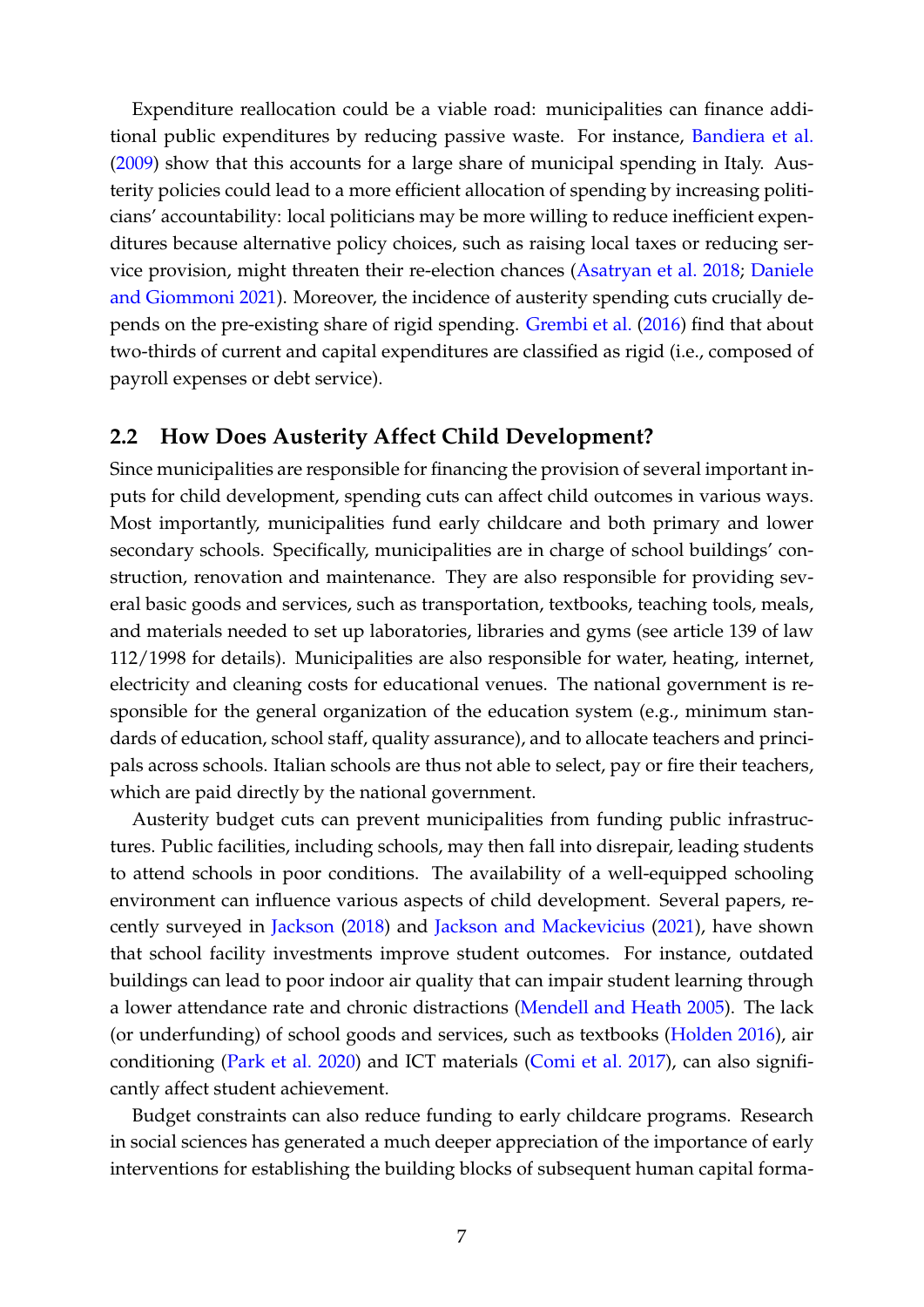Expenditure reallocation could be a viable road: municipalities can finance additional public expenditures by reducing passive waste. For instance, Bandiera et al. (2009) show that this accounts for a large share of municipal spending in Italy. Austerity policies could lead to a more efficient allocation of spending by increasing politicians' accountability: local politicians may be more willing to reduce inefficient expenditures because alternative policy choices, such as raising local taxes or reducing service provision, might threaten their re-election chances (Asatryan et al. 2018; Daniele and Giommoni 2021). Moreover, the incidence of austerity spending cuts crucially depends on the pre-existing share of rigid spending. Grembi et al. (2016) find that about two-thirds of current and capital expenditures are classified as rigid (i.e., composed of payroll expenses or debt service).

## 2.2 How Does Austerity Affect Child Development?

Since municipalities are responsible for financing the provision of several important inputs for child development, spending cuts can affect child outcomes in various ways. Most importantly, municipalities fund early childcare and both primary and lower secondary schools. Specifically, municipalities are in charge of school buildings' construction, renovation and maintenance. They are also responsible for providing several basic goods and services, such as transportation, textbooks, teaching tools, meals, and materials needed to set up laboratories, libraries and gyms (see article 139 of law 112/1998 for details). Municipalities are also responsible for water, heating, internet, electricity and cleaning costs for educational venues. The national government is responsible for the general organization of the education system (e.g., minimum standards of education, school staff, quality assurance), and to allocate teachers and principals across schools. Italian schools are thus not able to select, pay or fire their teachers, which are paid directly by the national government.

Austerity budget cuts can prevent municipalities from funding public infrastructures. Public facilities, including schools, may then fall into disrepair, leading students to attend schools in poor conditions. The availability of a well-equipped schooling environment can influence various aspects of child development. Several papers, recently surveyed in Jackson (2018) and Jackson and Mackevicius (2021), have shown that school facility investments improve student outcomes. For instance, outdated buildings can lead to poor indoor air quality that can impair student learning through a lower attendance rate and chronic distractions (Mendell and Heath 2005). The lack (or underfunding) of school goods and services, such as textbooks (Holden 2016), air conditioning (Park et al. 2020) and ICT materials (Comi et al. 2017), can also significantly affect student achievement.

Budget constraints can also reduce funding to early childcare programs. Research in social sciences has generated a much deeper appreciation of the importance of early interventions for establishing the building blocks of subsequent human capital forma-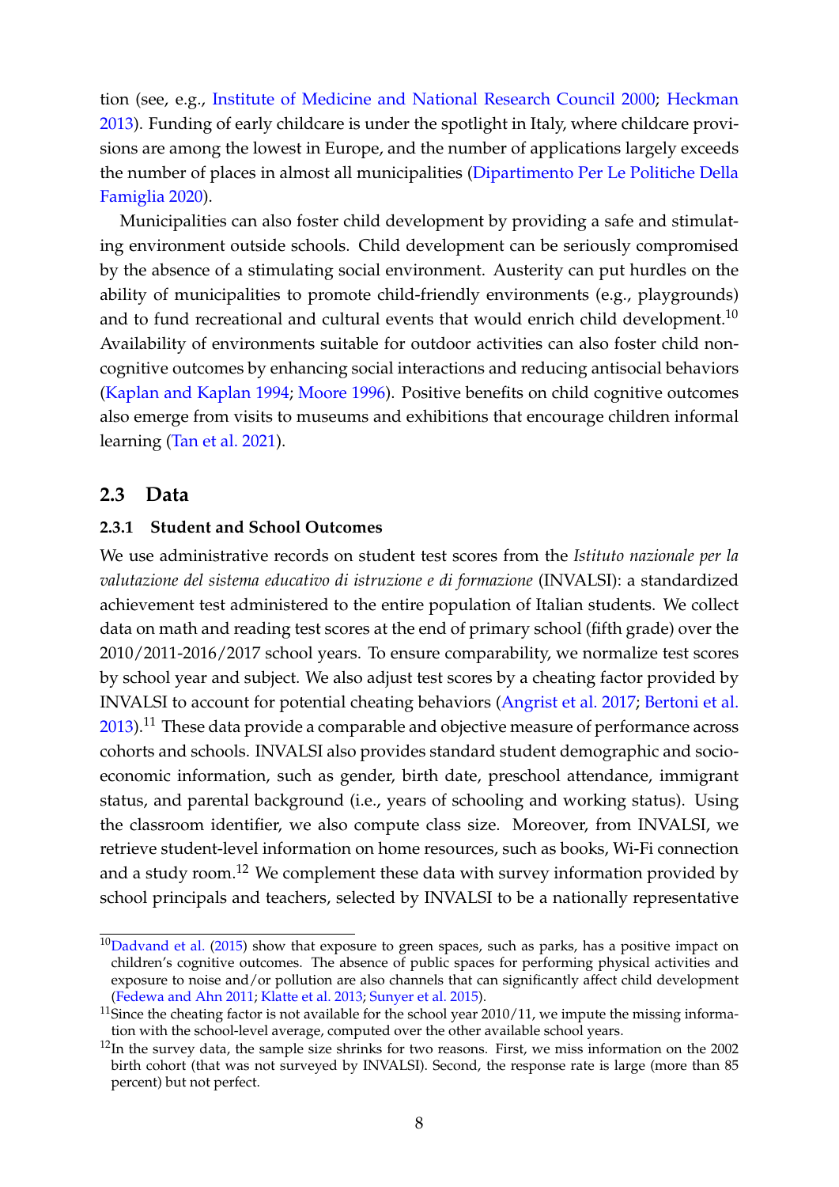tion (see, e.g., Institute of Medicine and National Research Council 2000; Heckman 2013). Funding of early childcare is under the spotlight in Italy, where childcare provisions are among the lowest in Europe, and the number of applications largely exceeds the number of places in almost all municipalities (Dipartimento Per Le Politiche Della Famiglia 2020).

Municipalities can also foster child development by providing a safe and stimulating environment outside schools. Child development can be seriously compromised by the absence of a stimulating social environment. Austerity can put hurdles on the ability of municipalities to promote child-friendly environments (e.g., playgrounds) and to fund recreational and cultural events that would enrich child development.[10] Availability of environments suitable for outdoor activities can also foster child non-cognitive outcomes by enhancing social interactions and reducing antisocial behaviors (Kaplan and Kaplan 1994; Moore 1996). Positive benefits on child cognitive outcomes also emerge from visits to museums and exhibitions that encourage children informal learning (Tan et al. 2021).

## 2.3 Data

### 2.3.1 Student and School Outcomes

We use administrative records on student test scores from the *Istituto nazionale per la valutazione del sistema educativo di istruzione e di formazione* (INVALSI): a standardized achievement test administered to the entire population of Italian students. We collect data on math and reading test scores at the end of primary school (fifth grade) over the 2010/2011-2016/2017 school years. To ensure comparability, we normalize test scores by school year and subject. We also adjust test scores by a cheating factor provided by INVALSI to account for potential cheating behaviors (Angrist et al. 2017; Bertoni et al. 2013).[11] These data provide a comparable and objective measure of performance across cohorts and schools. INVALSI also provides standard student demographic and socio-economic information, such as gender, birth date, preschool attendance, immigrant status, and parental background (i.e., years of schooling and working status). Using the classroom identifier, we also compute class size. Moreover, from INVALSI, we retrieve student-level information on home resources, such as books, Wi-Fi connection and a study room.[12] We complement these data with survey information provided by school principals and teachers, selected by INVALSI to be a nationally representative

---

[10] Dadvand et al. (2015) show that exposure to green spaces, such as parks, has a positive impact on children's cognitive outcomes. The absence of public spaces for performing physical activities and exposure to noise and/or pollution are also channels that can significantly affect child development (Fedewa and Ahn 2011; Klatte et al. 2013; Sunyer et al. 2015).

[11] Since the cheating factor is not available for the school year 2010/11, we impute the missing information with the school-level average, computed over the other available school years.

[12] In the survey data, the sample size shrinks for two reasons. First, we miss information on the 2002 birth cohort (that was not surveyed by INVALSI). Second, the response rate is large (more than 85 percent) but not perfect.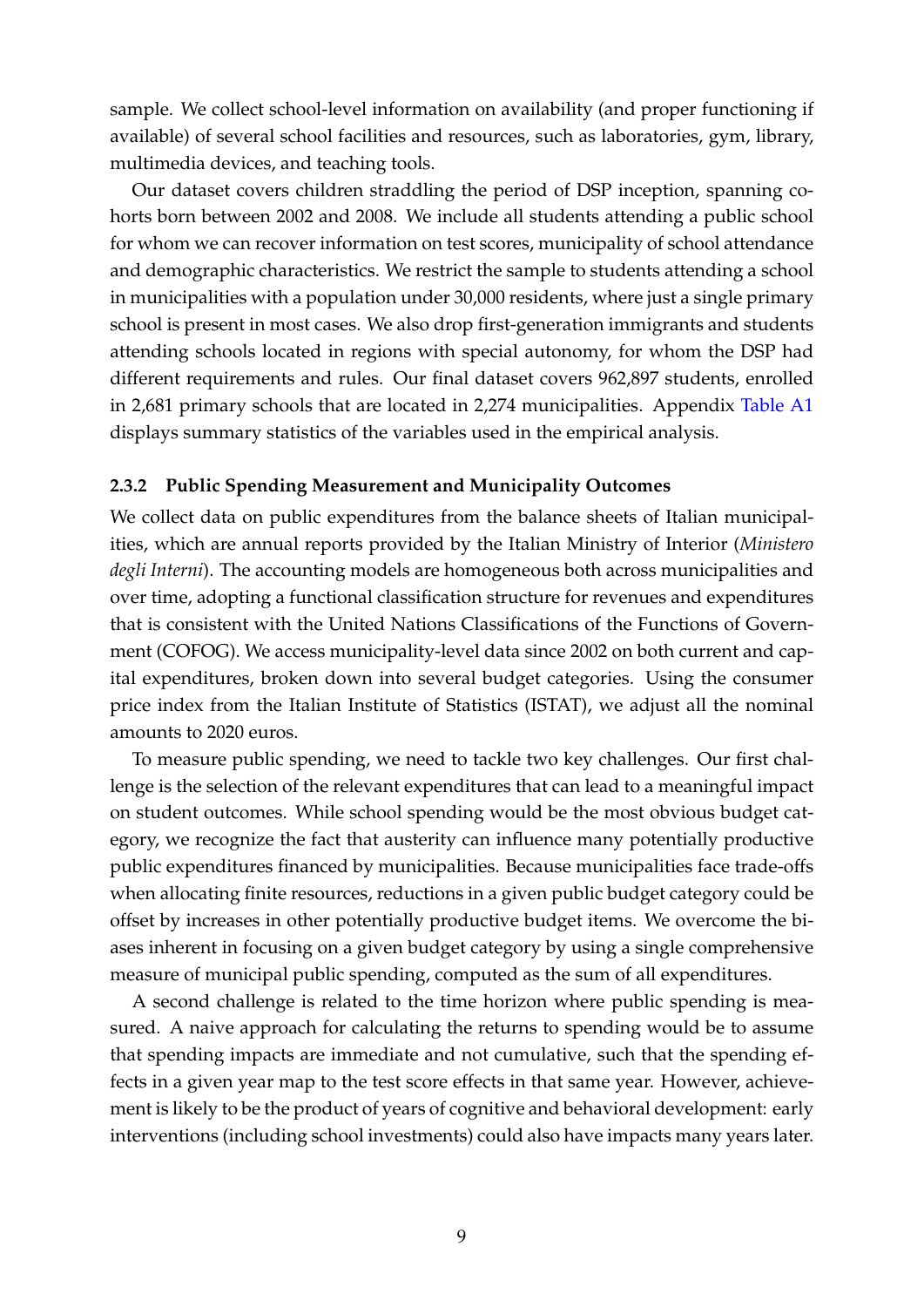sample. We collect school-level information on availability (and proper functioning if available) of several school facilities and resources, such as laboratories, gym, library, multimedia devices, and teaching tools.

Our dataset covers children straddling the period of DSP inception, spanning cohorts born between 2002 and 2008. We include all students attending a public school for whom we can recover information on test scores, municipality of school attendance and demographic characteristics. We restrict the sample to students attending a school in municipalities with a population under 30,000 residents, where just a single primary school is present in most cases. We also drop first-generation immigrants and students attending schools located in regions with special autonomy, for whom the DSP had different requirements and rules. Our final dataset covers 962,897 students, enrolled in 2,681 primary schools that are located in 2,274 municipalities. Appendix Table A1 displays summary statistics of the variables used in the empirical analysis.

### 2.3.2 Public Spending Measurement and Municipality Outcomes

We collect data on public expenditures from the balance sheets of Italian municipalities, which are annual reports provided by the Italian Ministry of Interior (*Ministero degli Interni*). The accounting models are homogeneous both across municipalities and over time, adopting a functional classification structure for revenues and expenditures that is consistent with the United Nations Classifications of the Functions of Government (COFOG). We access municipality-level data since 2002 on both current and capital expenditures, broken down into several budget categories. Using the consumer price index from the Italian Institute of Statistics (ISTAT), we adjust all the nominal amounts to 2020 euros.

To measure public spending, we need to tackle two key challenges. Our first challenge is the selection of the relevant expenditures that can lead to a meaningful impact on student outcomes. While school spending would be the most obvious budget category, we recognize the fact that austerity can influence many potentially productive public expenditures financed by municipalities. Because municipalities face trade-offs when allocating finite resources, reductions in a given public budget category could be offset by increases in other potentially productive budget items. We overcome the biases inherent in focusing on a given budget category by using a single comprehensive measure of municipal public spending, computed as the sum of all expenditures.

A second challenge is related to the time horizon where public spending is measured. A naive approach for calculating the returns to spending would be to assume that spending impacts are immediate and not cumulative, such that the spending effects in a given year map to the test score effects in that same year. However, achievement is likely to be the product of years of cognitive and behavioral development: early interventions (including school investments) could also have impacts many years later.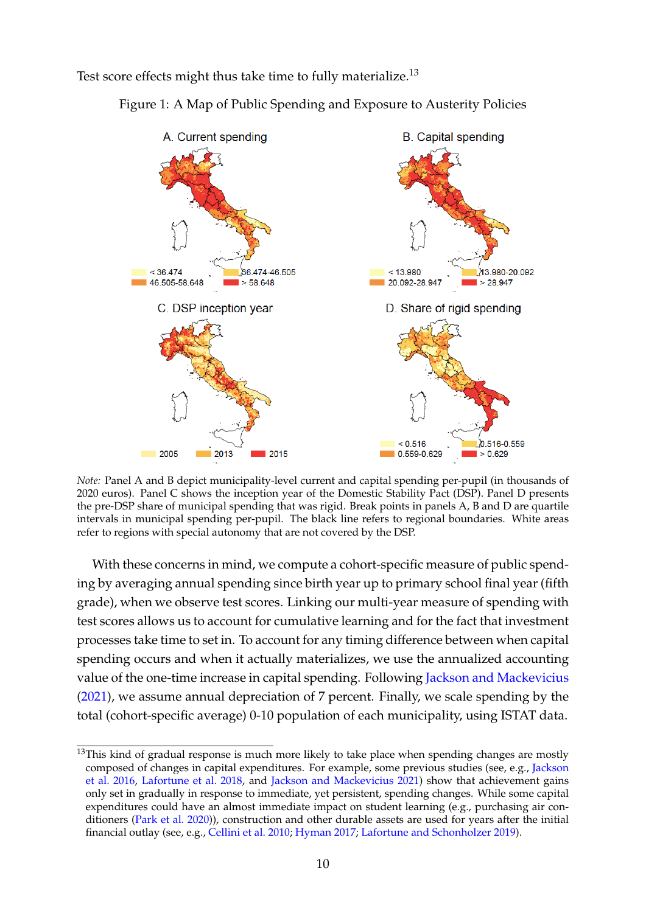Test score effects might thus take time to fully materialize.[13]

Figure 1: A Map of Public Spending and Exposure to Austerity Policies

A. Current spending

< 36.474 | 36.474-46.505 | 46.505-58.648 | > 58.648

B. Capital spending

< 13.980 | 13.980-20.092 | 20.092-28.947 | > 28.947

C. DSP inception year

2005 | 2013 | 2015

D. Share of rigid spending

< 0.516 | 0.516-0.559 | 0.559-0.629 | > 0.629

*Note:* Panel A and B depict municipality-level current and capital spending per-pupil (in thousands of 2020 euros). Panel C shows the inception year of the Domestic Stability Pact (DSP). Panel D presents the pre-DSP share of municipal spending that was rigid. Break points in panels A, B and D are quartile intervals in municipal spending per-pupil. The black line refers to regional boundaries. White areas refer to regions with special autonomy that are not covered by the DSP.

With these concerns in mind, we compute a cohort-specific measure of public spending by averaging annual spending since birth year up to primary school final year (fifth grade), when we observe test scores. Linking our multi-year measure of spending with test scores allows us to account for cumulative learning and for the fact that investment processes take time to set in. To account for any timing difference between when capital spending occurs and when it actually materializes, we use the annualized accounting value of the one-time increase in capital spending. Following Jackson and Mackevicius (2021), we assume annual depreciation of 7 percent. Finally, we scale spending by the total (cohort-specific average) 0-10 population of each municipality, using ISTAT data.

[13] This kind of gradual response is much more likely to take place when spending changes are mostly composed of changes in capital expenditures. For example, some previous studies (see, e.g., Jackson et al. 2016, Lafortune et al. 2018, and Jackson and Mackevicius 2021) show that achievement gains only set in gradually in response to immediate, yet persistent, spending changes. While some capital expenditures could have an almost immediate impact on student learning (e.g., purchasing air conditioners (Park et al. 2020)), construction and other durable assets are used for years after the initial financial outlay (see, e.g., Cellini et al. 2010; Hyman 2017; Lafortune and Schonholzer 2019).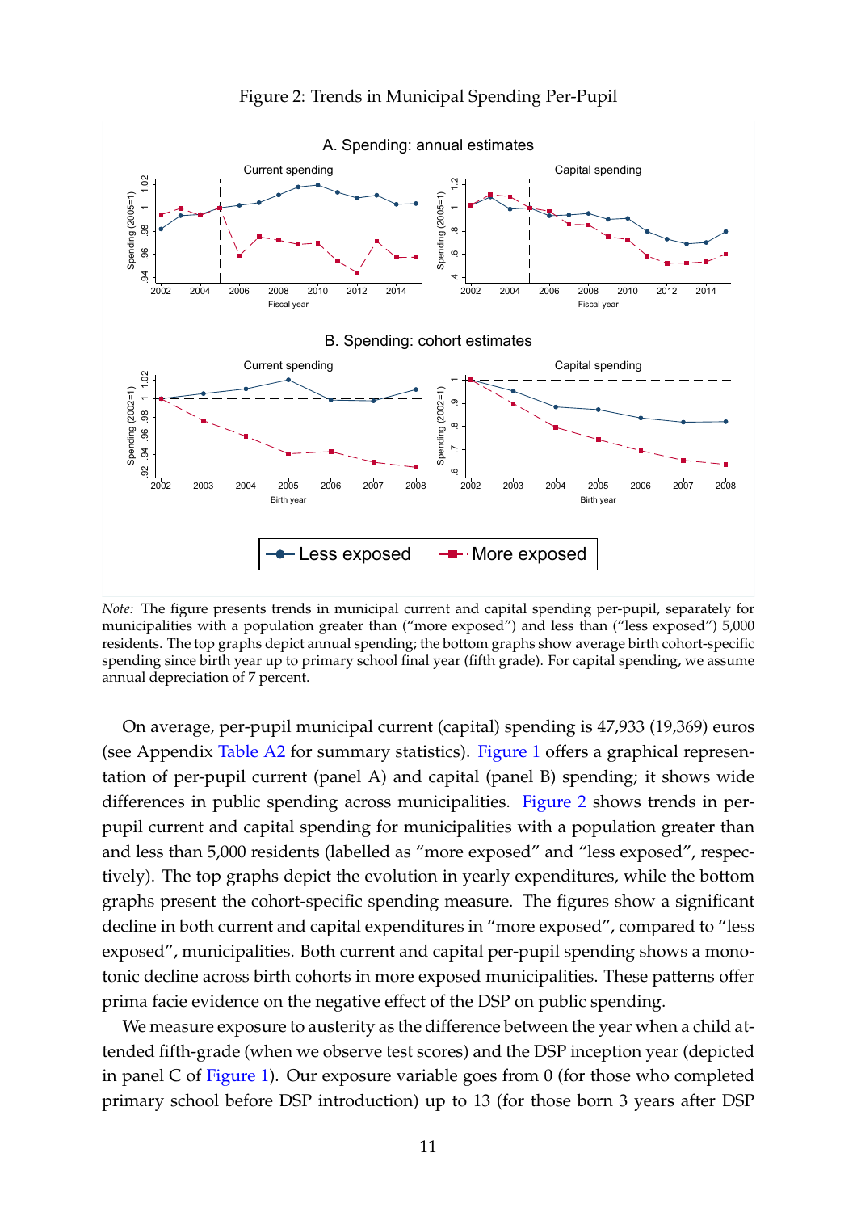Figure 2: Trends in Municipal Spending Per-Pupil

*Note:* The figure presents trends in municipal current and capital spending per-pupil, separately for municipalities with a population greater than ("more exposed") and less than ("less exposed") 5,000 residents. The top graphs depict annual spending; the bottom graphs show average birth cohort-specific spending since birth year up to primary school final year (fifth grade). For capital spending, we assume annual depreciation of 7 percent.

On average, per-pupil municipal current (capital) spending is 47,933 (19,369) euros (see Appendix Table A2 for summary statistics). Figure 1 offers a graphical representation of per-pupil current (panel A) and capital (panel B) spending; it shows wide differences in public spending across municipalities. Figure 2 shows trends in per-pupil current and capital spending for municipalities with a population greater than and less than 5,000 residents (labelled as "more exposed" and "less exposed", respectively). The top graphs depict the evolution in yearly expenditures, while the bottom graphs present the cohort-specific spending measure. The figures show a significant decline in both current and capital expenditures in "more exposed", compared to "less exposed", municipalities. Both current and capital per-pupil spending shows a monotonic decline across birth cohorts in more exposed municipalities. These patterns offer prima facie evidence on the negative effect of the DSP on public spending.

We measure exposure to austerity as the difference between the year when a child attended fifth-grade (when we observe test scores) and the DSP inception year (depicted in panel C of Figure 1). Our exposure variable goes from 0 (for those who completed primary school before DSP introduction) up to 13 (for those born 3 years after DSP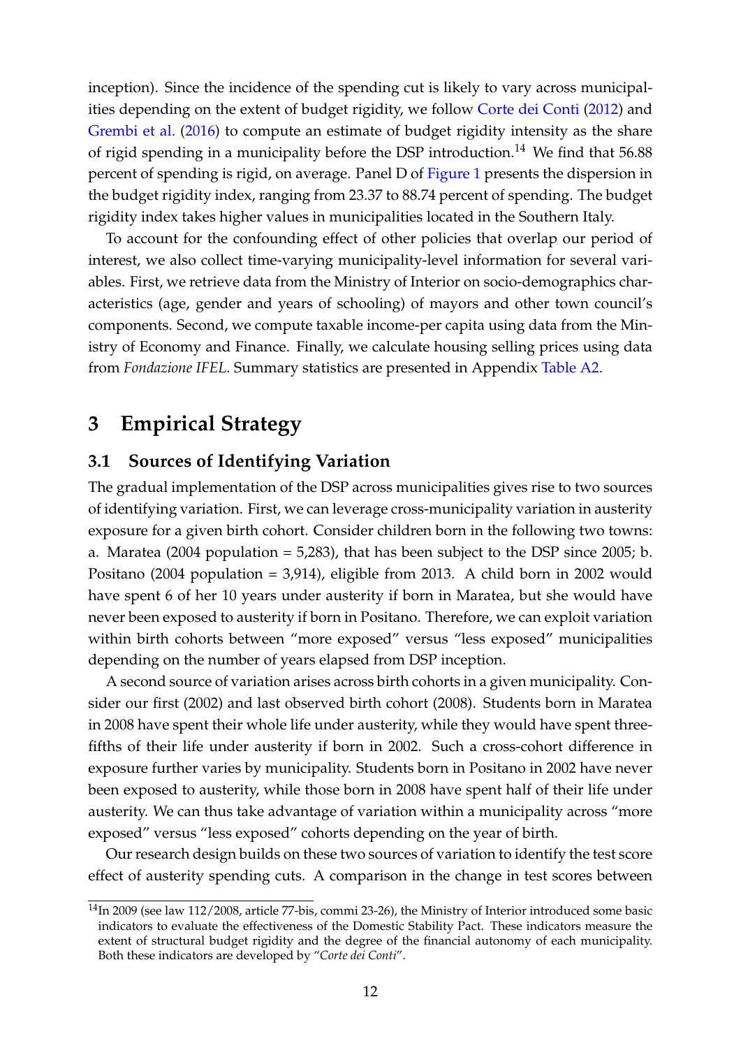inception). Since the incidence of the spending cut is likely to vary across municipalities depending on the extent of budget rigidity, we follow Corte dei Conti (2012) and Grembi et al. (2016) to compute an estimate of budget rigidity intensity as the share of rigid spending in a municipality before the DSP introduction.[14] We find that 56.88 percent of spending is rigid, on average. Panel D of Figure 1 presents the dispersion in the budget rigidity index, ranging from 23.37 to 88.74 percent of spending. The budget rigidity index takes higher values in municipalities located in the Southern Italy.

To account for the confounding effect of other policies that overlap our period of interest, we also collect time-varying municipality-level information for several variables. First, we retrieve data from the Ministry of Interior on socio-demographics characteristics (age, gender and years of schooling) of mayors and other town council's components. Second, we compute taxable income-per capita using data from the Ministry of Economy and Finance. Finally, we calculate housing selling prices using data from *Fondazione IFEL*. Summary statistics are presented in Appendix Table A2.

# 3 Empirical Strategy

## 3.1 Sources of Identifying Variation

The gradual implementation of the DSP across municipalities gives rise to two sources of identifying variation. First, we can leverage cross-municipality variation in austerity exposure for a given birth cohort. Consider children born in the following two towns: a. Maratea (2004 population = 5,283), that has been subject to the DSP since 2005; b. Positano (2004 population = 3,914), eligible from 2013. A child born in 2002 would have spent 6 of her 10 years under austerity if born in Maratea, but she would have never been exposed to austerity if born in Positano. Therefore, we can exploit variation within birth cohorts between "more exposed" versus "less exposed" municipalities depending on the number of years elapsed from DSP inception.

A second source of variation arises across birth cohorts in a given municipality. Consider our first (2002) and last observed birth cohort (2008). Students born in Maratea in 2008 have spent their whole life under austerity, while they would have spent three-fifths of their life under austerity if born in 2002. Such a cross-cohort difference in exposure further varies by municipality. Students born in Positano in 2002 have never been exposed to austerity, while those born in 2008 have spent half of their life under austerity. We can thus take advantage of variation within a municipality across "more exposed" versus "less exposed" cohorts depending on the year of birth.

Our research design builds on these two sources of variation to identify the test score effect of austerity spending cuts. A comparison in the change in test scores between

[14] In 2009 (see law 112/2008, article 77-bis, commi 23-26), the Ministry of Interior introduced some basic indicators to evaluate the effectiveness of the Domestic Stability Pact. These indicators measure the extent of structural budget rigidity and the degree of the financial autonomy of each municipality. Both these indicators are developed by "*Corte dei Conti*".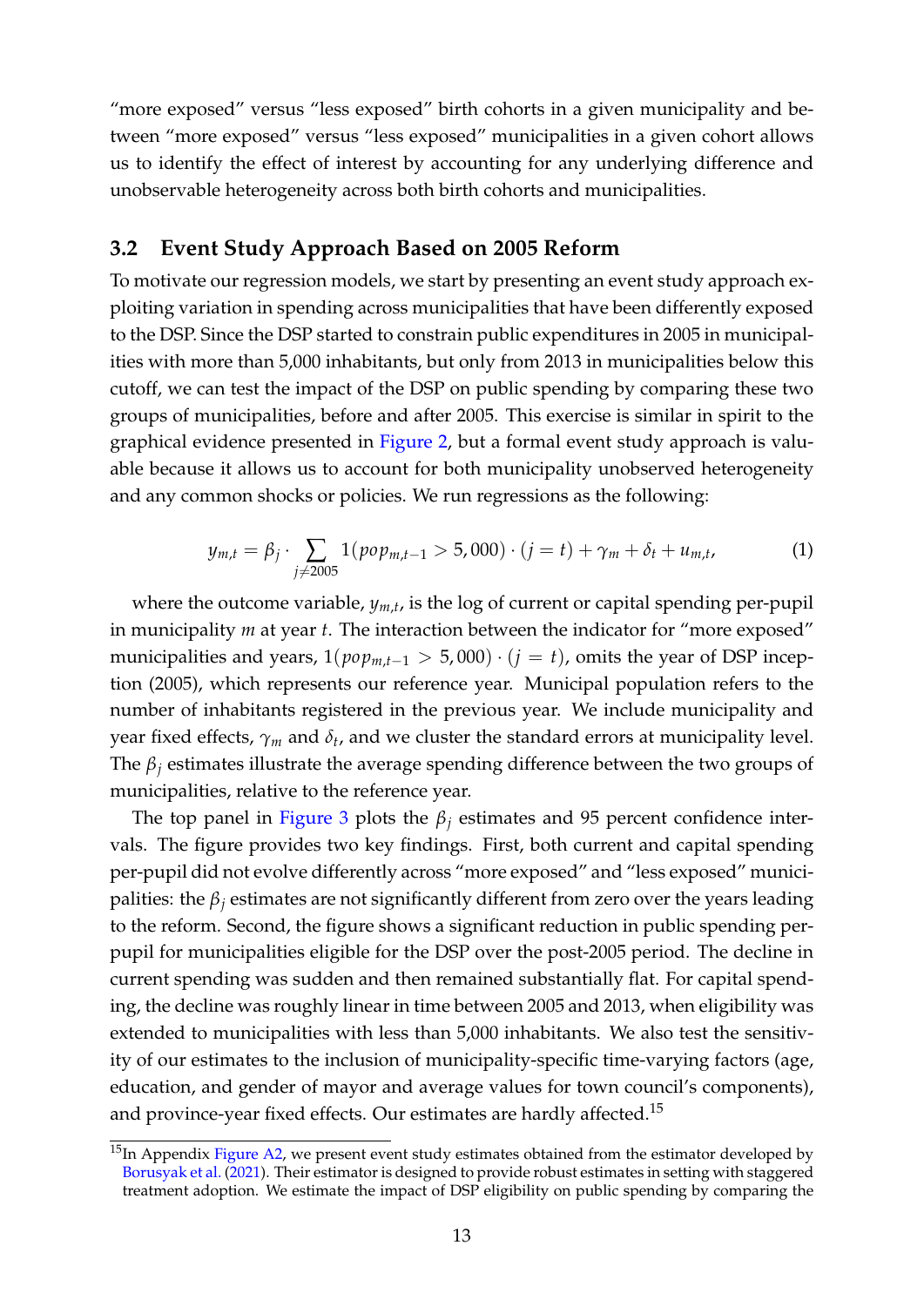"more exposed" versus "less exposed" birth cohorts in a given municipality and between "more exposed" versus "less exposed" municipalities in a given cohort allows us to identify the effect of interest by accounting for any underlying difference and unobservable heterogeneity across both birth cohorts and municipalities.

### 3.2 Event Study Approach Based on 2005 Reform

To motivate our regression models, we start by presenting an event study approach exploiting variation in spending across municipalities that have been differently exposed to the DSP. Since the DSP started to constrain public expenditures in 2005 in municipalities with more than 5,000 inhabitants, but only from 2013 in municipalities below this cutoff, we can test the impact of the DSP on public spending by comparing these two groups of municipalities, before and after 2005. This exercise is similar in spirit to the graphical evidence presented in Figure 2, but a formal event study approach is valuable because it allows us to account for both municipality unobserved heterogeneity and any common shocks or policies. We run regressions as the following:

$$y_{m,t} = \beta_j \cdot \sum_{j \neq 2005} 1(pop_{m,t-1} > 5,000) \cdot (j = t) + \gamma_m + \delta_t + u_{m,t}, \tag{1}$$

where the outcome variable, $y_{m,t}$, is the log of current or capital spending per-pupil in municipality $m$ at year $t$. The interaction between the indicator for "more exposed" municipalities and years, $1(pop_{m,t-1} > 5,000) \cdot (j = t)$, omits the year of DSP inception (2005), which represents our reference year. Municipal population refers to the number of inhabitants registered in the previous year. We include municipality and year fixed effects, $\gamma_m$ and $\delta_t$, and we cluster the standard errors at municipality level. The $\beta_j$ estimates illustrate the average spending difference between the two groups of municipalities, relative to the reference year.

The top panel in Figure 3 plots the $\beta_j$ estimates and 95 percent confidence intervals. The figure provides two key findings. First, both current and capital spending per-pupil did not evolve differently across "more exposed" and "less exposed" municipalities: the $\beta_j$ estimates are not significantly different from zero over the years leading to the reform. Second, the figure shows a significant reduction in public spending per-pupil for municipalities eligible for the DSP over the post-2005 period. The decline in current spending was sudden and then remained substantially flat. For capital spending, the decline was roughly linear in time between 2005 and 2013, when eligibility was extended to municipalities with less than 5,000 inhabitants. We also test the sensitivity of our estimates to the inclusion of municipality-specific time-varying factors (age, education, and gender of mayor and average values for town council's components), and province-year fixed effects. Our estimates are hardly affected.[15]

[15] In Appendix Figure A2, we present event study estimates obtained from the estimator developed by Borusyak et al. (2021). Their estimator is designed to provide robust estimates in setting with staggered treatment adoption. We estimate the impact of DSP eligibility on public spending by comparing the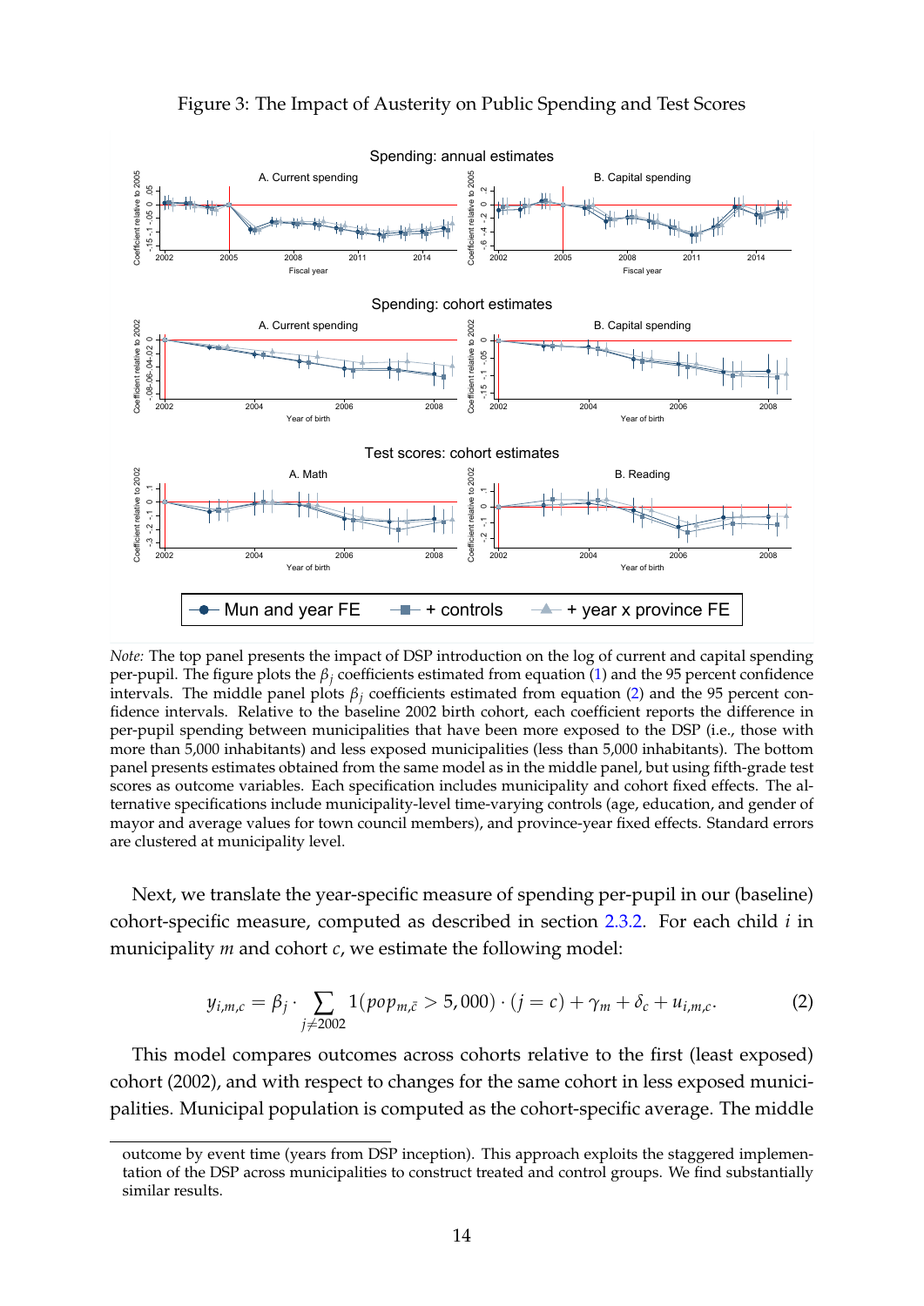Figure 3: The Impact of Austerity on Public Spending and Test Scores

*Note:* The top panel presents the impact of DSP introduction on the log of current and capital spending per-pupil. The figure plots the $\beta_j$ coefficients estimated from equation (1) and the 95 percent confidence intervals. The middle panel plots $\beta_j$ coefficients estimated from equation (2) and the 95 percent confidence intervals. Relative to the baseline 2002 birth cohort, each coefficient reports the difference in per-pupil spending between municipalities that have been more exposed to the DSP (i.e., those with more than 5,000 inhabitants) and less exposed municipalities (less than 5,000 inhabitants). The bottom panel presents estimates obtained from the same model as in the middle panel, but using fifth-grade test scores as outcome variables. Each specification includes municipality and cohort fixed effects. The alternative specifications include municipality-level time-varying controls (age, education, and gender of mayor and average values for town council members), and province-year fixed effects. Standard errors are clustered at municipality level.

Next, we translate the year-specific measure of spending per-pupil in our (baseline) cohort-specific measure, computed as described in section 2.3.2. For each child $i$ in municipality $m$ and cohort $c$, we estimate the following model:

$$y_{i,m,c} = \beta_j \cdot \sum_{j \neq 2002} 1(pop_{m,\bar{c}} > 5,000) \cdot (j = c) + \gamma_m + \delta_c + u_{i,m,c}. \tag{2}$$

This model compares outcomes across cohorts relative to the first (least exposed) cohort (2002), and with respect to changes for the same cohort in less exposed municipalities. Municipal population is computed as the cohort-specific average. The middle

outcome by event time (years from DSP inception). This approach exploits the staggered implementation of the DSP across municipalities to construct treated and control groups. We find substantially similar results.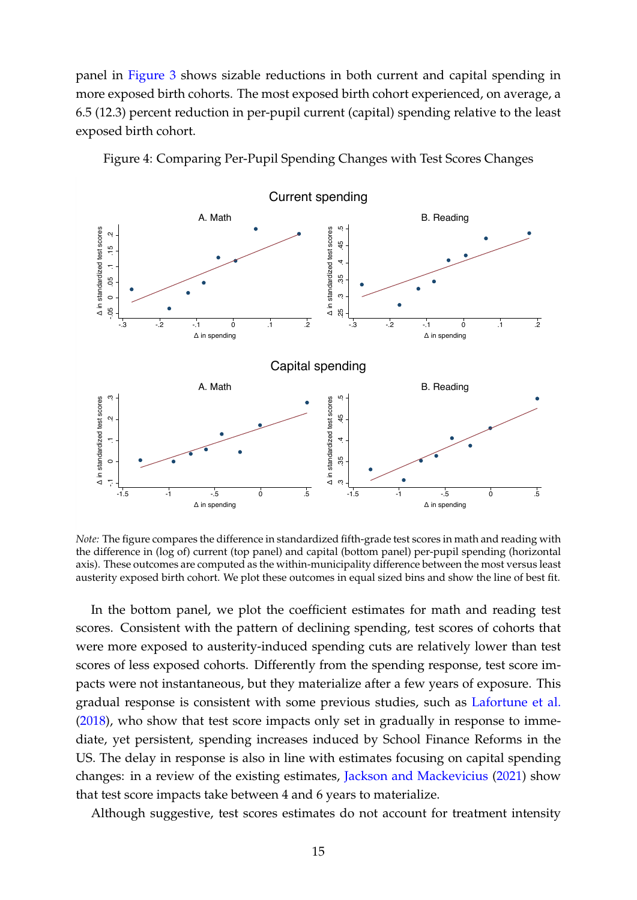panel in Figure 3 shows sizable reductions in both current and capital spending in more exposed birth cohorts. The most exposed birth cohort experienced, on average, a 6.5 (12.3) percent reduction in per-pupil current (capital) spending relative to the least exposed birth cohort.

Figure 4: Comparing Per-Pupil Spending Changes with Test Scores Changes

*Note:* The figure compares the difference in standardized fifth-grade test scores in math and reading with the difference in (log of) current (top panel) and capital (bottom panel) per-pupil spending (horizontal axis). These outcomes are computed as the within-municipality difference between the most versus least austerity exposed birth cohort. We plot these outcomes in equal sized bins and show the line of best fit.

In the bottom panel, we plot the coefficient estimates for math and reading test scores. Consistent with the pattern of declining spending, test scores of cohorts that were more exposed to austerity-induced spending cuts are relatively lower than test scores of less exposed cohorts. Differently from the spending response, test score impacts were not instantaneous, but they materialize after a few years of exposure. This gradual response is consistent with some previous studies, such as Lafortune et al. (2018), who show that test score impacts only set in gradually in response to immediate, yet persistent, spending increases induced by School Finance Reforms in the US. The delay in response is also in line with estimates focusing on capital spending changes: in a review of the existing estimates, Jackson and Mackevicius (2021) show that test score impacts take between 4 and 6 years to materialize.

Although suggestive, test scores estimates do not account for treatment intensity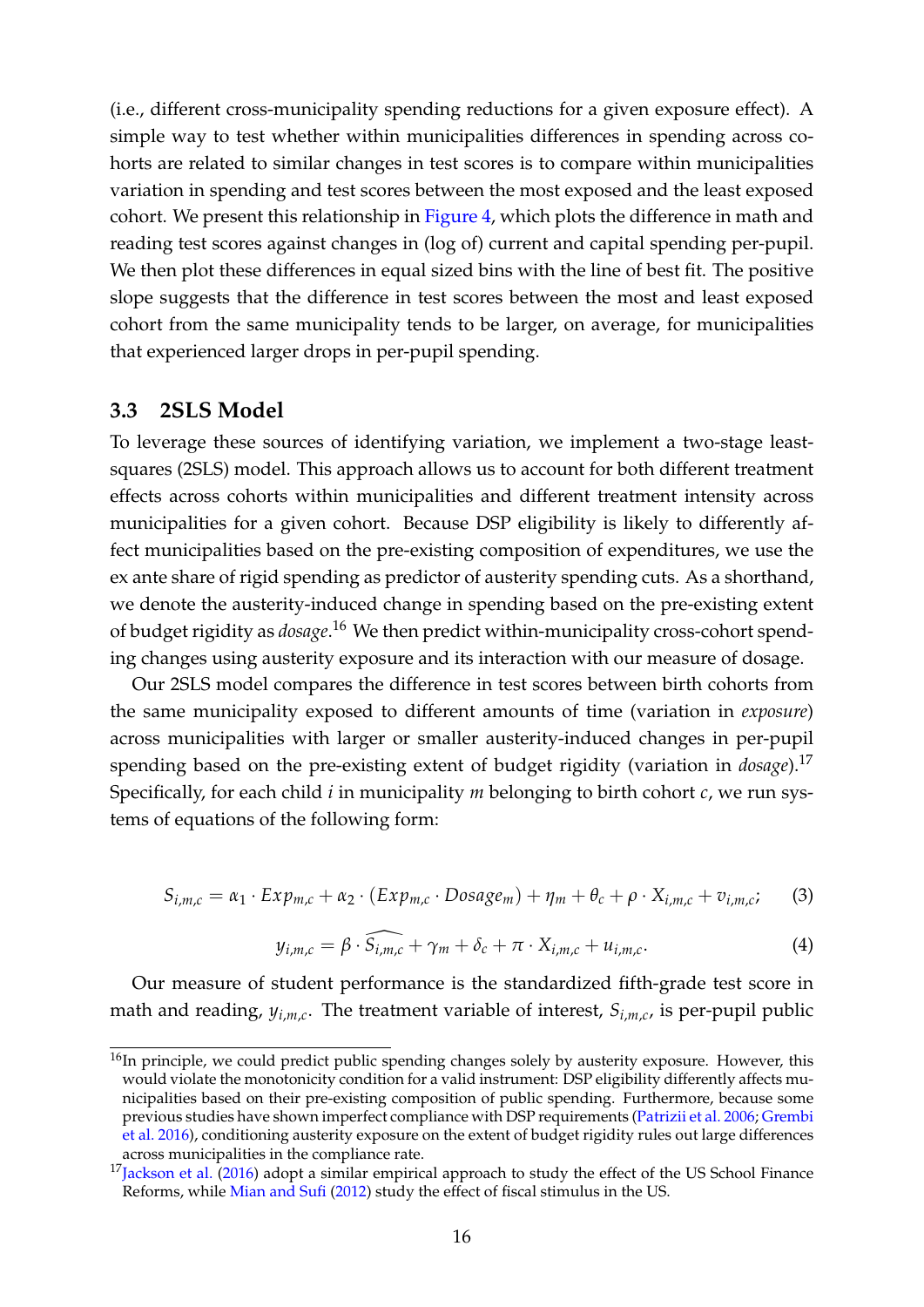(i.e., different cross-municipality spending reductions for a given exposure effect). A simple way to test whether within municipalities differences in spending across cohorts are related to similar changes in test scores is to compare within municipalities variation in spending and test scores between the most exposed and the least exposed cohort. We present this relationship in Figure 4, which plots the difference in math and reading test scores against changes in (log of) current and capital spending per-pupil. We then plot these differences in equal sized bins with the line of best fit. The positive slope suggests that the difference in test scores between the most and least exposed cohort from the same municipality tends to be larger, on average, for municipalities that experienced larger drops in per-pupil spending.

### 3.3 2SLS Model

To leverage these sources of identifying variation, we implement a two-stage least-squares (2SLS) model. This approach allows us to account for both different treatment effects across cohorts within municipalities and different treatment intensity across municipalities for a given cohort. Because DSP eligibility is likely to differently affect municipalities based on the pre-existing composition of expenditures, we use the ex ante share of rigid spending as predictor of austerity spending cuts. As a shorthand, we denote the austerity-induced change in spending based on the pre-existing extent of budget rigidity as *dosage*.[16] We then predict within-municipality cross-cohort spending changes using austerity exposure and its interaction with our measure of dosage.

Our 2SLS model compares the difference in test scores between birth cohorts from the same municipality exposed to different amounts of time (variation in *exposure*) across municipalities with larger or smaller austerity-induced changes in per-pupil spending based on the pre-existing extent of budget rigidity (variation in *dosage*).[17] Specifically, for each child $i$ in municipality $m$ belonging to birth cohort $c$, we run systems of equations of the following form:

$$S_{i,m,c} = \alpha_1 \cdot Exp_{m,c} + \alpha_2 \cdot (Exp_{m,c} \cdot Dosage_m) + \eta_m + \theta_c + \rho \cdot X_{i,m,c} + v_{i,m,c}; \qquad (3)$$

$$y_{i,m,c} = \beta \cdot \widehat{S_{i,m,c}} + \gamma_m + \delta_c + \pi \cdot X_{i,m,c} + u_{i,m,c}. \qquad (4)$$

Our measure of student performance is the standardized fifth-grade test score in math and reading, $y_{i,m,c}$. The treatment variable of interest, $S_{i,m,c}$, is per-pupil public

---

[16] In principle, we could predict public spending changes solely by austerity exposure. However, this would violate the monotonicity condition for a valid instrument: DSP eligibility differently affects municipalities based on their pre-existing composition of public spending. Furthermore, because some previous studies have shown imperfect compliance with DSP requirements (Patrizii et al. 2006; Grembi et al. 2016), conditioning austerity exposure on the extent of budget rigidity rules out large differences across municipalities in the compliance rate.

[17] Jackson et al. (2016) adopt a similar empirical approach to study the effect of the US School Finance Reforms, while Mian and Sufi (2012) study the effect of fiscal stimulus in the US.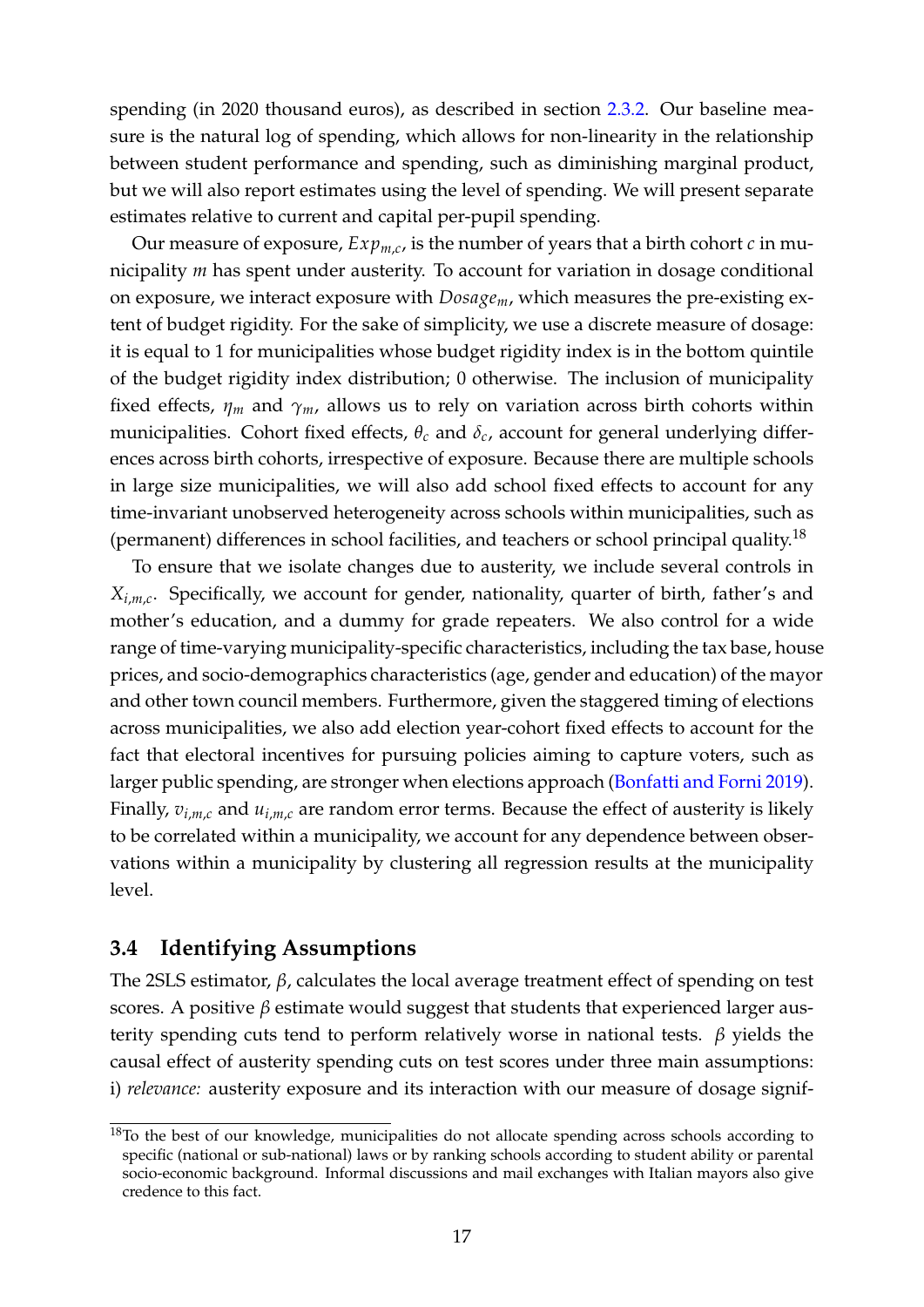spending (in 2020 thousand euros), as described in section 2.3.2. Our baseline measure is the natural log of spending, which allows for non-linearity in the relationship between student performance and spending, such as diminishing marginal product, but we will also report estimates using the level of spending. We will present separate estimates relative to current and capital per-pupil spending.

Our measure of exposure, $Exp_{m,c}$, is the number of years that a birth cohort $c$ in municipality $m$ has spent under austerity. To account for variation in dosage conditional on exposure, we interact exposure with $Dosage_m$, which measures the pre-existing extent of budget rigidity. For the sake of simplicity, we use a discrete measure of dosage: it is equal to 1 for municipalities whose budget rigidity index is in the bottom quintile of the budget rigidity index distribution; 0 otherwise. The inclusion of municipality fixed effects, $\eta_m$ and $\gamma_m$, allows us to rely on variation across birth cohorts within municipalities. Cohort fixed effects, $\theta_c$ and $\delta_c$, account for general underlying differences across birth cohorts, irrespective of exposure. Because there are multiple schools in large size municipalities, we will also add school fixed effects to account for any time-invariant unobserved heterogeneity across schools within municipalities, such as (permanent) differences in school facilities, and teachers or school principal quality.[18]

To ensure that we isolate changes due to austerity, we include several controls in $X_{i,m,c}$. Specifically, we account for gender, nationality, quarter of birth, father's and mother's education, and a dummy for grade repeaters. We also control for a wide range of time-varying municipality-specific characteristics, including the tax base, house prices, and socio-demographics characteristics (age, gender and education) of the mayor and other town council members. Furthermore, given the staggered timing of elections across municipalities, we also add election year-cohort fixed effects to account for the fact that electoral incentives for pursuing policies aiming to capture voters, such as larger public spending, are stronger when elections approach (Bonfatti and Forni 2019). Finally, $v_{i,m,c}$ and $u_{i,m,c}$ are random error terms. Because the effect of austerity is likely to be correlated within a municipality, we account for any dependence between observations within a municipality by clustering all regression results at the municipality level.

### 3.4 Identifying Assumptions

The 2SLS estimator, $\beta$, calculates the local average treatment effect of spending on test scores. A positive $\beta$ estimate would suggest that students that experienced larger austerity spending cuts tend to perform relatively worse in national tests. $\beta$ yields the causal effect of austerity spending cuts on test scores under three main assumptions: i) *relevance:* austerity exposure and its interaction with our measure of dosage signif-

[18] To the best of our knowledge, municipalities do not allocate spending across schools according to specific (national or sub-national) laws or by ranking schools according to student ability or parental socio-economic background. Informal discussions and mail exchanges with Italian mayors also give credence to this fact.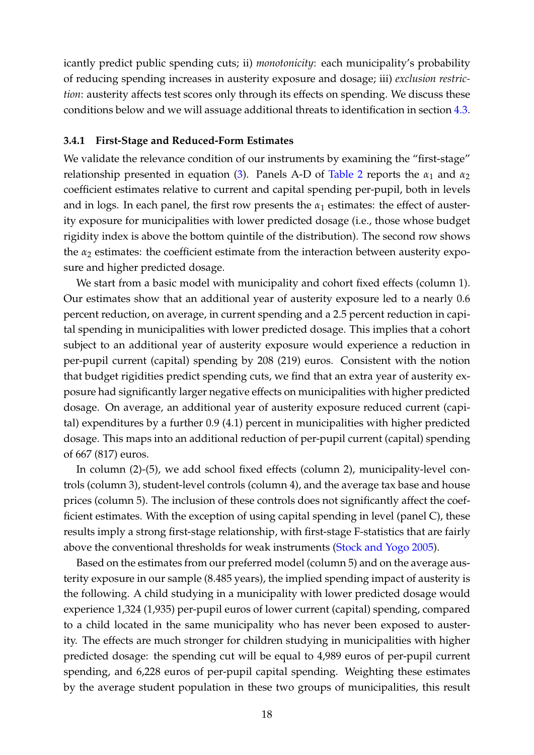icantly predict public spending cuts; ii) *monotonicity*: each municipality's probability of reducing spending increases in austerity exposure and dosage; iii) *exclusion restriction*: austerity affects test scores only through its effects on spending. We discuss these conditions below and we will assuage additional threats to identification in section 4.3.

### 3.4.1 First-Stage and Reduced-Form Estimates

We validate the relevance condition of our instruments by examining the "first-stage" relationship presented in equation (3). Panels A-D of Table 2 reports the $\alpha_1$ and $\alpha_2$ coefficient estimates relative to current and capital spending per-pupil, both in levels and in logs. In each panel, the first row presents the $\alpha_1$ estimates: the effect of austerity exposure for municipalities with lower predicted dosage (i.e., those whose budget rigidity index is above the bottom quintile of the distribution). The second row shows the $\alpha_2$ estimates: the coefficient estimate from the interaction between austerity exposure and higher predicted dosage.

We start from a basic model with municipality and cohort fixed effects (column 1). Our estimates show that an additional year of austerity exposure led to a nearly 0.6 percent reduction, on average, in current spending and a 2.5 percent reduction in capital spending in municipalities with lower predicted dosage. This implies that a cohort subject to an additional year of austerity exposure would experience a reduction in per-pupil current (capital) spending by 208 (219) euros. Consistent with the notion that budget rigidities predict spending cuts, we find that an extra year of austerity exposure had significantly larger negative effects on municipalities with higher predicted dosage. On average, an additional year of austerity exposure reduced current (capital) expenditures by a further 0.9 (4.1) percent in municipalities with higher predicted dosage. This maps into an additional reduction of per-pupil current (capital) spending of 667 (817) euros.

In column (2)-(5), we add school fixed effects (column 2), municipality-level controls (column 3), student-level controls (column 4), and the average tax base and house prices (column 5). The inclusion of these controls does not significantly affect the coefficient estimates. With the exception of using capital spending in level (panel C), these results imply a strong first-stage relationship, with first-stage F-statistics that are fairly above the conventional thresholds for weak instruments (Stock and Yogo 2005).

Based on the estimates from our preferred model (column 5) and on the average austerity exposure in our sample (8.485 years), the implied spending impact of austerity is the following. A child studying in a municipality with lower predicted dosage would experience 1,324 (1,935) per-pupil euros of lower current (capital) spending, compared to a child located in the same municipality who has never been exposed to austerity. The effects are much stronger for children studying in municipalities with higher predicted dosage: the spending cut will be equal to 4,989 euros of per-pupil current spending, and 6,228 euros of per-pupil capital spending. Weighting these estimates by the average student population in these two groups of municipalities, this result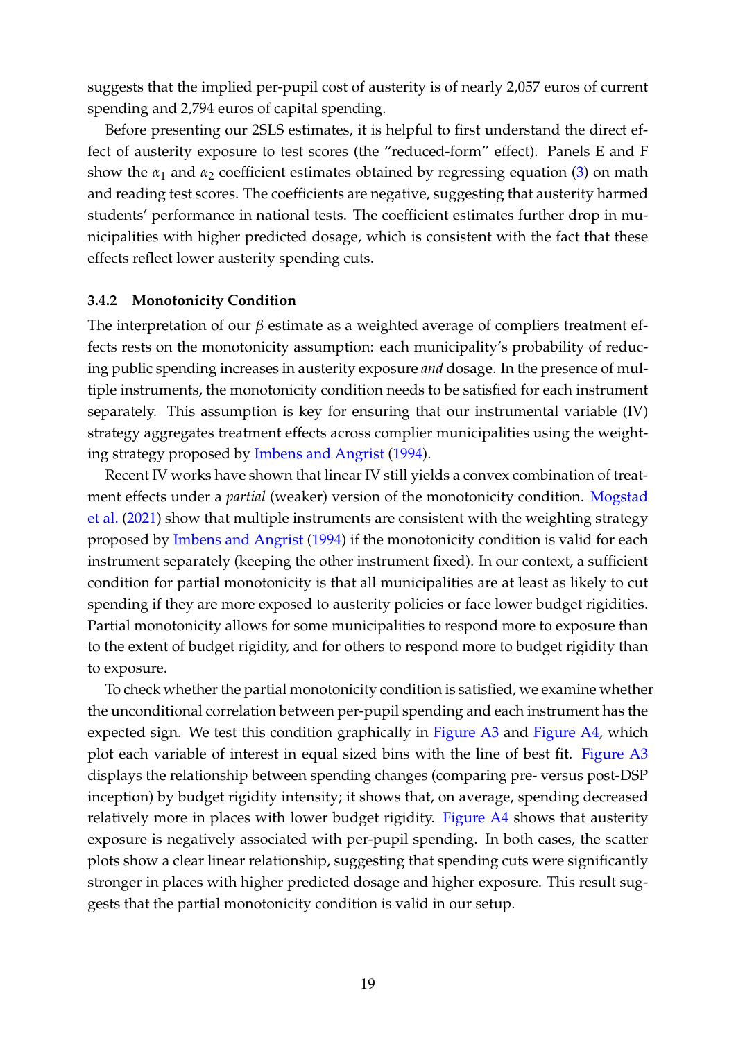suggests that the implied per-pupil cost of austerity is of nearly 2,057 euros of current spending and 2,794 euros of capital spending.

Before presenting our 2SLS estimates, it is helpful to first understand the direct effect of austerity exposure to test scores (the "reduced-form" effect). Panels E and F show the $\alpha_1$ and $\alpha_2$ coefficient estimates obtained by regressing equation (3) on math and reading test scores. The coefficients are negative, suggesting that austerity harmed students' performance in national tests. The coefficient estimates further drop in municipalities with higher predicted dosage, which is consistent with the fact that these effects reflect lower austerity spending cuts.

### 3.4.2 Monotonicity Condition

The interpretation of our $\beta$ estimate as a weighted average of compliers treatment effects rests on the monotonicity assumption: each municipality's probability of reducing public spending increases in austerity exposure *and* dosage. In the presence of multiple instruments, the monotonicity condition needs to be satisfied for each instrument separately. This assumption is key for ensuring that our instrumental variable (IV) strategy aggregates treatment effects across complier municipalities using the weighting strategy proposed by Imbens and Angrist (1994).

Recent IV works have shown that linear IV still yields a convex combination of treatment effects under a *partial* (weaker) version of the monotonicity condition. Mogstad et al. (2021) show that multiple instruments are consistent with the weighting strategy proposed by Imbens and Angrist (1994) if the monotonicity condition is valid for each instrument separately (keeping the other instrument fixed). In our context, a sufficient condition for partial monotonicity is that all municipalities are at least as likely to cut spending if they are more exposed to austerity policies or face lower budget rigidities. Partial monotonicity allows for some municipalities to respond more to exposure than to the extent of budget rigidity, and for others to respond more to budget rigidity than to exposure.

To check whether the partial monotonicity condition is satisfied, we examine whether the unconditional correlation between per-pupil spending and each instrument has the expected sign. We test this condition graphically in Figure A3 and Figure A4, which plot each variable of interest in equal sized bins with the line of best fit. Figure A3 displays the relationship between spending changes (comparing pre- versus post-DSP inception) by budget rigidity intensity; it shows that, on average, spending decreased relatively more in places with lower budget rigidity. Figure A4 shows that austerity exposure is negatively associated with per-pupil spending. In both cases, the scatter plots show a clear linear relationship, suggesting that spending cuts were significantly stronger in places with higher predicted dosage and higher exposure. This result suggests that the partial monotonicity condition is valid in our setup.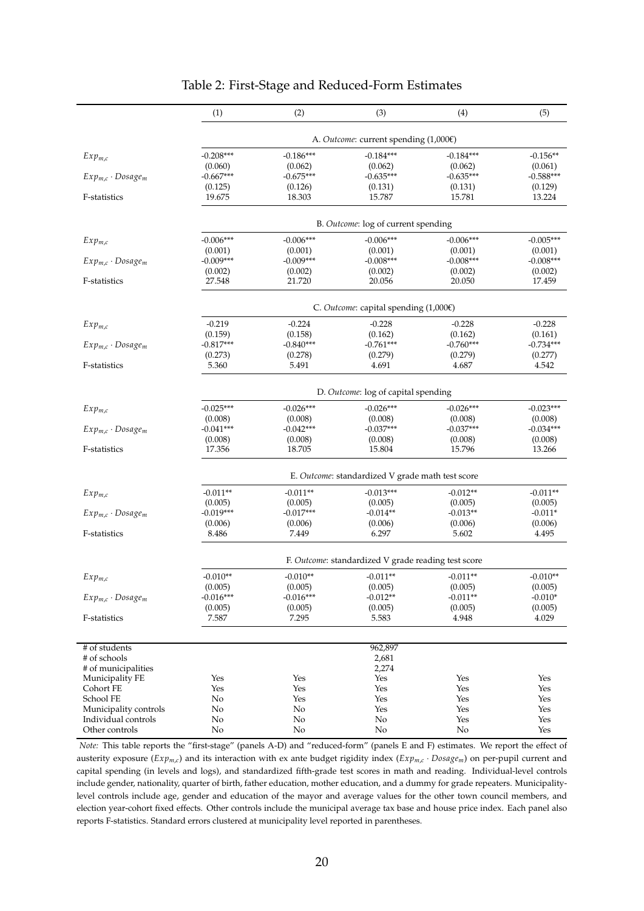# Table 2: First-Stage and Reduced-Form Estimates

| | (1) | (2) | (3) | (4) | (5) |
|---|---|---|---|---|---|
| | A. *Outcome*: current spending (1,000€) | | | | |
| $Exp_{m,c}$ | -0.208*** | -0.186*** | -0.184*** | -0.184*** | -0.156** |
| | (0.060) | (0.062) | (0.062) | (0.062) | (0.061) |
| $Exp_{m,c} \cdot Dosage_m$ | -0.667*** | -0.675*** | -0.635*** | -0.635*** | -0.588*** |
| | (0.125) | (0.126) | (0.131) | (0.131) | (0.129) |
| F-statistics | 19.675 | 18.303 | 15.787 | 15.781 | 13.224 |
| | B. *Outcome*: log of current spending | | | | |
| $Exp_{m,c}$ | -0.006*** | -0.006*** | -0.006*** | -0.006*** | -0.005*** |
| | (0.001) | (0.001) | (0.001) | (0.001) | (0.001) |
| $Exp_{m,c} \cdot Dosage_m$ | -0.009*** | -0.009*** | -0.008*** | -0.008*** | -0.008*** |
| | (0.002) | (0.002) | (0.002) | (0.002) | (0.002) |
| F-statistics | 27.548 | 21.720 | 20.056 | 20.050 | 17.459 |
| | C. *Outcome*: capital spending (1,000€) | | | | |
| $Exp_{m,c}$ | -0.219 | -0.224 | -0.228 | -0.228 | -0.228 |
| | (0.159) | (0.158) | (0.162) | (0.162) | (0.161) |
| $Exp_{m,c} \cdot Dosage_m$ | -0.817*** | -0.840*** | -0.761*** | -0.760*** | -0.734*** |
| | (0.273) | (0.278) | (0.279) | (0.279) | (0.277) |
| F-statistics | 5.360 | 5.491 | 4.691 | 4.687 | 4.542 |
| | D. *Outcome*: log of capital spending | | | | |
| $Exp_{m,c}$ | -0.025*** | -0.026*** | -0.026*** | -0.026*** | -0.023*** |
| | (0.008) | (0.008) | (0.008) | (0.008) | (0.008) |
| $Exp_{m,c} \cdot Dosage_m$ | -0.041*** | -0.042*** | -0.037*** | -0.037*** | -0.034*** |
| | (0.008) | (0.008) | (0.008) | (0.008) | (0.008) |
| F-statistics | 17.356 | 18.705 | 15.804 | 15.796 | 13.266 |
| | E. *Outcome*: standardized V grade math test score | | | | |
| $Exp_{m,c}$ | -0.011** | -0.011** | -0.013*** | -0.012** | -0.011** |
| | (0.005) | (0.005) | (0.005) | (0.005) | (0.005) |
| $Exp_{m,c} \cdot Dosage_m$ | -0.019*** | -0.017*** | -0.014** | -0.013** | -0.011* |
| | (0.006) | (0.006) | (0.006) | (0.006) | (0.006) |
| F-statistics | 8.486 | 7.449 | 6.297 | 5.602 | 4.495 |
| | F. *Outcome*: standardized V grade reading test score | | | | |
| $Exp_{m,c}$ | -0.010** | -0.010** | -0.011** | -0.011** | -0.010** |
| | (0.005) | (0.005) | (0.005) | (0.005) | (0.005) |
| $Exp_{m,c} \cdot Dosage_m$ | -0.016*** | -0.016*** | -0.012** | -0.011** | -0.010* |
| | (0.005) | (0.005) | (0.005) | (0.005) | (0.005) |
| F-statistics | 7.587 | 7.295 | 5.583 | 4.948 | 4.029 |
| # of students | | | 962,897 | | |
| # of schools | | | 2,681 | | |
| # of municipalities | | | 2,274 | | |
| Municipality FE | Yes | Yes | Yes | Yes | Yes |
| Cohort FE | Yes | Yes | Yes | Yes | Yes |
| School FE | No | Yes | Yes | Yes | Yes |
| Municipality controls | No | No | Yes | Yes | Yes |
| Individual controls | No | No | No | Yes | Yes |
| Other controls | No | No | No | No | Yes |

*Note:* This table reports the "first-stage" (panels A-D) and "reduced-form" (panels E and F) estimates. We report the effect of austerity exposure ($Exp_{m,c}$) and its interaction with ex ante budget rigidity index ($Exp_{m,c} \cdot Dosage_m$) on per-pupil current and capital spending (in levels and logs), and standardized fifth-grade test scores in math and reading. Individual-level controls include gender, nationality, quarter of birth, father education, mother education, and a dummy for grade repeaters. Municipality-level controls include age, gender and education of the mayor and average values for the other town council members, and election year-cohort fixed effects. Other controls include the municipal average tax base and house price index. Each panel also reports F-statistics. Standard errors clustered at municipality level reported in parentheses.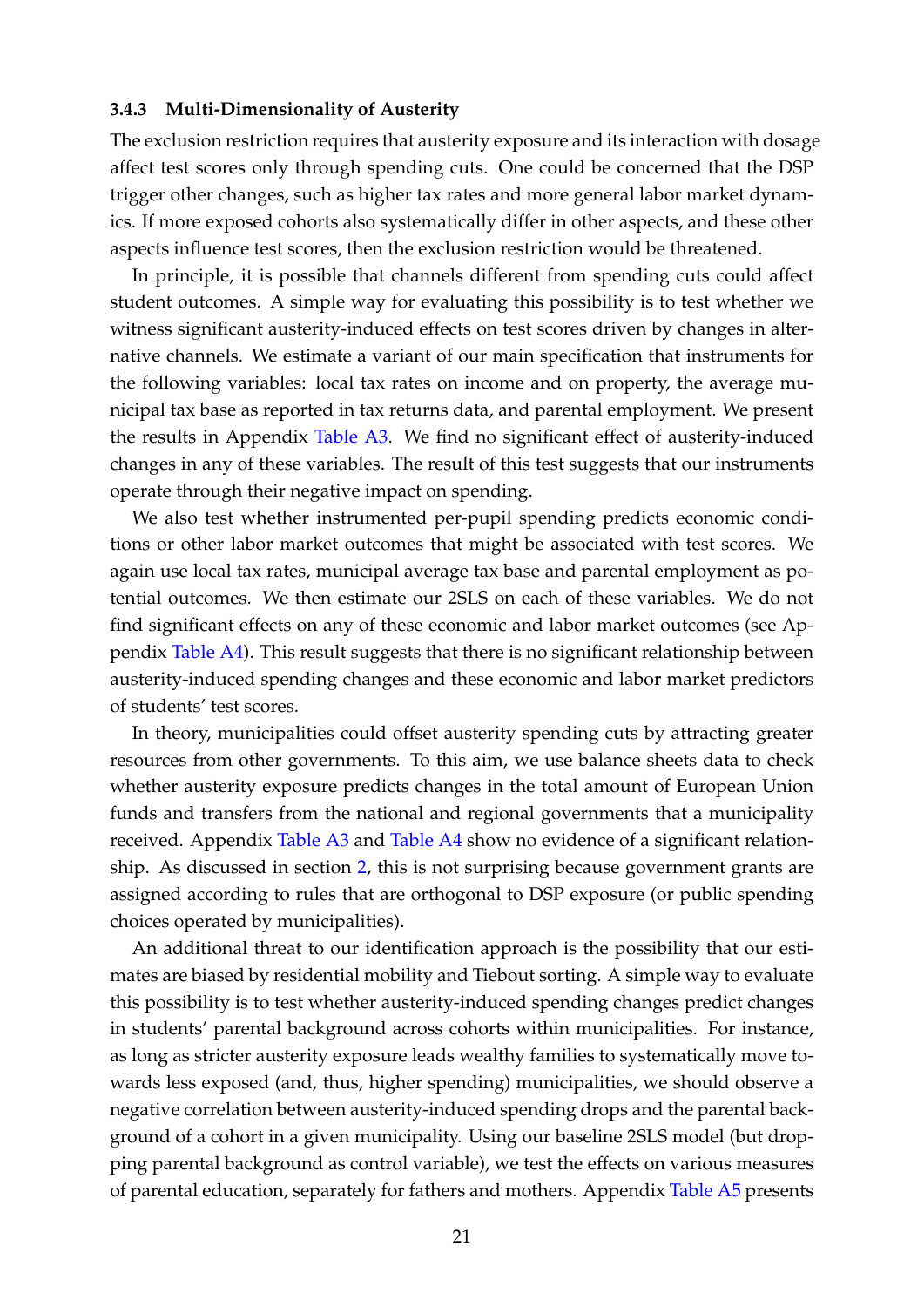#### 3.4.3 Multi-Dimensionality of Austerity

The exclusion restriction requires that austerity exposure and its interaction with dosage affect test scores only through spending cuts. One could be concerned that the DSP trigger other changes, such as higher tax rates and more general labor market dynamics. If more exposed cohorts also systematically differ in other aspects, and these other aspects influence test scores, then the exclusion restriction would be threatened.

In principle, it is possible that channels different from spending cuts could affect student outcomes. A simple way for evaluating this possibility is to test whether we witness significant austerity-induced effects on test scores driven by changes in alternative channels. We estimate a variant of our main specification that instruments for the following variables: local tax rates on income and on property, the average municipal tax base as reported in tax returns data, and parental employment. We present the results in Appendix Table A3. We find no significant effect of austerity-induced changes in any of these variables. The result of this test suggests that our instruments operate through their negative impact on spending.

We also test whether instrumented per-pupil spending predicts economic conditions or other labor market outcomes that might be associated with test scores. We again use local tax rates, municipal average tax base and parental employment as potential outcomes. We then estimate our 2SLS on each of these variables. We do not find significant effects on any of these economic and labor market outcomes (see Appendix Table A4). This result suggests that there is no significant relationship between austerity-induced spending changes and these economic and labor market predictors of students' test scores.

In theory, municipalities could offset austerity spending cuts by attracting greater resources from other governments. To this aim, we use balance sheets data to check whether austerity exposure predicts changes in the total amount of European Union funds and transfers from the national and regional governments that a municipality received. Appendix Table A3 and Table A4 show no evidence of a significant relationship. As discussed in section 2, this is not surprising because government grants are assigned according to rules that are orthogonal to DSP exposure (or public spending choices operated by municipalities).

An additional threat to our identification approach is the possibility that our estimates are biased by residential mobility and Tiebout sorting. A simple way to evaluate this possibility is to test whether austerity-induced spending changes predict changes in students' parental background across cohorts within municipalities. For instance, as long as stricter austerity exposure leads wealthy families to systematically move towards less exposed (and, thus, higher spending) municipalities, we should observe a negative correlation between austerity-induced spending drops and the parental background of a cohort in a given municipality. Using our baseline 2SLS model (but dropping parental background as control variable), we test the effects on various measures of parental education, separately for fathers and mothers. Appendix Table A5 presents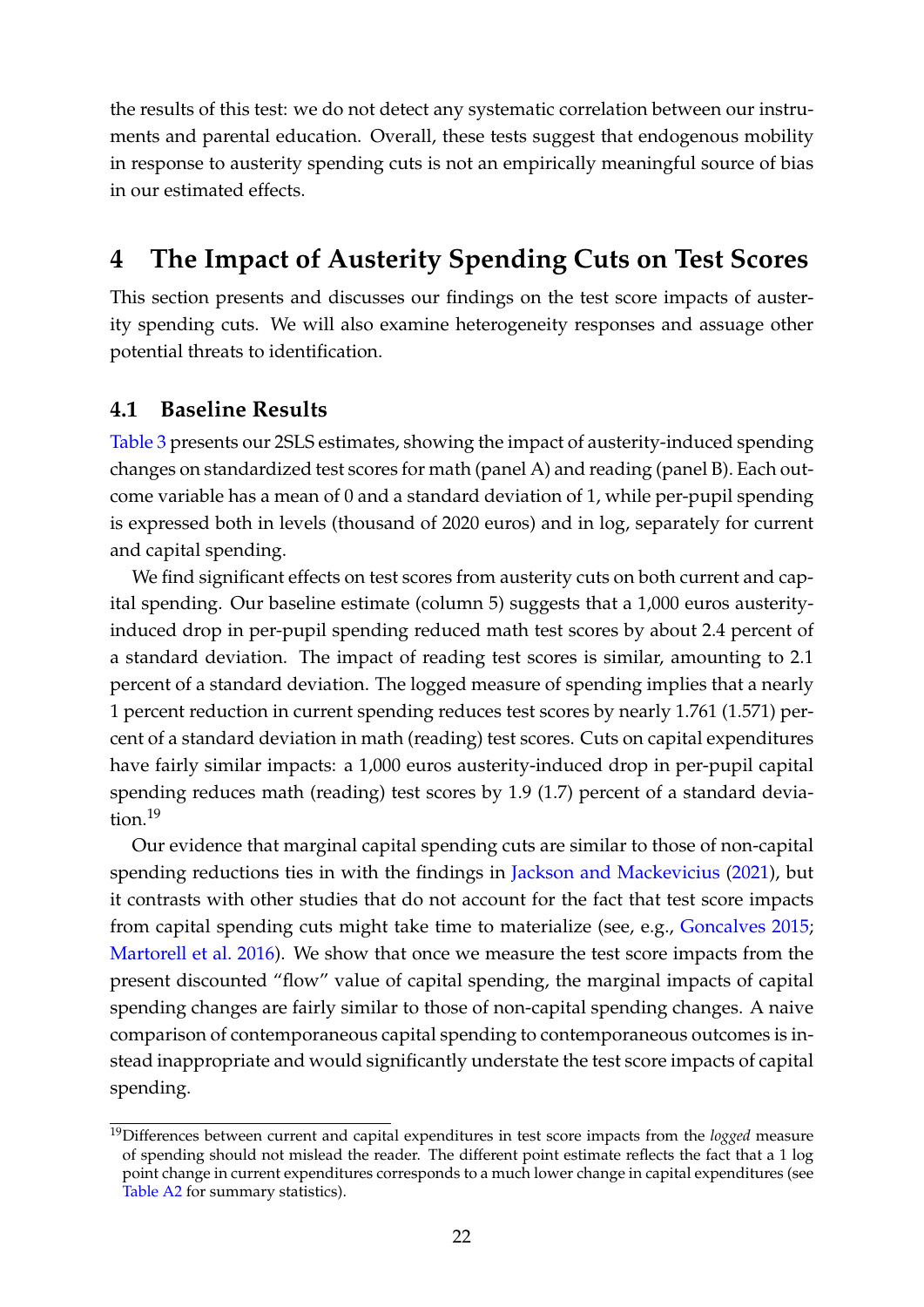the results of this test: we do not detect any systematic correlation between our instruments and parental education. Overall, these tests suggest that endogenous mobility in response to austerity spending cuts is not an empirically meaningful source of bias in our estimated effects.

# 4 The Impact of Austerity Spending Cuts on Test Scores

This section presents and discusses our findings on the test score impacts of austerity spending cuts. We will also examine heterogeneity responses and assuage other potential threats to identification.

## 4.1 Baseline Results

Table 3 presents our 2SLS estimates, showing the impact of austerity-induced spending changes on standardized test scores for math (panel A) and reading (panel B). Each outcome variable has a mean of 0 and a standard deviation of 1, while per-pupil spending is expressed both in levels (thousand of 2020 euros) and in log, separately for current and capital spending.

We find significant effects on test scores from austerity cuts on both current and capital spending. Our baseline estimate (column 5) suggests that a 1,000 euros austerity-induced drop in per-pupil spending reduced math test scores by about 2.4 percent of a standard deviation. The impact of reading test scores is similar, amounting to 2.1 percent of a standard deviation. The logged measure of spending implies that a nearly 1 percent reduction in current spending reduces test scores by nearly 1.761 (1.571) percent of a standard deviation in math (reading) test scores. Cuts on capital expenditures have fairly similar impacts: a 1,000 euros austerity-induced drop in per-pupil capital spending reduces math (reading) test scores by 1.9 (1.7) percent of a standard deviation.[19]

Our evidence that marginal capital spending cuts are similar to those of non-capital spending reductions ties in with the findings in Jackson and Mackevicius (2021), but it contrasts with other studies that do not account for the fact that test score impacts from capital spending cuts might take time to materialize (see, e.g., Goncalves 2015; Martorell et al. 2016). We show that once we measure the test score impacts from the present discounted "flow" value of capital spending, the marginal impacts of capital spending changes are fairly similar to those of non-capital spending changes. A naive comparison of contemporaneous capital spending to contemporaneous outcomes is instead inappropriate and would significantly understate the test score impacts of capital spending.

[19] Differences between current and capital expenditures in test score impacts from the *logged* measure of spending should not mislead the reader. The different point estimate reflects the fact that a 1 log point change in current expenditures corresponds to a much lower change in capital expenditures (see Table A2 for summary statistics).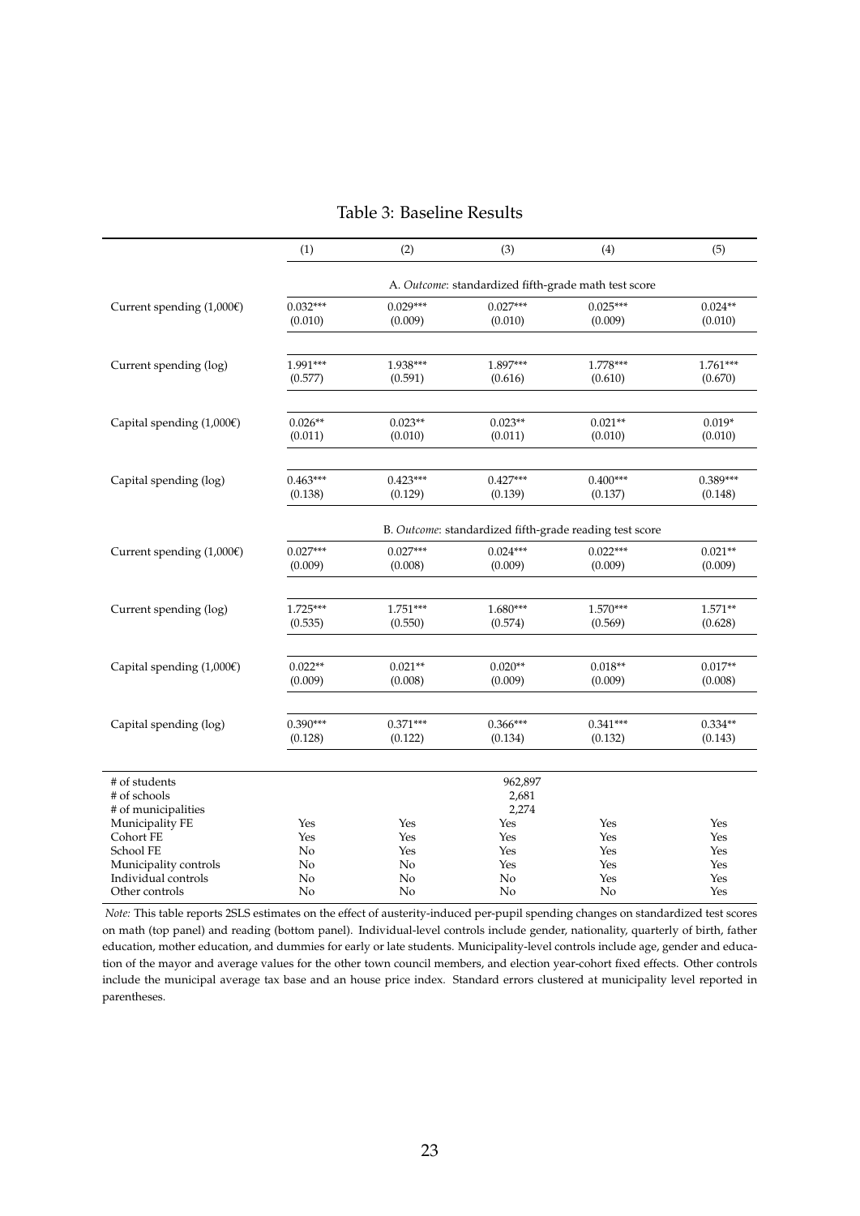Table 3: Baseline Results

| | (1) | (2) | (3) | (4) | (5) |
|---|---|---|---|---|---|
| | A. *Outcome*: standardized fifth-grade math test score | | | | |
| Current spending (1,000€) | 0.032*** | 0.029*** | 0.027*** | 0.025*** | 0.024** |
| | (0.010) | (0.009) | (0.010) | (0.009) | (0.010) |
| Current spending (log) | 1.991*** | 1.938*** | 1.897*** | 1.778*** | 1.761*** |
| | (0.577) | (0.591) | (0.616) | (0.610) | (0.670) |
| Capital spending (1,000€) | 0.026** | 0.023** | 0.023** | 0.021** | 0.019* |
| | (0.011) | (0.010) | (0.011) | (0.010) | (0.010) |
| Capital spending (log) | 0.463*** | 0.423*** | 0.427*** | 0.400*** | 0.389*** |
| | (0.138) | (0.129) | (0.139) | (0.137) | (0.148) |
| | B. *Outcome*: standardized fifth-grade reading test score | | | | |
| Current spending (1,000€) | 0.027*** | 0.027*** | 0.024*** | 0.022*** | 0.021** |
| | (0.009) | (0.008) | (0.009) | (0.009) | (0.009) |
| Current spending (log) | 1.725*** | 1.751*** | 1.680*** | 1.570*** | 1.571** |
| | (0.535) | (0.550) | (0.574) | (0.569) | (0.628) |
| Capital spending (1,000€) | 0.022** | 0.021** | 0.020** | 0.018** | 0.017** |
| | (0.009) | (0.008) | (0.009) | (0.009) | (0.008) |
| Capital spending (log) | 0.390*** | 0.371*** | 0.366*** | 0.341*** | 0.334** |
| | (0.128) | (0.122) | (0.134) | (0.132) | (0.143) |
| # of students | | | 962,897 | | |
| # of schools | | | 2,681 | | |
| # of municipalities | | | 2,274 | | |
| Municipality FE | Yes | Yes | Yes | Yes | Yes |
| Cohort FE | Yes | Yes | Yes | Yes | Yes |
| School FE | No | Yes | Yes | Yes | Yes |
| Municipality controls | No | No | Yes | Yes | Yes |
| Individual controls | No | No | No | Yes | Yes |
| Other controls | No | No | No | No | Yes |

*Note:* This table reports 2SLS estimates on the effect of austerity-induced per-pupil spending changes on standardized test scores on math (top panel) and reading (bottom panel). Individual-level controls include gender, nationality, quarterly of birth, father education, mother education, and dummies for early or late students. Municipality-level controls include age, gender and education of the mayor and average values for the other town council members, and election year-cohort fixed effects. Other controls include the municipal average tax base and an house price index. Standard errors clustered at municipality level reported in parentheses.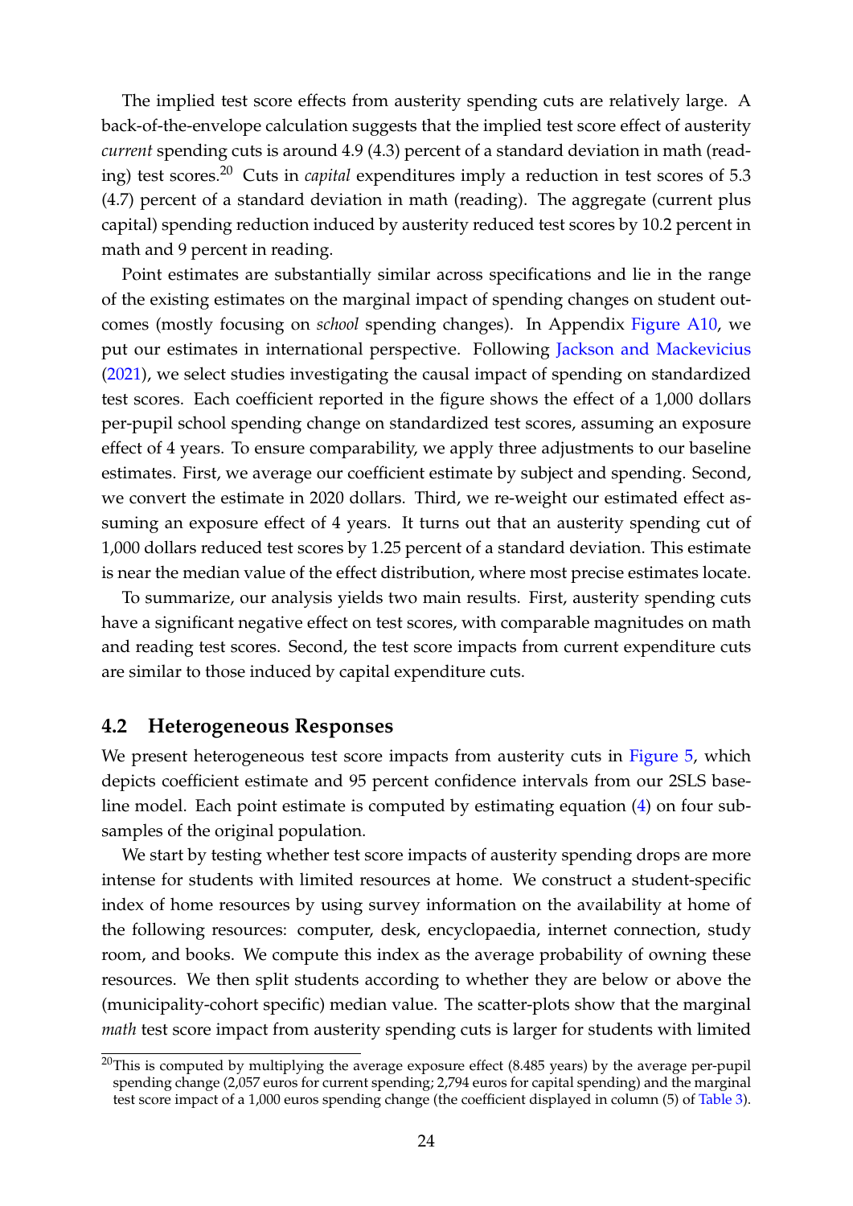The implied test score effects from austerity spending cuts are relatively large. A back-of-the-envelope calculation suggests that the implied test score effect of austerity *current* spending cuts is around 4.9 (4.3) percent of a standard deviation in math (reading) test scores.[20] Cuts in *capital* expenditures imply a reduction in test scores of 5.3 (4.7) percent of a standard deviation in math (reading). The aggregate (current plus capital) spending reduction induced by austerity reduced test scores by 10.2 percent in math and 9 percent in reading.

Point estimates are substantially similar across specifications and lie in the range of the existing estimates on the marginal impact of spending changes on student outcomes (mostly focusing on *school* spending changes). In Appendix Figure A10, we put our estimates in international perspective. Following Jackson and Mackevicius (2021), we select studies investigating the causal impact of spending on standardized test scores. Each coefficient reported in the figure shows the effect of a 1,000 dollars per-pupil school spending change on standardized test scores, assuming an exposure effect of 4 years. To ensure comparability, we apply three adjustments to our baseline estimates. First, we average our coefficient estimate by subject and spending. Second, we convert the estimate in 2020 dollars. Third, we re-weight our estimated effect assuming an exposure effect of 4 years. It turns out that an austerity spending cut of 1,000 dollars reduced test scores by 1.25 percent of a standard deviation. This estimate is near the median value of the effect distribution, where most precise estimates locate.

To summarize, our analysis yields two main results. First, austerity spending cuts have a significant negative effect on test scores, with comparable magnitudes on math and reading test scores. Second, the test score impacts from current expenditure cuts are similar to those induced by capital expenditure cuts.

## 4.2 Heterogeneous Responses

We present heterogeneous test score impacts from austerity cuts in Figure 5, which depicts coefficient estimate and 95 percent confidence intervals from our 2SLS baseline model. Each point estimate is computed by estimating equation (4) on four subsamples of the original population.

We start by testing whether test score impacts of austerity spending drops are more intense for students with limited resources at home. We construct a student-specific index of home resources by using survey information on the availability at home of the following resources: computer, desk, encyclopaedia, internet connection, study room, and books. We compute this index as the average probability of owning these resources. We then split students according to whether they are below or above the (municipality-cohort specific) median value. The scatter-plots show that the marginal *math* test score impact from austerity spending cuts is larger for students with limited

[20] This is computed by multiplying the average exposure effect (8.485 years) by the average per-pupil spending change (2,057 euros for current spending; 2,794 euros for capital spending) and the marginal test score impact of a 1,000 euros spending change (the coefficient displayed in column (5) of Table 3).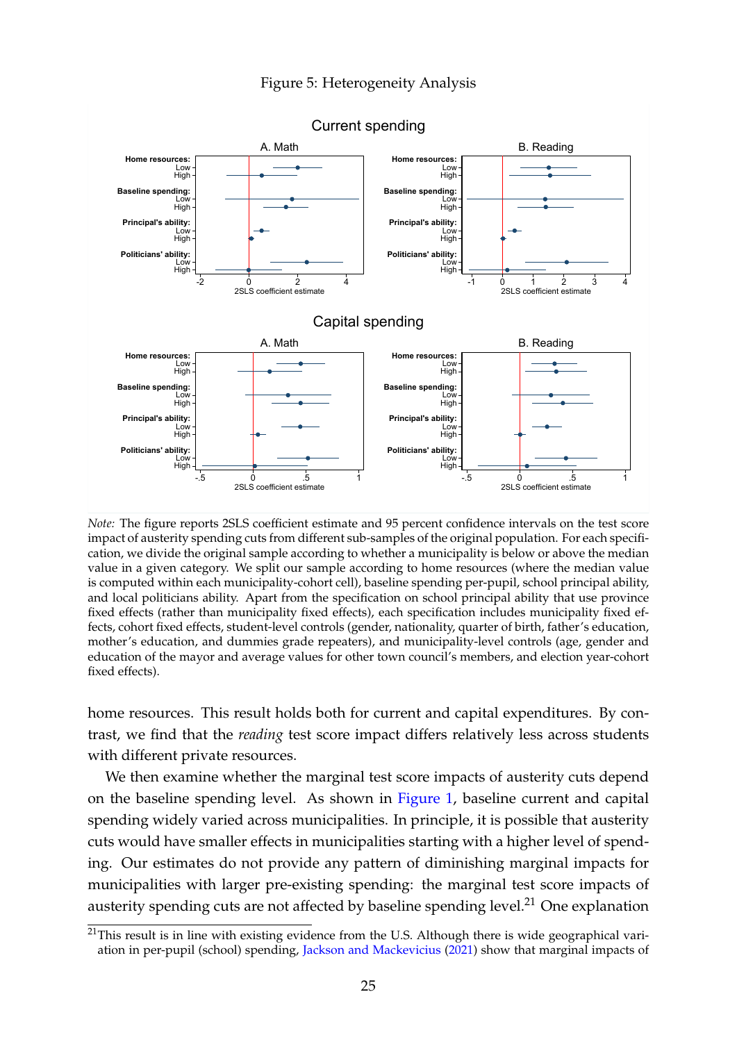Figure 5: Heterogeneity Analysis

*Note:* The figure reports 2SLS coefficient estimate and 95 percent confidence intervals on the test score impact of austerity spending cuts from different sub-samples of the original population. For each specification, we divide the original sample according to whether a municipality is below or above the median value in a given category. We split our sample according to home resources (where the median value is computed within each municipality-cohort cell), baseline spending per-pupil, school principal ability, and local politicians ability. Apart from the specification on school principal ability that use province fixed effects (rather than municipality fixed effects), each specification includes municipality fixed effects, cohort fixed effects, student-level controls (gender, nationality, quarter of birth, father's education, mother's education, and dummies grade repeaters), and municipality-level controls (age, gender and education of the mayor and average values for other town council's members, and election year-cohort fixed effects).

home resources. This result holds both for current and capital expenditures. By contrast, we find that the *reading* test score impact differs relatively less across students with different private resources.

We then examine whether the marginal test score impacts of austerity cuts depend on the baseline spending level. As shown in Figure 1, baseline current and capital spending widely varied across municipalities. In principle, it is possible that austerity cuts would have smaller effects in municipalities starting with a higher level of spending. Our estimates do not provide any pattern of diminishing marginal impacts for municipalities with larger pre-existing spending: the marginal test score impacts of austerity spending cuts are not affected by baseline spending level.[21] One explanation

[21] This result is in line with existing evidence from the U.S. Although there is wide geographical variation in per-pupil (school) spending, Jackson and Mackevicius (2021) show that marginal impacts of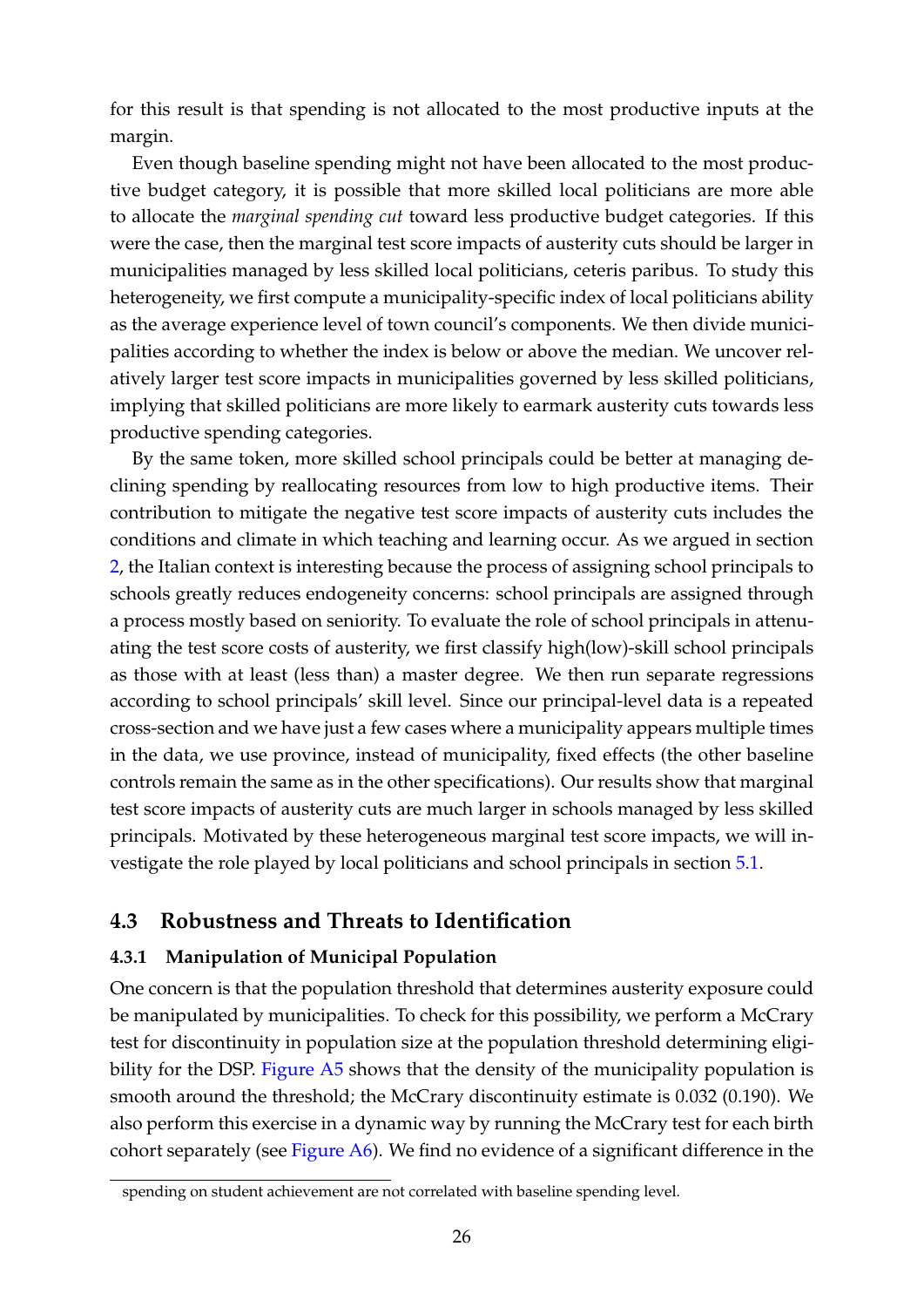for this result is that spending is not allocated to the most productive inputs at the margin.

Even though baseline spending might not have been allocated to the most productive budget category, it is possible that more skilled local politicians are more able to allocate the *marginal spending cut* toward less productive budget categories. If this were the case, then the marginal test score impacts of austerity cuts should be larger in municipalities managed by less skilled local politicians, ceteris paribus. To study this heterogeneity, we first compute a municipality-specific index of local politicians ability as the average experience level of town council's components. We then divide municipalities according to whether the index is below or above the median. We uncover relatively larger test score impacts in municipalities governed by less skilled politicians, implying that skilled politicians are more likely to earmark austerity cuts towards less productive spending categories.

By the same token, more skilled school principals could be better at managing declining spending by reallocating resources from low to high productive items. Their contribution to mitigate the negative test score impacts of austerity cuts includes the conditions and climate in which teaching and learning occur. As we argued in section 2, the Italian context is interesting because the process of assigning school principals to schools greatly reduces endogeneity concerns: school principals are assigned through a process mostly based on seniority. To evaluate the role of school principals in attenuating the test score costs of austerity, we first classify high(low)-skill school principals as those with at least (less than) a master degree. We then run separate regressions according to school principals' skill level. Since our principal-level data is a repeated cross-section and we have just a few cases where a municipality appears multiple times in the data, we use province, instead of municipality, fixed effects (the other baseline controls remain the same as in the other specifications). Our results show that marginal test score impacts of austerity cuts are much larger in schools managed by less skilled principals. Motivated by these heterogeneous marginal test score impacts, we will investigate the role played by local politicians and school principals in section 5.1.

## 4.3 Robustness and Threats to Identification

### 4.3.1 Manipulation of Municipal Population

One concern is that the population threshold that determines austerity exposure could be manipulated by municipalities. To check for this possibility, we perform a McCrary test for discontinuity in population size at the population threshold determining eligibility for the DSP. Figure A5 shows that the density of the municipality population is smooth around the threshold; the McCrary discontinuity estimate is 0.032 (0.190). We also perform this exercise in a dynamic way by running the McCrary test for each birth cohort separately (see Figure A6). We find no evidence of a significant difference in the

spending on student achievement are not correlated with baseline spending level.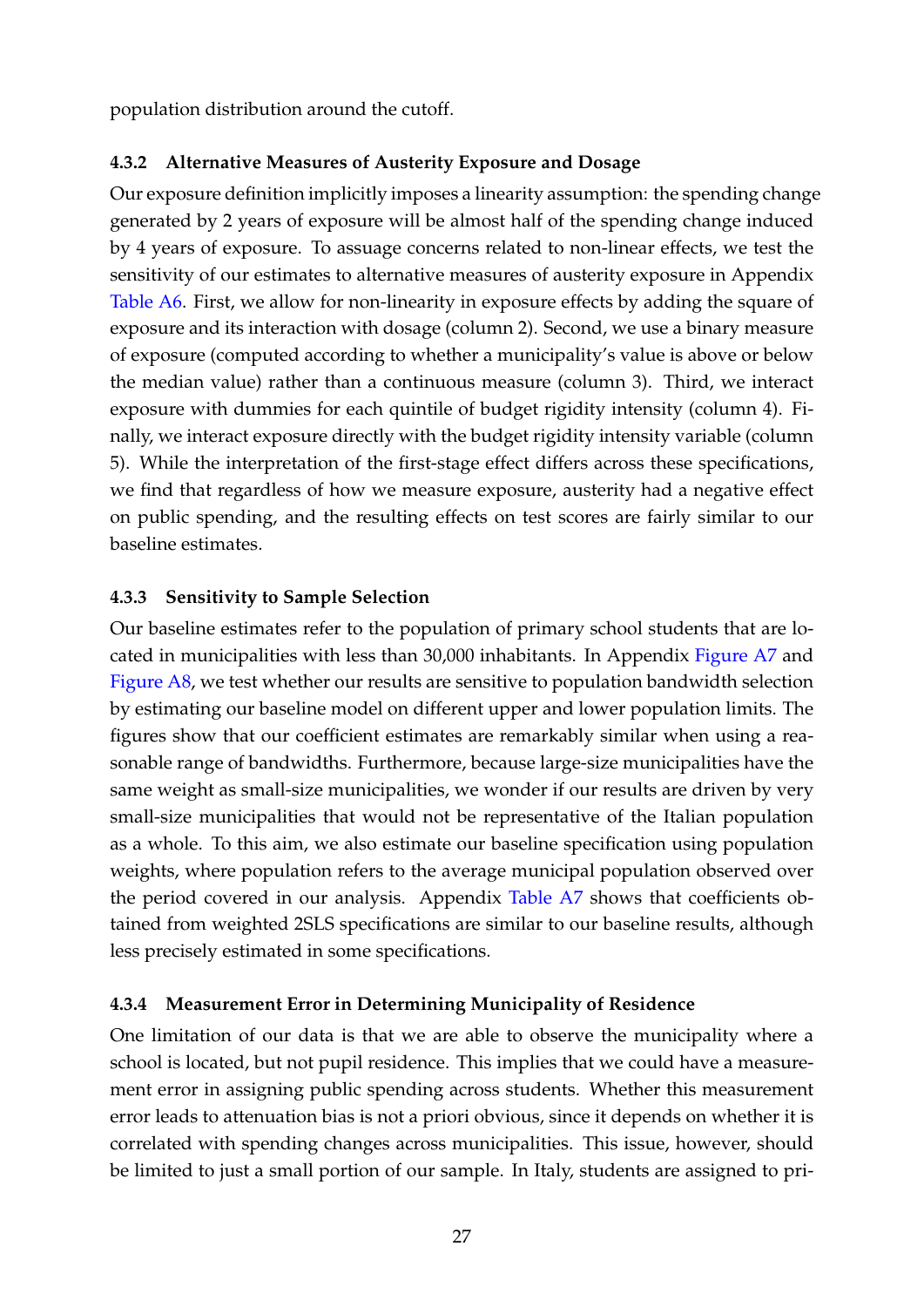population distribution around the cutoff.

### 4.3.2 Alternative Measures of Austerity Exposure and Dosage

Our exposure definition implicitly imposes a linearity assumption: the spending change generated by 2 years of exposure will be almost half of the spending change induced by 4 years of exposure. To assuage concerns related to non-linear effects, we test the sensitivity of our estimates to alternative measures of austerity exposure in Appendix Table A6. First, we allow for non-linearity in exposure effects by adding the square of exposure and its interaction with dosage (column 2). Second, we use a binary measure of exposure (computed according to whether a municipality's value is above or below the median value) rather than a continuous measure (column 3). Third, we interact exposure with dummies for each quintile of budget rigidity intensity (column 4). Finally, we interact exposure directly with the budget rigidity intensity variable (column 5). While the interpretation of the first-stage effect differs across these specifications, we find that regardless of how we measure exposure, austerity had a negative effect on public spending, and the resulting effects on test scores are fairly similar to our baseline estimates.

### 4.3.3 Sensitivity to Sample Selection

Our baseline estimates refer to the population of primary school students that are located in municipalities with less than 30,000 inhabitants. In Appendix Figure A7 and Figure A8, we test whether our results are sensitive to population bandwidth selection by estimating our baseline model on different upper and lower population limits. The figures show that our coefficient estimates are remarkably similar when using a reasonable range of bandwidths. Furthermore, because large-size municipalities have the same weight as small-size municipalities, we wonder if our results are driven by very small-size municipalities that would not be representative of the Italian population as a whole. To this aim, we also estimate our baseline specification using population weights, where population refers to the average municipal population observed over the period covered in our analysis. Appendix Table A7 shows that coefficients obtained from weighted 2SLS specifications are similar to our baseline results, although less precisely estimated in some specifications.

### 4.3.4 Measurement Error in Determining Municipality of Residence

One limitation of our data is that we are able to observe the municipality where a school is located, but not pupil residence. This implies that we could have a measurement error in assigning public spending across students. Whether this measurement error leads to attenuation bias is not a priori obvious, since it depends on whether it is correlated with spending changes across municipalities. This issue, however, should be limited to just a small portion of our sample. In Italy, students are assigned to pri-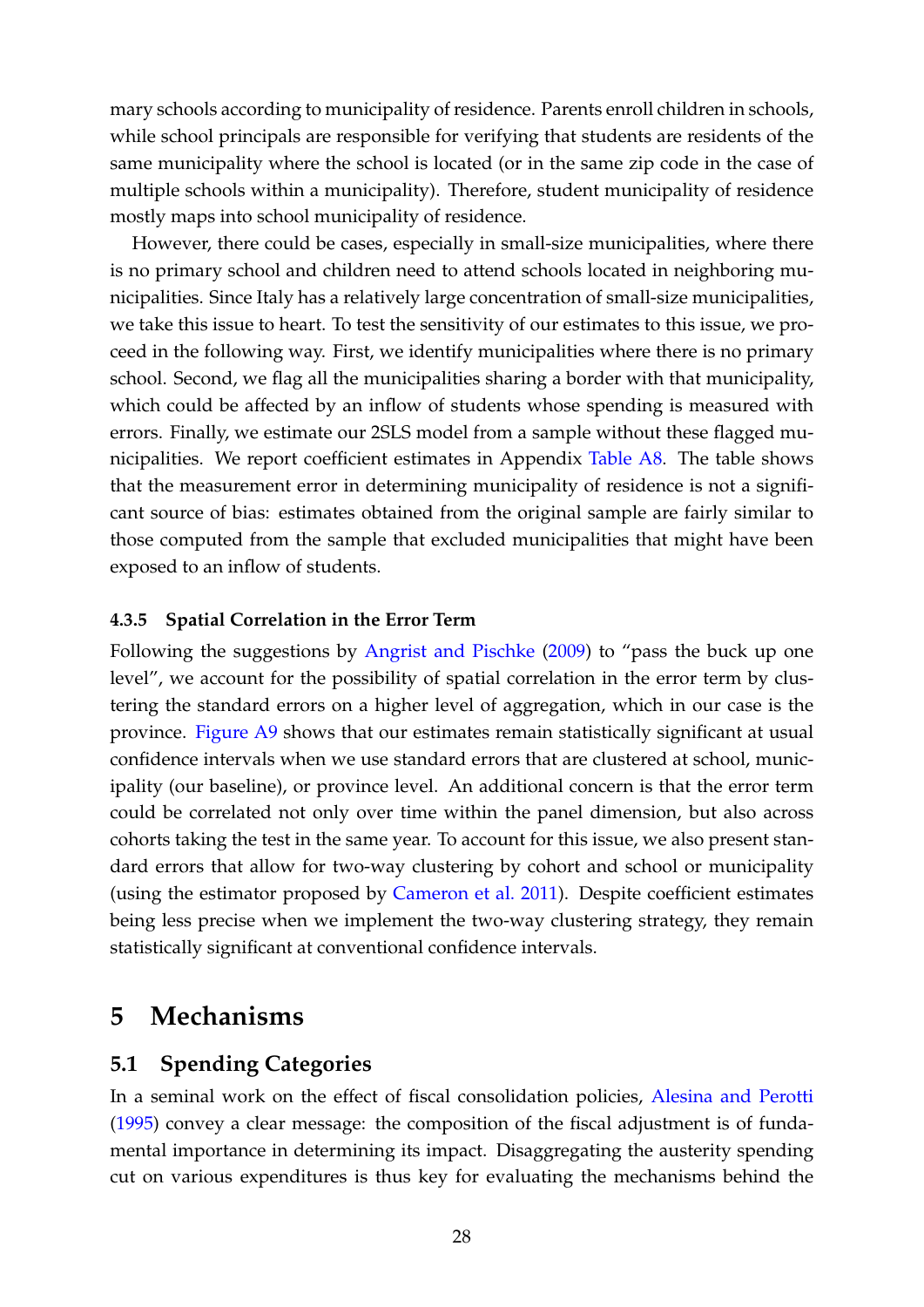mary schools according to municipality of residence. Parents enroll children in schools, while school principals are responsible for verifying that students are residents of the same municipality where the school is located (or in the same zip code in the case of multiple schools within a municipality). Therefore, student municipality of residence mostly maps into school municipality of residence.

However, there could be cases, especially in small-size municipalities, where there is no primary school and children need to attend schools located in neighboring municipalities. Since Italy has a relatively large concentration of small-size municipalities, we take this issue to heart. To test the sensitivity of our estimates to this issue, we proceed in the following way. First, we identify municipalities where there is no primary school. Second, we flag all the municipalities sharing a border with that municipality, which could be affected by an inflow of students whose spending is measured with errors. Finally, we estimate our 2SLS model from a sample without these flagged municipalities. We report coefficient estimates in Appendix Table A8. The table shows that the measurement error in determining municipality of residence is not a significant source of bias: estimates obtained from the original sample are fairly similar to those computed from the sample that excluded municipalities that might have been exposed to an inflow of students.

#### 4.3.5 Spatial Correlation in the Error Term

Following the suggestions by Angrist and Pischke (2009) to "pass the buck up one level", we account for the possibility of spatial correlation in the error term by clustering the standard errors on a higher level of aggregation, which in our case is the province. Figure A9 shows that our estimates remain statistically significant at usual confidence intervals when we use standard errors that are clustered at school, municipality (our baseline), or province level. An additional concern is that the error term could be correlated not only over time within the panel dimension, but also across cohorts taking the test in the same year. To account for this issue, we also present standard errors that allow for two-way clustering by cohort and school or municipality (using the estimator proposed by Cameron et al. 2011). Despite coefficient estimates being less precise when we implement the two-way clustering strategy, they remain statistically significant at conventional confidence intervals.

# 5 Mechanisms

## 5.1 Spending Categories

In a seminal work on the effect of fiscal consolidation policies, Alesina and Perotti (1995) convey a clear message: the composition of the fiscal adjustment is of fundamental importance in determining its impact. Disaggregating the austerity spending cut on various expenditures is thus key for evaluating the mechanisms behind the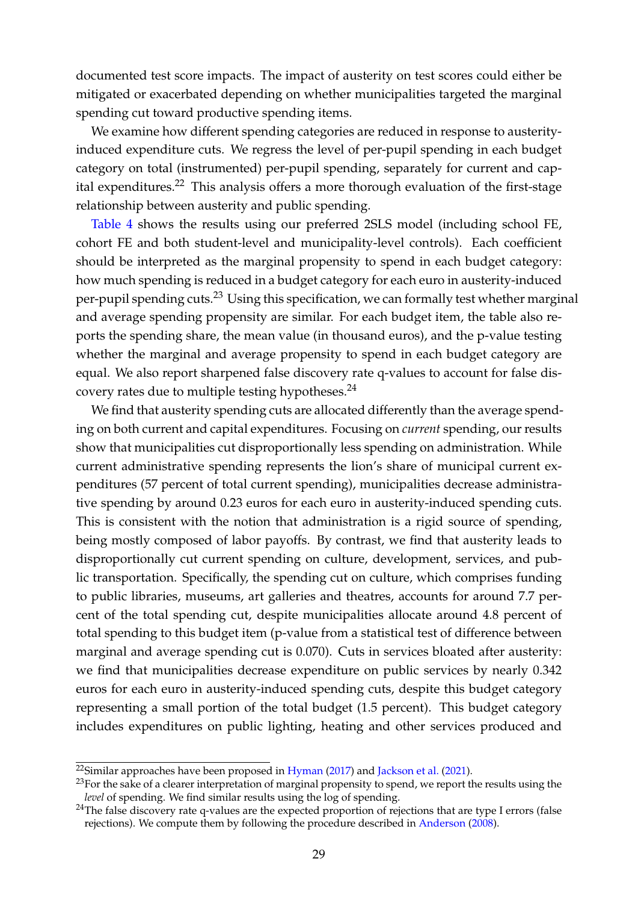documented test score impacts. The impact of austerity on test scores could either be mitigated or exacerbated depending on whether municipalities targeted the marginal spending cut toward productive spending items.

We examine how different spending categories are reduced in response to austerity-induced expenditure cuts. We regress the level of per-pupil spending in each budget category on total (instrumented) per-pupil spending, separately for current and capital expenditures.[22] This analysis offers a more thorough evaluation of the first-stage relationship between austerity and public spending.

Table 4 shows the results using our preferred 2SLS model (including school FE, cohort FE and both student-level and municipality-level controls). Each coefficient should be interpreted as the marginal propensity to spend in each budget category: how much spending is reduced in a budget category for each euro in austerity-induced per-pupil spending cuts.[23] Using this specification, we can formally test whether marginal and average spending propensity are similar. For each budget item, the table also reports the spending share, the mean value (in thousand euros), and the p-value testing whether the marginal and average propensity to spend in each budget category are equal. We also report sharpened false discovery rate q-values to account for false discovery rates due to multiple testing hypotheses.[24]

We find that austerity spending cuts are allocated differently than the average spending on both current and capital expenditures. Focusing on *current* spending, our results show that municipalities cut disproportionally less spending on administration. While current administrative spending represents the lion's share of municipal current expenditures (57 percent of total current spending), municipalities decrease administrative spending by around 0.23 euros for each euro in austerity-induced spending cuts. This is consistent with the notion that administration is a rigid source of spending, being mostly composed of labor payoffs. By contrast, we find that austerity leads to disproportionally cut current spending on culture, development, services, and public transportation. Specifically, the spending cut on culture, which comprises funding to public libraries, museums, art galleries and theatres, accounts for around 7.7 percent of the total spending cut, despite municipalities allocate around 4.8 percent of total spending to this budget item (p-value from a statistical test of difference between marginal and average spending cut is 0.070). Cuts in services bloated after austerity: we find that municipalities decrease expenditure on public services by nearly 0.342 euros for each euro in austerity-induced spending cuts, despite this budget category representing a small portion of the total budget (1.5 percent). This budget category includes expenditures on public lighting, heating and other services produced and

---

[22] Similar approaches have been proposed in Hyman (2017) and Jackson et al. (2021).

[23] For the sake of a clearer interpretation of marginal propensity to spend, we report the results using the *level* of spending. We find similar results using the log of spending.

[24] The false discovery rate q-values are the expected proportion of rejections that are type I errors (false rejections). We compute them by following the procedure described in Anderson (2008).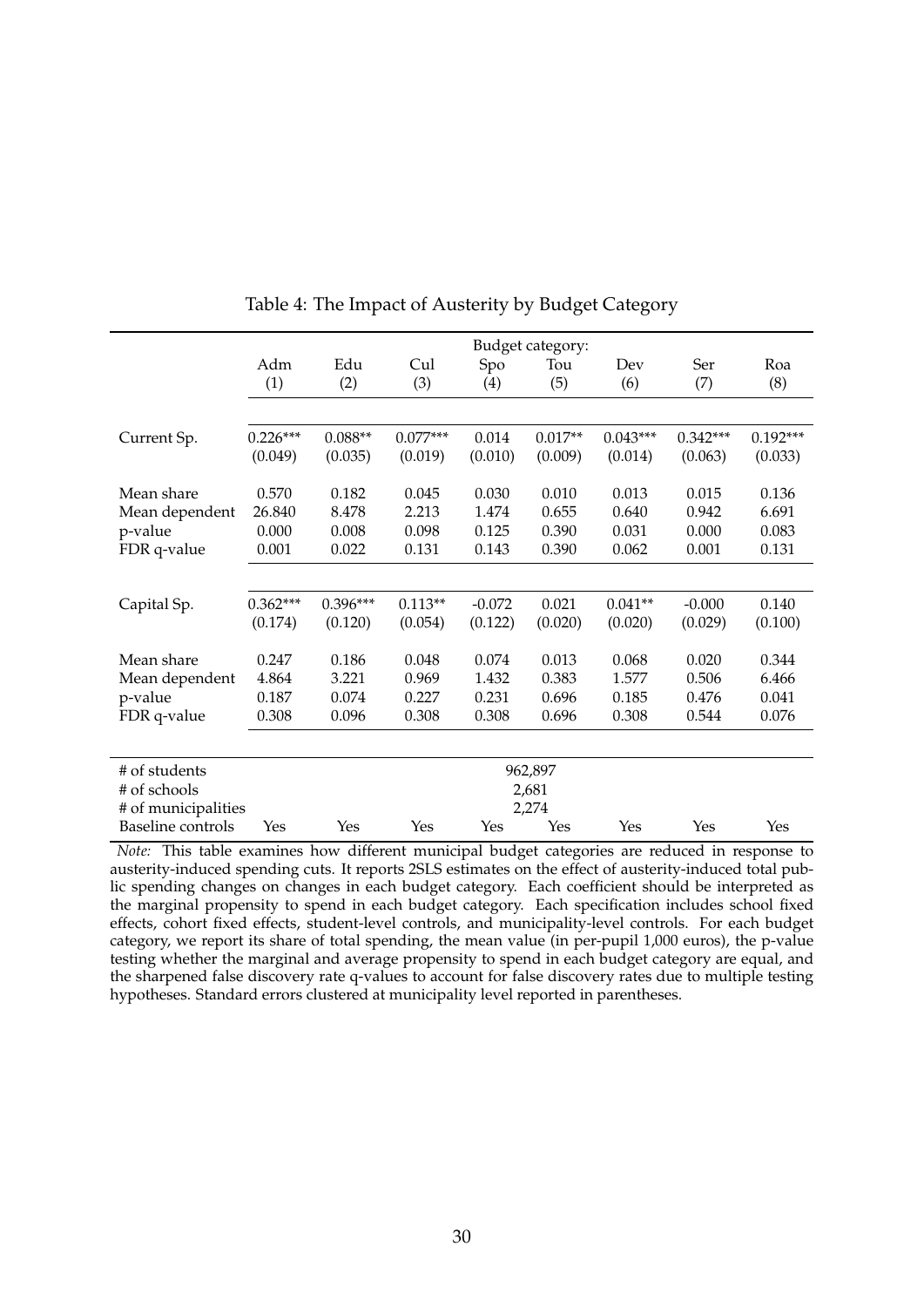Table 4: The Impact of Austerity by Budget Category

| | Budget category: | | | | | | | |
|---|---|---|---|---|---|---|---|---|
| | Adm | Edu | Cul | Spo | Tou | Dev | Ser | Roa |
| | (1) | (2) | (3) | (4) | (5) | (6) | (7) | (8) |
| Current Sp. | 0.226*** | 0.088** | 0.077*** | 0.014 | 0.017** | 0.043*** | 0.342*** | 0.192*** |
| | (0.049) | (0.035) | (0.019) | (0.010) | (0.009) | (0.014) | (0.063) | (0.033) |
| Mean share | 0.570 | 0.182 | 0.045 | 0.030 | 0.010 | 0.013 | 0.015 | 0.136 |
| Mean dependent | 26.840 | 8.478 | 2.213 | 1.474 | 0.655 | 0.640 | 0.942 | 6.691 |
| p-value | 0.000 | 0.008 | 0.098 | 0.125 | 0.390 | 0.031 | 0.000 | 0.083 |
| FDR q-value | 0.001 | 0.022 | 0.131 | 0.143 | 0.390 | 0.062 | 0.001 | 0.131 |
| Capital Sp. | 0.362*** | 0.396*** | 0.113** | -0.072 | 0.021 | 0.041** | -0.000 | 0.140 |
| | (0.174) | (0.120) | (0.054) | (0.122) | (0.020) | (0.020) | (0.029) | (0.100) |
| Mean share | 0.247 | 0.186 | 0.048 | 0.074 | 0.013 | 0.068 | 0.020 | 0.344 |
| Mean dependent | 4.864 | 3.221 | 0.969 | 1.432 | 0.383 | 1.577 | 0.506 | 6.466 |
| p-value | 0.187 | 0.074 | 0.227 | 0.231 | 0.696 | 0.185 | 0.476 | 0.041 |
| FDR q-value | 0.308 | 0.096 | 0.308 | 0.308 | 0.696 | 0.308 | 0.544 | 0.076 |
| # of students | 962,897 | | | | | | | |
| # of schools | 2,681 | | | | | | | |
| # of municipalities | 2,274 | | | | | | | |
| Baseline controls | Yes | Yes | Yes | Yes | Yes | Yes | Yes | Yes |

*Note:* This table examines how different municipal budget categories are reduced in response to austerity-induced spending cuts. It reports 2SLS estimates on the effect of austerity-induced total public spending changes on changes in each budget category. Each coefficient should be interpreted as the marginal propensity to spend in each budget category. Each specification includes school fixed effects, cohort fixed effects, student-level controls, and municipality-level controls. For each budget category, we report its share of total spending, the mean value (in per-pupil 1,000 euros), the p-value testing whether the marginal and average propensity to spend in each budget category are equal, and the sharpened false discovery rate q-values to account for false discovery rates due to multiple testing hypotheses. Standard errors clustered at municipality level reported in parentheses.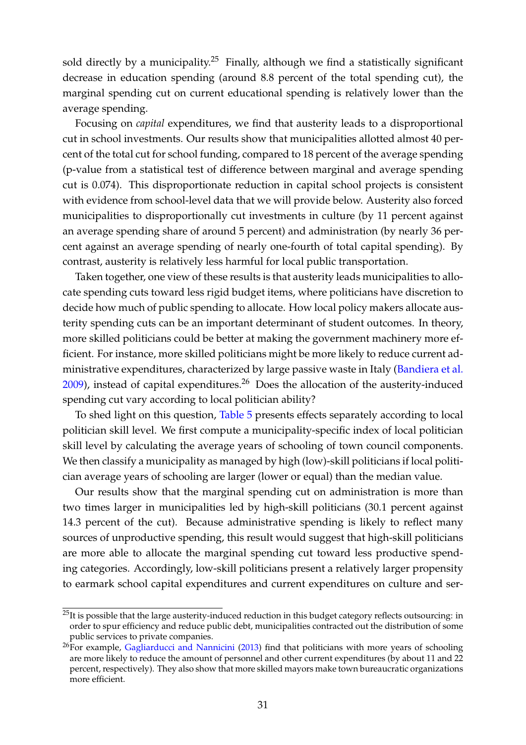sold directly by a municipality.[25] Finally, although we find a statistically significant decrease in education spending (around 8.8 percent of the total spending cut), the marginal spending cut on current educational spending is relatively lower than the average spending.

Focusing on *capital* expenditures, we find that austerity leads to a disproportional cut in school investments. Our results show that municipalities allotted almost 40 percent of the total cut for school funding, compared to 18 percent of the average spending (p-value from a statistical test of difference between marginal and average spending cut is 0.074). This disproportionate reduction in capital school projects is consistent with evidence from school-level data that we will provide below. Austerity also forced municipalities to disproportionally cut investments in culture (by 11 percent against an average spending share of around 5 percent) and administration (by nearly 36 percent against an average spending of nearly one-fourth of total capital spending). By contrast, austerity is relatively less harmful for local public transportation.

Taken together, one view of these results is that austerity leads municipalities to allocate spending cuts toward less rigid budget items, where politicians have discretion to decide how much of public spending to allocate. How local policy makers allocate austerity spending cuts can be an important determinant of student outcomes. In theory, more skilled politicians could be better at making the government machinery more efficient. For instance, more skilled politicians might be more likely to reduce current administrative expenditures, characterized by large passive waste in Italy (Bandiera et al. 2009), instead of capital expenditures.[26] Does the allocation of the austerity-induced spending cut vary according to local politician ability?

To shed light on this question, Table 5 presents effects separately according to local politician skill level. We first compute a municipality-specific index of local politician skill level by calculating the average years of schooling of town council components. We then classify a municipality as managed by high (low)-skill politicians if local politician average years of schooling are larger (lower or equal) than the median value.

Our results show that the marginal spending cut on administration is more than two times larger in municipalities led by high-skill politicians (30.1 percent against 14.3 percent of the cut). Because administrative spending is likely to reflect many sources of unproductive spending, this result would suggest that high-skill politicians are more able to allocate the marginal spending cut toward less productive spending categories. Accordingly, low-skill politicians present a relatively larger propensity to earmark school capital expenditures and current expenditures on culture and ser-

[25] It is possible that the large austerity-induced reduction in this budget category reflects outsourcing: in order to spur efficiency and reduce public debt, municipalities contracted out the distribution of some public services to private companies.

[26] For example, Gagliarducci and Nannicini (2013) find that politicians with more years of schooling are more likely to reduce the amount of personnel and other current expenditures (by about 11 and 22 percent, respectively). They also show that more skilled mayors make town bureaucratic organizations more efficient.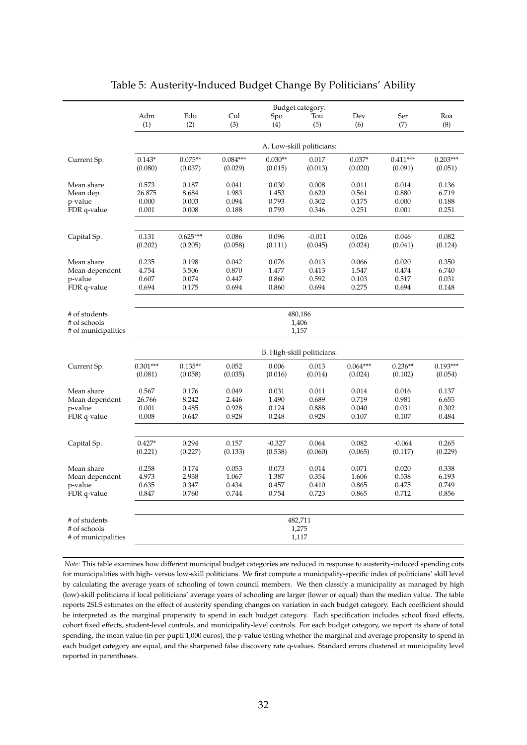# Table 5: Austerity-Induced Budget Change By Politicians' Ability

| | Adm | Edu | Cul | Spo | Tou | Dev | Ser | Roa |
|---|---|---|---|---|---|---|---|---|
| | (1) | (2) | (3) | (4) | (5) | (6) | (7) | (8) |
| **A. Low-skill politicians:** | | | | | | | | |
| Current Sp. | 0.143* | 0.075** | 0.084*** | 0.030** | 0.017 | 0.037* | 0.411*** | 0.203*** |
| | (0.080) | (0.037) | (0.029) | (0.015) | (0.013) | (0.020) | (0.091) | (0.051) |
| Mean share | 0.573 | 0.187 | 0.041 | 0.030 | 0.008 | 0.011 | 0.014 | 0.136 |
| Mean dep. | 26.875 | 8.684 | 1.983 | 1.453 | 0.620 | 0.561 | 0.880 | 6.719 |
| p-value | 0.000 | 0.003 | 0.094 | 0.793 | 0.302 | 0.175 | 0.000 | 0.188 |
| FDR q-value | 0.001 | 0.008 | 0.188 | 0.793 | 0.346 | 0.251 | 0.001 | 0.251 |
| Capital Sp. | 0.131 | 0.625*** | 0.086 | 0.096 | -0.011 | 0.026 | 0.046 | 0.082 |
| | (0.202) | (0.205) | (0.058) | (0.111) | (0.045) | (0.024) | (0.041) | (0.124) |
| Mean share | 0.235 | 0.198 | 0.042 | 0.076 | 0.013 | 0.066 | 0.020 | 0.350 |
| Mean dependent | 4.754 | 3.506 | 0.870 | 1.477 | 0.413 | 1.547 | 0.474 | 6.740 |
| p-value | 0.607 | 0.074 | 0.447 | 0.860 | 0.592 | 0.103 | 0.517 | 0.031 |
| FDR q-value | 0.694 | 0.175 | 0.694 | 0.860 | 0.694 | 0.275 | 0.694 | 0.148 |
| # of students | 480,186 | | | | | | | |
| # of schools | 1,406 | | | | | | | |
| # of municipalities | 1,157 | | | | | | | |
| **B. High-skill politicians:** | | | | | | | | |
| Current Sp. | 0.301*** | 0.135** | 0.052 | 0.006 | 0.013 | 0.064*** | 0.236** | 0.193*** |
| | (0.081) | (0.058) | (0.035) | (0.016) | (0.014) | (0.024) | (0.102) | (0.054) |
| Mean share | 0.567 | 0.176 | 0.049 | 0.031 | 0.011 | 0.014 | 0.016 | 0.137 |
| Mean dependent | 26.766 | 8.242 | 2.446 | 1.490 | 0.689 | 0.719 | 0.981 | 6.655 |
| p-value | 0.001 | 0.485 | 0.928 | 0.124 | 0.888 | 0.040 | 0.031 | 0.302 |
| FDR q-value | 0.008 | 0.647 | 0.928 | 0.248 | 0.928 | 0.107 | 0.107 | 0.484 |
| Capital Sp. | 0.427* | 0.294 | 0.157 | -0.327 | 0.064 | 0.082 | -0.064 | 0.265 |
| | (0.221) | (0.227) | (0.133) | (0.538) | (0.060) | (0.065) | (0.117) | (0.229) |
| Mean share | 0.258 | 0.174 | 0.053 | 0.073 | 0.014 | 0.071 | 0.020 | 0.338 |
| Mean dependent | 4.973 | 2.938 | 1.067 | 1.387 | 0.354 | 1.606 | 0.538 | 6.193 |
| p-value | 0.635 | 0.347 | 0.434 | 0.457 | 0.410 | 0.865 | 0.475 | 0.749 |
| FDR q-value | 0.847 | 0.760 | 0.744 | 0.754 | 0.723 | 0.865 | 0.712 | 0.856 |
| # of students | 482,711 | | | | | | | |
| # of schools | 1,275 | | | | | | | |
| # of municipalities | 1,117 | | | | | | | |

*Note:* This table examines how different municipal budget categories are reduced in response to austerity-induced spending cuts for municipalities with high- versus low-skill politicians. We first compute a municipality-specific index of politicians' skill level by calculating the average years of schooling of town council members. We then classify a municipality as managed by high (low)-skill politicians if local politicians' average years of schooling are larger (lower or equal) than the median value. The table reports 2SLS estimates on the effect of austerity spending changes on variation in each budget category. Each coefficient should be interpreted as the marginal propensity to spend in each budget category. Each specification includes school fixed effects, cohort fixed effects, student-level controls, and municipality-level controls. For each budget category, we report its share of total spending, the mean value (in per-pupil 1,000 euros), the p-value testing whether the marginal and average propensity to spend in each budget category are equal, and the sharpened false discovery rate q-values. Standard errors clustered at municipality level reported in parentheses.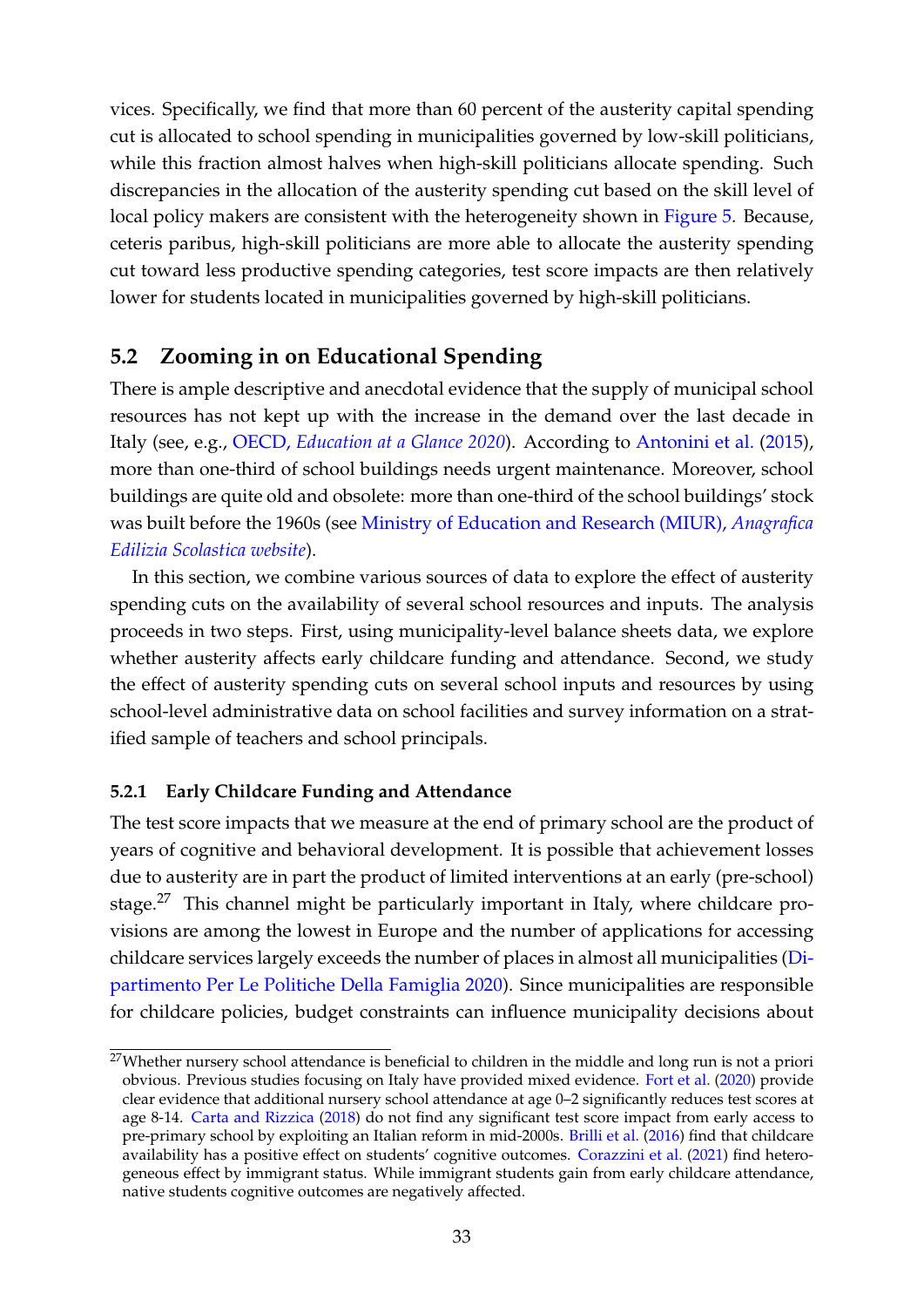vices. Specifically, we find that more than 60 percent of the austerity capital spending cut is allocated to school spending in municipalities governed by low-skill politicians, while this fraction almost halves when high-skill politicians allocate spending. Such discrepancies in the allocation of the austerity spending cut based on the skill level of local policy makers are consistent with the heterogeneity shown in Figure 5. Because, ceteris paribus, high-skill politicians are more able to allocate the austerity spending cut toward less productive spending categories, test score impacts are then relatively lower for students located in municipalities governed by high-skill politicians.

## 5.2 Zooming in on Educational Spending

There is ample descriptive and anecdotal evidence that the supply of municipal school resources has not kept up with the increase in the demand over the last decade in Italy (see, e.g., OECD, *Education at a Glance 2020*). According to Antonini et al. (2015), more than one-third of school buildings needs urgent maintenance. Moreover, school buildings are quite old and obsolete: more than one-third of the school buildings' stock was built before the 1960s (see Ministry of Education and Research (MIUR), *Anagrafica Edilizia Scolastica website*).

In this section, we combine various sources of data to explore the effect of austerity spending cuts on the availability of several school resources and inputs. The analysis proceeds in two steps. First, using municipality-level balance sheets data, we explore whether austerity affects early childcare funding and attendance. Second, we study the effect of austerity spending cuts on several school inputs and resources by using school-level administrative data on school facilities and survey information on a stratified sample of teachers and school principals.

### 5.2.1 Early Childcare Funding and Attendance

The test score impacts that we measure at the end of primary school are the product of years of cognitive and behavioral development. It is possible that achievement losses due to austerity are in part the product of limited interventions at an early (pre-school) stage.[27] This channel might be particularly important in Italy, where childcare provisions are among the lowest in Europe and the number of applications for accessing childcare services largely exceeds the number of places in almost all municipalities (Dipartimento Per Le Politiche Della Famiglia 2020). Since municipalities are responsible for childcare policies, budget constraints can influence municipality decisions about

[27] Whether nursery school attendance is beneficial to children in the middle and long run is not a priori obvious. Previous studies focusing on Italy have provided mixed evidence. Fort et al. (2020) provide clear evidence that additional nursery school attendance at age 0–2 significantly reduces test scores at age 8-14. Carta and Rizzica (2018) do not find any significant test score impact from early access to pre-primary school by exploiting an Italian reform in mid-2000s. Brilli et al. (2016) find that childcare availability has a positive effect on students' cognitive outcomes. Corazzini et al. (2021) find heterogeneous effect by immigrant status. While immigrant students gain from early childcare attendance, native students cognitive outcomes are negatively affected.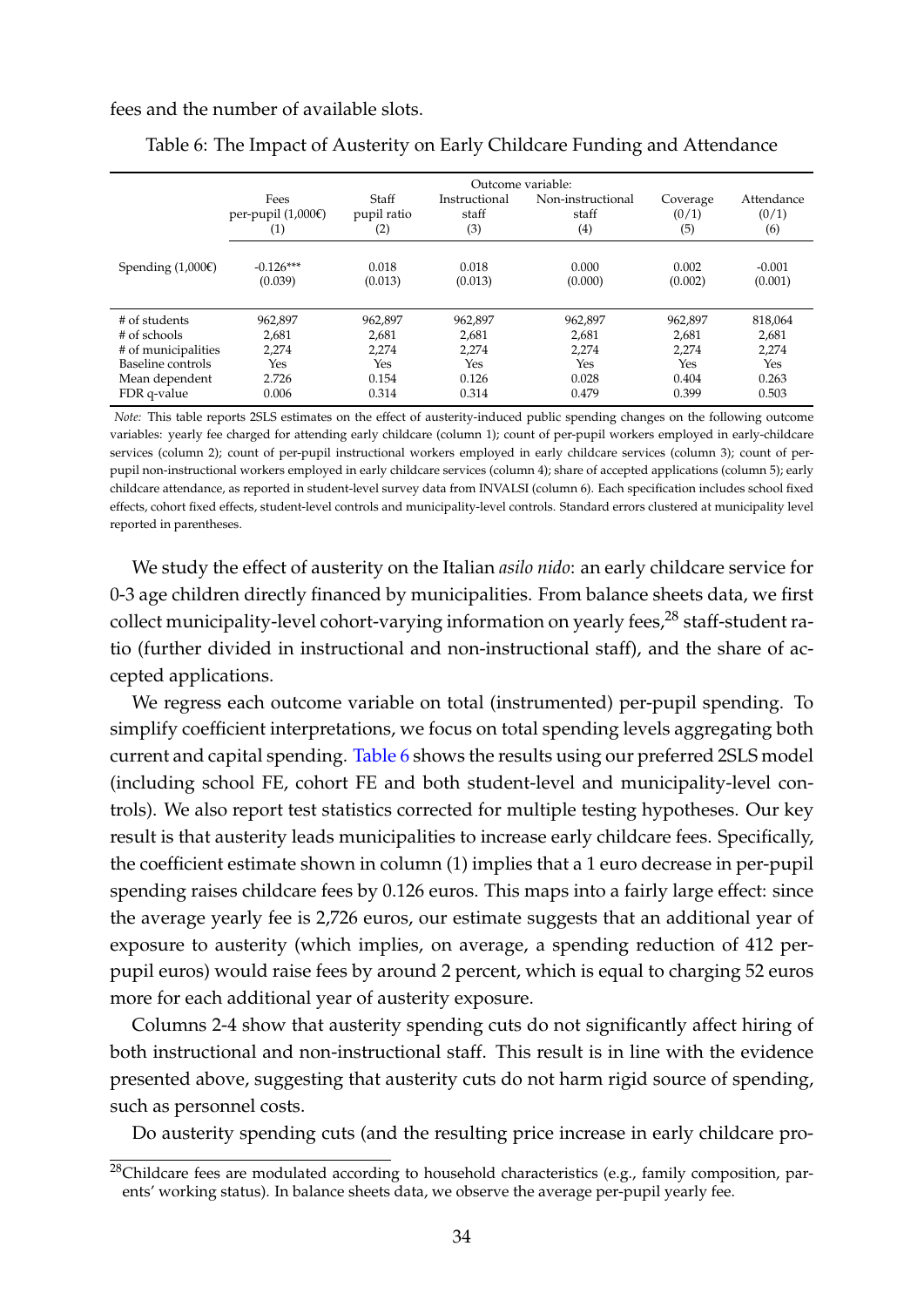fees and the number of available slots.

Table 6: The Impact of Austerity on Early Childcare Funding and Attendance

| | Outcome variable: | | | | | |
|---|---|---|---|---|---|---|
| | Fees per-pupil (1,000€) (1) | Staff pupil ratio (2) | Instructional staff (3) | Non-instructional staff (4) | Coverage (0/1) (5) | Attendance (0/1) (6) |
| Spending (1,000€) | -0.126*** | 0.018 | 0.018 | 0.000 | 0.002 | -0.001 |
| | (0.039) | (0.013) | (0.013) | (0.000) | (0.002) | (0.001) |
| # of students | 962,897 | 962,897 | 962,897 | 962,897 | 962,897 | 818,064 |
| # of schools | 2,681 | 2,681 | 2,681 | 2,681 | 2,681 | 2,681 |
| # of municipalities | 2,274 | 2,274 | 2,274 | 2,274 | 2,274 | 2,274 |
| Baseline controls | Yes | Yes | Yes | Yes | Yes | Yes |
| Mean dependent | 2.726 | 0.154 | 0.126 | 0.028 | 0.404 | 0.263 |
| FDR q-value | 0.006 | 0.314 | 0.314 | 0.479 | 0.399 | 0.503 |

*Note:* This table reports 2SLS estimates on the effect of austerity-induced public spending changes on the following outcome variables: yearly fee charged for attending early childcare (column 1); count of per-pupil workers employed in early-childcare services (column 2); count of per-pupil instructional workers employed in early childcare services (column 3); count of per-pupil non-instructional workers employed in early childcare services (column 4); share of accepted applications (column 5); early childcare attendance, as reported in student-level survey data from INVALSI (column 6). Each specification includes school fixed effects, cohort fixed effects, student-level controls and municipality-level controls. Standard errors clustered at municipality level reported in parentheses.

We study the effect of austerity on the Italian *asilo nido*: an early childcare service for 0-3 age children directly financed by municipalities. From balance sheets data, we first collect municipality-level cohort-varying information on yearly fees,[28] staff-student ratio (further divided in instructional and non-instructional staff), and the share of accepted applications.

We regress each outcome variable on total (instrumented) per-pupil spending. To simplify coefficient interpretations, we focus on total spending levels aggregating both current and capital spending. Table 6 shows the results using our preferred 2SLS model (including school FE, cohort FE and both student-level and municipality-level controls). We also report test statistics corrected for multiple testing hypotheses. Our key result is that austerity leads municipalities to increase early childcare fees. Specifically, the coefficient estimate shown in column (1) implies that a 1 euro decrease in per-pupil spending raises childcare fees by 0.126 euros. This maps into a fairly large effect: since the average yearly fee is 2,726 euros, our estimate suggests that an additional year of exposure to austerity (which implies, on average, a spending reduction of 412 per-pupil euros) would raise fees by around 2 percent, which is equal to charging 52 euros more for each additional year of austerity exposure.

Columns 2-4 show that austerity spending cuts do not significantly affect hiring of both instructional and non-instructional staff. This result is in line with the evidence presented above, suggesting that austerity cuts do not harm rigid source of spending, such as personnel costs.

Do austerity spending cuts (and the resulting price increase in early childcare pro-

[28] Childcare fees are modulated according to household characteristics (e.g., family composition, parents' working status). In balance sheets data, we observe the average per-pupil yearly fee.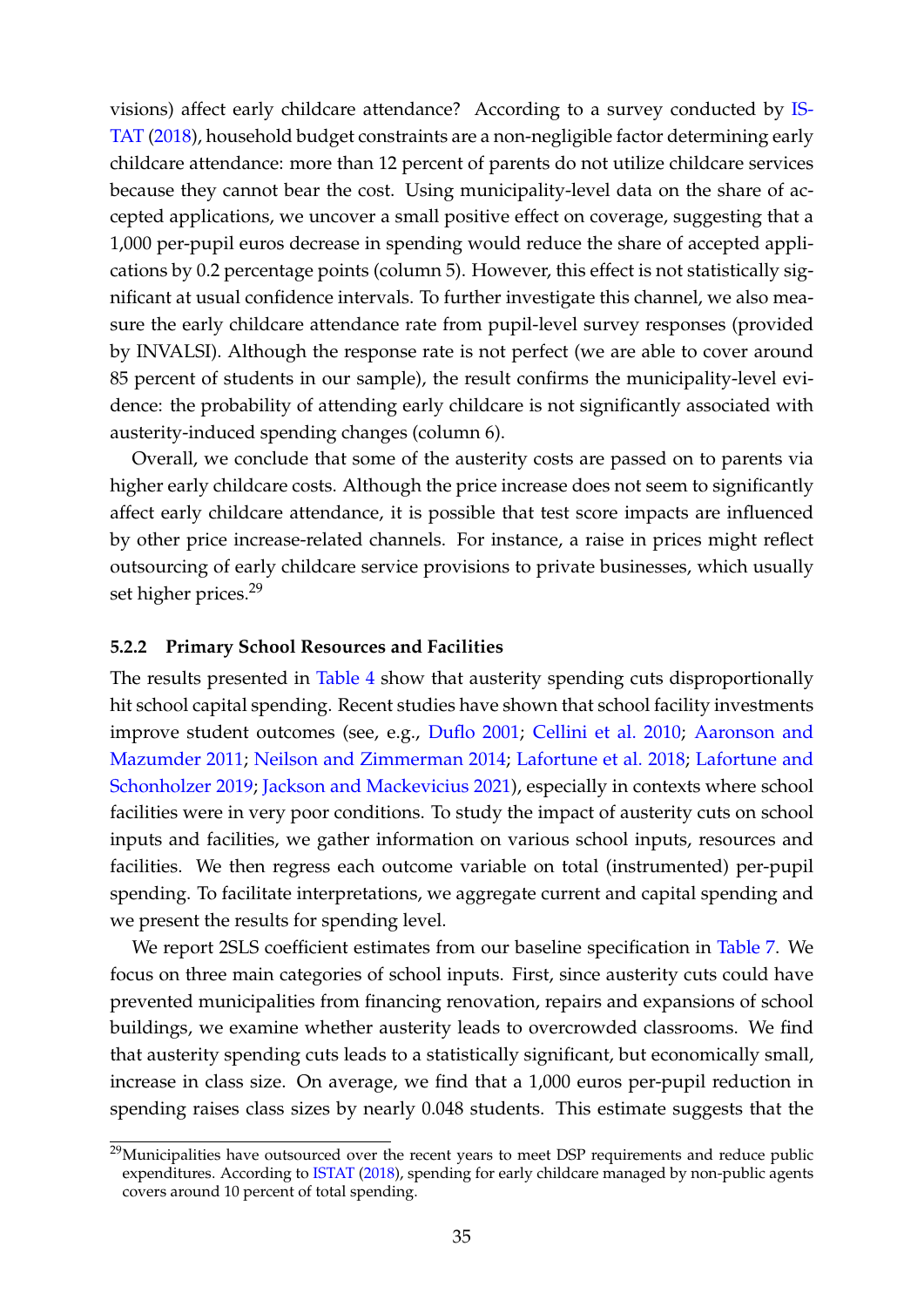visions) affect early childcare attendance? According to a survey conducted by ISTAT (2018), household budget constraints are a non-negligible factor determining early childcare attendance: more than 12 percent of parents do not utilize childcare services because they cannot bear the cost. Using municipality-level data on the share of accepted applications, we uncover a small positive effect on coverage, suggesting that a 1,000 per-pupil euros decrease in spending would reduce the share of accepted applications by 0.2 percentage points (column 5). However, this effect is not statistically significant at usual confidence intervals. To further investigate this channel, we also measure the early childcare attendance rate from pupil-level survey responses (provided by INVALSI). Although the response rate is not perfect (we are able to cover around 85 percent of students in our sample), the result confirms the municipality-level evidence: the probability of attending early childcare is not significantly associated with austerity-induced spending changes (column 6).

Overall, we conclude that some of the austerity costs are passed on to parents via higher early childcare costs. Although the price increase does not seem to significantly affect early childcare attendance, it is possible that test score impacts are influenced by other price increase-related channels. For instance, a raise in prices might reflect outsourcing of early childcare service provisions to private businesses, which usually set higher prices.[29]

### 5.2.2 Primary School Resources and Facilities

The results presented in Table 4 show that austerity spending cuts disproportionally hit school capital spending. Recent studies have shown that school facility investments improve student outcomes (see, e.g., Duflo 2001; Cellini et al. 2010; Aaronson and Mazumder 2011; Neilson and Zimmerman 2014; Lafortune et al. 2018; Lafortune and Schonholzer 2019; Jackson and Mackevicius 2021), especially in contexts where school facilities were in very poor conditions. To study the impact of austerity cuts on school inputs and facilities, we gather information on various school inputs, resources and facilities. We then regress each outcome variable on total (instrumented) per-pupil spending. To facilitate interpretations, we aggregate current and capital spending and we present the results for spending level.

We report 2SLS coefficient estimates from our baseline specification in Table 7. We focus on three main categories of school inputs. First, since austerity cuts could have prevented municipalities from financing renovation, repairs and expansions of school buildings, we examine whether austerity leads to overcrowded classrooms. We find that austerity spending cuts leads to a statistically significant, but economically small, increase in class size. On average, we find that a 1,000 euros per-pupil reduction in spending raises class sizes by nearly 0.048 students. This estimate suggests that the

[29] Municipalities have outsourced over the recent years to meet DSP requirements and reduce public expenditures. According to ISTAT (2018), spending for early childcare managed by non-public agents covers around 10 percent of total spending.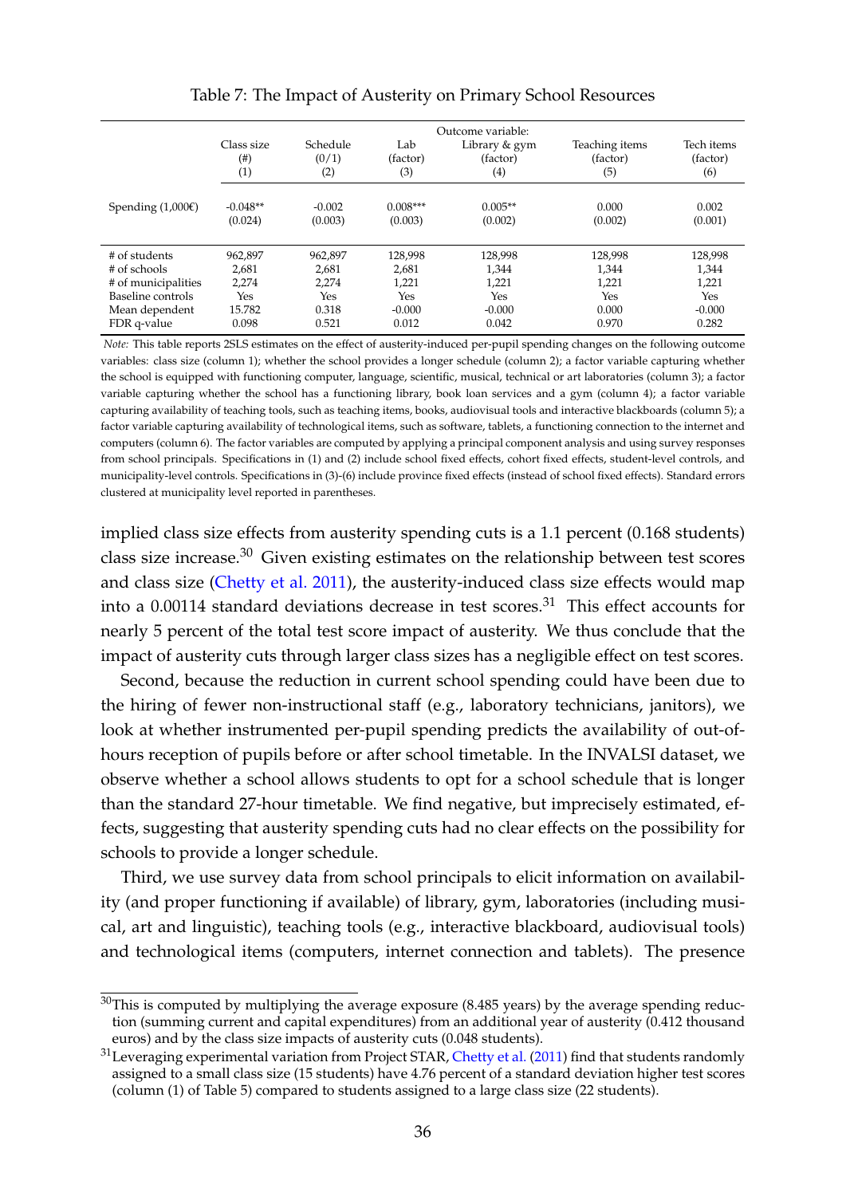Table 7: The Impact of Austerity on Primary School Resources

| | Outcome variable: | | | | | |
|---|---|---|---|---|---|---|
| | Class size (#) (1) | Schedule (0/1) (2) | Lab (factor) (3) | Library & gym (factor) (4) | Teaching items (factor) (5) | Tech items (factor) (6) |
| Spending (1,000€) | -0.048** | -0.002 | 0.008*** | 0.005** | 0.000 | 0.002 |
| | (0.024) | (0.003) | (0.003) | (0.002) | (0.002) | (0.001) |
| # of students | 962,897 | 962,897 | 128,998 | 128,998 | 128,998 | 128,998 |
| # of schools | 2,681 | 2,681 | 2,681 | 1,344 | 1,344 | 1,344 |
| # of municipalities | 2,274 | 2,274 | 1,221 | 1,221 | 1,221 | 1,221 |
| Baseline controls | Yes | Yes | Yes | Yes | Yes | Yes |
| Mean dependent | 15.782 | 0.318 | -0.000 | -0.000 | 0.000 | -0.000 |
| FDR q-value | 0.098 | 0.521 | 0.012 | 0.042 | 0.970 | 0.282 |

*Note:* This table reports 2SLS estimates on the effect of austerity-induced per-pupil spending changes on the following outcome variables: class size (column 1); whether the school provides a longer schedule (column 2); a factor variable capturing whether the school is equipped with functioning computer, language, scientific, musical, technical or art laboratories (column 3); a factor variable capturing whether the school has a functioning library, book loan services and a gym (column 4); a factor variable capturing availability of teaching tools, such as teaching items, books, audiovisual tools and interactive blackboards (column 5); a factor variable capturing availability of technological items, such as software, tablets, a functioning connection to the internet and computers (column 6). The factor variables are computed by applying a principal component analysis and using survey responses from school principals. Specifications in (1) and (2) include school fixed effects, cohort fixed effects, student-level controls, and municipality-level controls. Specifications in (3)-(6) include province fixed effects (instead of school fixed effects). Standard errors clustered at municipality level reported in parentheses.

implied class size effects from austerity spending cuts is a 1.1 percent (0.168 students) class size increase.[30] Given existing estimates on the relationship between test scores and class size (Chetty et al. 2011), the austerity-induced class size effects would map into a 0.00114 standard deviations decrease in test scores.[31] This effect accounts for nearly 5 percent of the total test score impact of austerity. We thus conclude that the impact of austerity cuts through larger class sizes has a negligible effect on test scores.

Second, because the reduction in current school spending could have been due to the hiring of fewer non-instructional staff (e.g., laboratory technicians, janitors), we look at whether instrumented per-pupil spending predicts the availability of out-of-hours reception of pupils before or after school timetable. In the INVALSI dataset, we observe whether a school allows students to opt for a school schedule that is longer than the standard 27-hour timetable. We find negative, but imprecisely estimated, effects, suggesting that austerity spending cuts had no clear effects on the possibility for schools to provide a longer schedule.

Third, we use survey data from school principals to elicit information on availability (and proper functioning if available) of library, gym, laboratories (including musical, art and linguistic), teaching tools (e.g., interactive blackboard, audiovisual tools) and technological items (computers, internet connection and tablets). The presence

[30] This is computed by multiplying the average exposure (8.485 years) by the average spending reduction (summing current and capital expenditures) from an additional year of austerity (0.412 thousand euros) and by the class size impacts of austerity cuts (0.048 students).

[31] Leveraging experimental variation from Project STAR, Chetty et al. (2011) find that students randomly assigned to a small class size (15 students) have 4.76 percent of a standard deviation higher test scores (column (1) of Table 5) compared to students assigned to a large class size (22 students).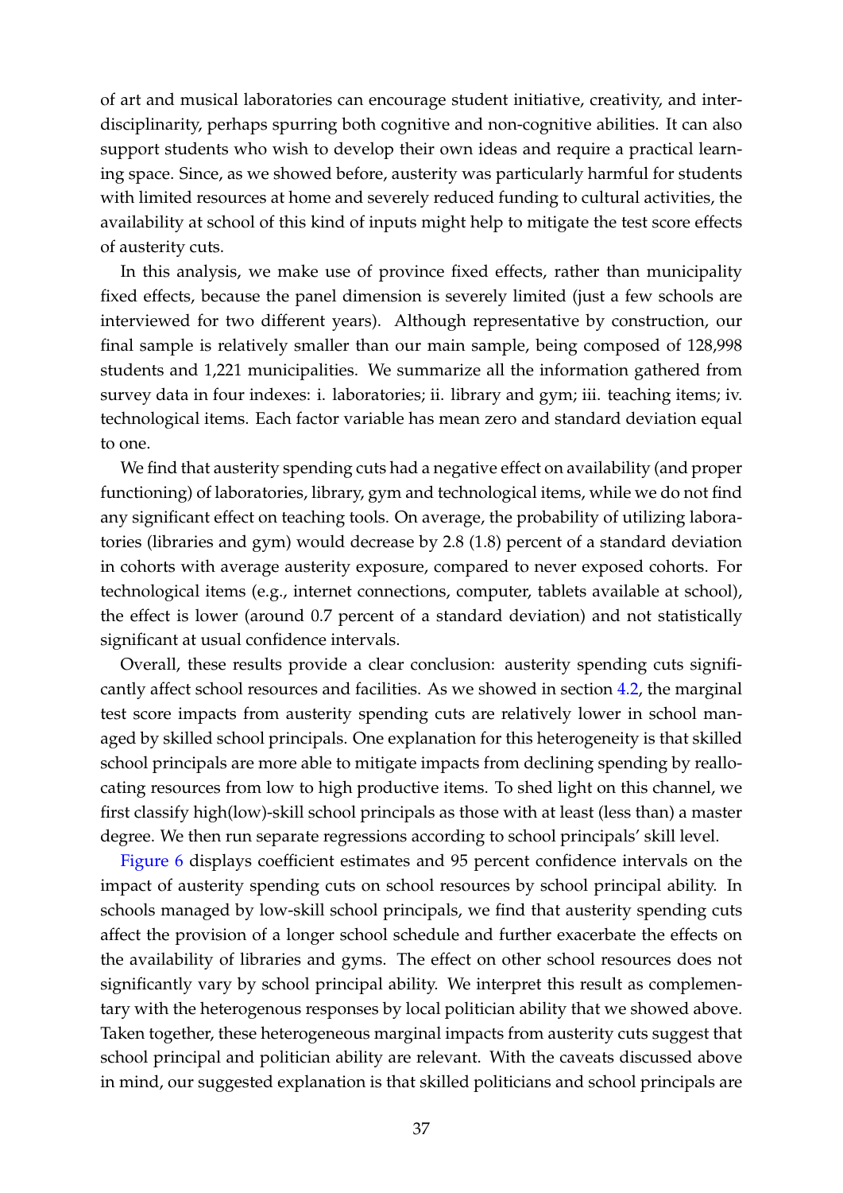of art and musical laboratories can encourage student initiative, creativity, and interdisciplinarity, perhaps spurring both cognitive and non-cognitive abilities. It can also support students who wish to develop their own ideas and require a practical learning space. Since, as we showed before, austerity was particularly harmful for students with limited resources at home and severely reduced funding to cultural activities, the availability at school of this kind of inputs might help to mitigate the test score effects of austerity cuts.

In this analysis, we make use of province fixed effects, rather than municipality fixed effects, because the panel dimension is severely limited (just a few schools are interviewed for two different years). Although representative by construction, our final sample is relatively smaller than our main sample, being composed of 128,998 students and 1,221 municipalities. We summarize all the information gathered from survey data in four indexes: i. laboratories; ii. library and gym; iii. teaching items; iv. technological items. Each factor variable has mean zero and standard deviation equal to one.

We find that austerity spending cuts had a negative effect on availability (and proper functioning) of laboratories, library, gym and technological items, while we do not find any significant effect on teaching tools. On average, the probability of utilizing laboratories (libraries and gym) would decrease by 2.8 (1.8) percent of a standard deviation in cohorts with average austerity exposure, compared to never exposed cohorts. For technological items (e.g., internet connections, computer, tablets available at school), the effect is lower (around 0.7 percent of a standard deviation) and not statistically significant at usual confidence intervals.

Overall, these results provide a clear conclusion: austerity spending cuts significantly affect school resources and facilities. As we showed in section 4.2, the marginal test score impacts from austerity spending cuts are relatively lower in school managed by skilled school principals. One explanation for this heterogeneity is that skilled school principals are more able to mitigate impacts from declining spending by reallocating resources from low to high productive items. To shed light on this channel, we first classify high(low)-skill school principals as those with at least (less than) a master degree. We then run separate regressions according to school principals' skill level.

Figure 6 displays coefficient estimates and 95 percent confidence intervals on the impact of austerity spending cuts on school resources by school principal ability. In schools managed by low-skill school principals, we find that austerity spending cuts affect the provision of a longer school schedule and further exacerbate the effects on the availability of libraries and gyms. The effect on other school resources does not significantly vary by school principal ability. We interpret this result as complementary with the heterogenous responses by local politician ability that we showed above. Taken together, these heterogeneous marginal impacts from austerity cuts suggest that school principal and politician ability are relevant. With the caveats discussed above in mind, our suggested explanation is that skilled politicians and school principals are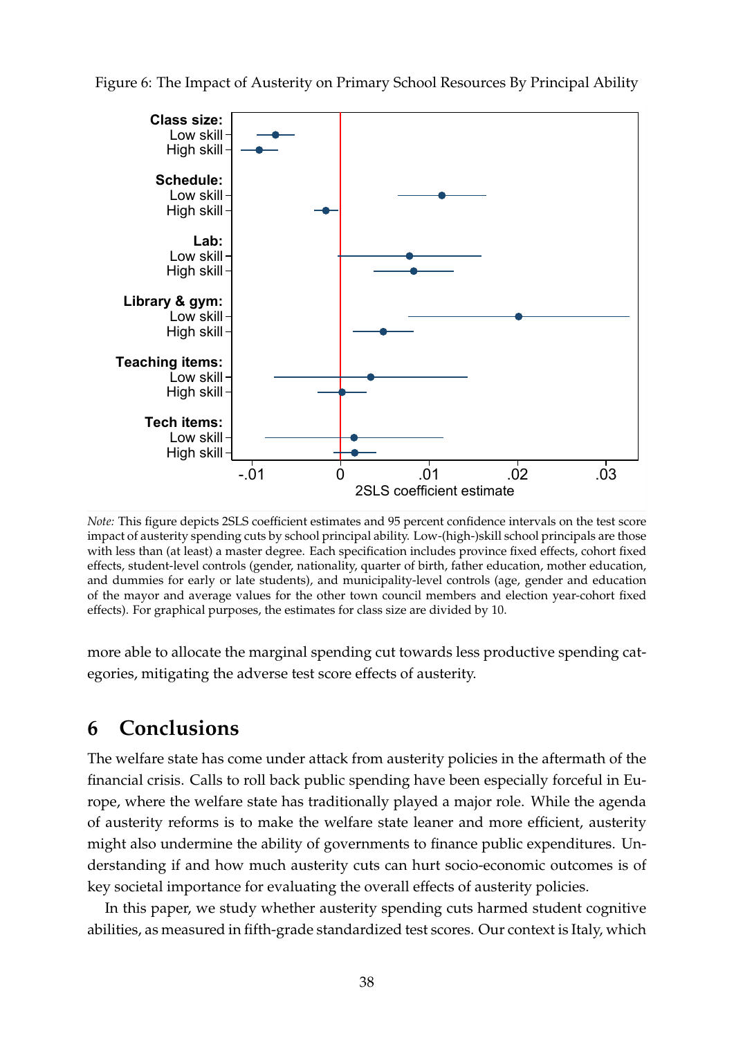Figure 6: The Impact of Austerity on Primary School Resources By Principal Ability

*Note:* This figure depicts 2SLS coefficient estimates and 95 percent confidence intervals on the test score impact of austerity spending cuts by school principal ability. Low-(high-)skill school principals are those with less than (at least) a master degree. Each specification includes province fixed effects, cohort fixed effects, student-level controls (gender, nationality, quarter of birth, father education, mother education, and dummies for early or late students), and municipality-level controls (age, gender and education of the mayor and average values for the other town council members and election year-cohort fixed effects). For graphical purposes, the estimates for class size are divided by 10.

more able to allocate the marginal spending cut towards less productive spending categories, mitigating the adverse test score effects of austerity.

# 6 Conclusions

The welfare state has come under attack from austerity policies in the aftermath of the financial crisis. Calls to roll back public spending have been especially forceful in Europe, where the welfare state has traditionally played a major role. While the agenda of austerity reforms is to make the welfare state leaner and more efficient, austerity might also undermine the ability of governments to finance public expenditures. Understanding if and how much austerity cuts can hurt socio-economic outcomes is of key societal importance for evaluating the overall effects of austerity policies.

In this paper, we study whether austerity spending cuts harmed student cognitive abilities, as measured in fifth-grade standardized test scores. Our context is Italy, which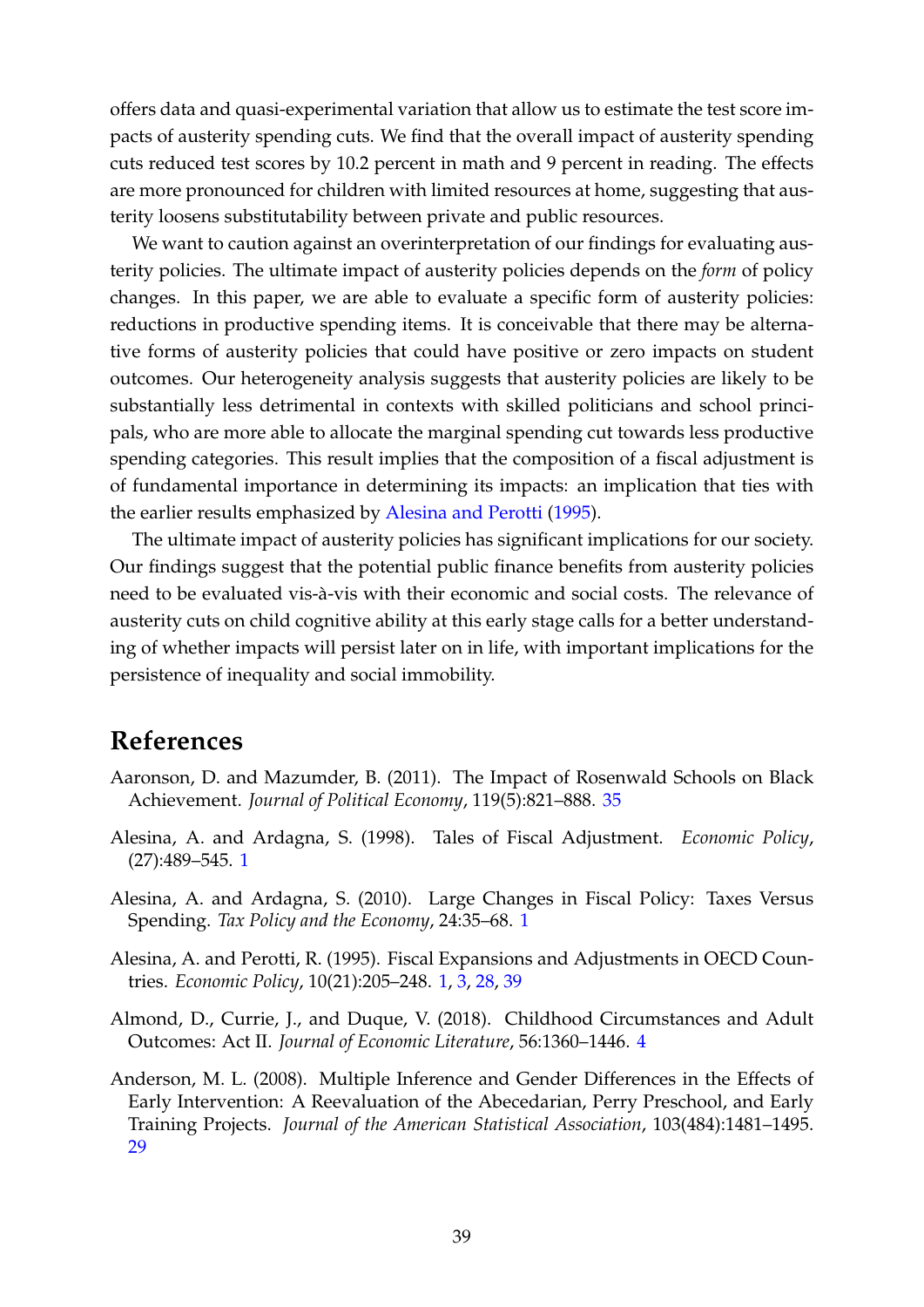offers data and quasi-experimental variation that allow us to estimate the test score impacts of austerity spending cuts. We find that the overall impact of austerity spending cuts reduced test scores by 10.2 percent in math and 9 percent in reading. The effects are more pronounced for children with limited resources at home, suggesting that austerity loosens substitutability between private and public resources.

We want to caution against an overinterpretation of our findings for evaluating austerity policies. The ultimate impact of austerity policies depends on the *form* of policy changes. In this paper, we are able to evaluate a specific form of austerity policies: reductions in productive spending items. It is conceivable that there may be alternative forms of austerity policies that could have positive or zero impacts on student outcomes. Our heterogeneity analysis suggests that austerity policies are likely to be substantially less detrimental in contexts with skilled politicians and school principals, who are more able to allocate the marginal spending cut towards less productive spending categories. This result implies that the composition of a fiscal adjustment is of fundamental importance in determining its impacts: an implication that ties with the earlier results emphasized by Alesina and Perotti (1995).

The ultimate impact of austerity policies has significant implications for our society. Our findings suggest that the potential public finance benefits from austerity policies need to be evaluated vis-à-vis with their economic and social costs. The relevance of austerity cuts on child cognitive ability at this early stage calls for a better understanding of whether impacts will persist later on in life, with important implications for the persistence of inequality and social immobility.

# References

Aaronson, D. and Mazumder, B. (2011). The Impact of Rosenwald Schools on Black Achievement. *Journal of Political Economy*, 119(5):821–888. 35

Alesina, A. and Ardagna, S. (1998). Tales of Fiscal Adjustment. *Economic Policy*, (27):489–545. 1

Alesina, A. and Ardagna, S. (2010). Large Changes in Fiscal Policy: Taxes Versus Spending. *Tax Policy and the Economy*, 24:35–68. 1

Alesina, A. and Perotti, R. (1995). Fiscal Expansions and Adjustments in OECD Countries. *Economic Policy*, 10(21):205–248. 1, 3, 28, 39

Almond, D., Currie, J., and Duque, V. (2018). Childhood Circumstances and Adult Outcomes: Act II. *Journal of Economic Literature*, 56:1360–1446. 4

Anderson, M. L. (2008). Multiple Inference and Gender Differences in the Effects of Early Intervention: A Reevaluation of the Abecedarian, Perry Preschool, and Early Training Projects. *Journal of the American Statistical Association*, 103(484):1481–1495. 29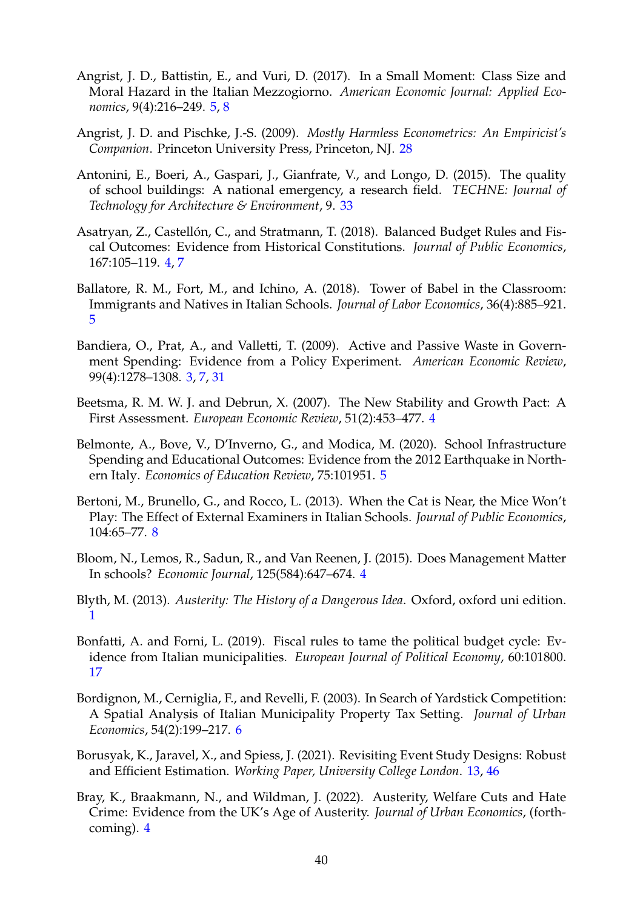Angrist, J. D., Battistin, E., and Vuri, D. (2017). In a Small Moment: Class Size and Moral Hazard in the Italian Mezzogiorno. *American Economic Journal: Applied Economics*, 9(4):216–249. 5, 8

Angrist, J. D. and Pischke, J.-S. (2009). *Mostly Harmless Econometrics: An Empiricist's Companion*. Princeton University Press, Princeton, NJ. 28

Antonini, E., Boeri, A., Gaspari, J., Gianfrate, V., and Longo, D. (2015). The quality of school buildings: A national emergency, a research field. *TECHNE: Journal of Technology for Architecture & Environment*, 9. 33

Asatryan, Z., Castellón, C., and Stratmann, T. (2018). Balanced Budget Rules and Fiscal Outcomes: Evidence from Historical Constitutions. *Journal of Public Economics*, 167:105–119. 4, 7

Ballatore, R. M., Fort, M., and Ichino, A. (2018). Tower of Babel in the Classroom: Immigrants and Natives in Italian Schools. *Journal of Labor Economics*, 36(4):885–921. 5

Bandiera, O., Prat, A., and Valletti, T. (2009). Active and Passive Waste in Government Spending: Evidence from a Policy Experiment. *American Economic Review*, 99(4):1278–1308. 3, 7, 31

Beetsma, R. M. W. J. and Debrun, X. (2007). The New Stability and Growth Pact: A First Assessment. *European Economic Review*, 51(2):453–477. 4

Belmonte, A., Bove, V., D'Inverno, G., and Modica, M. (2020). School Infrastructure Spending and Educational Outcomes: Evidence from the 2012 Earthquake in Northern Italy. *Economics of Education Review*, 75:101951. 5

Bertoni, M., Brunello, G., and Rocco, L. (2013). When the Cat is Near, the Mice Won't Play: The Effect of External Examiners in Italian Schools. *Journal of Public Economics*, 104:65–77. 8

Bloom, N., Lemos, R., Sadun, R., and Van Reenen, J. (2015). Does Management Matter In schools? *Economic Journal*, 125(584):647–674. 4

Blyth, M. (2013). *Austerity: The History of a Dangerous Idea*. Oxford, oxford uni edition. 1

Bonfatti, A. and Forni, L. (2019). Fiscal rules to tame the political budget cycle: Evidence from Italian municipalities. *European Journal of Political Economy*, 60:101800. 17

Bordignon, M., Cerniglia, F., and Revelli, F. (2003). In Search of Yardstick Competition: A Spatial Analysis of Italian Municipality Property Tax Setting. *Journal of Urban Economics*, 54(2):199–217. 6

Borusyak, K., Jaravel, X., and Spiess, J. (2021). Revisiting Event Study Designs: Robust and Efficient Estimation. *Working Paper, University College London*. 13, 46

Bray, K., Braakmann, N., and Wildman, J. (2022). Austerity, Welfare Cuts and Hate Crime: Evidence from the UK's Age of Austerity. *Journal of Urban Economics*, (forthcoming). 4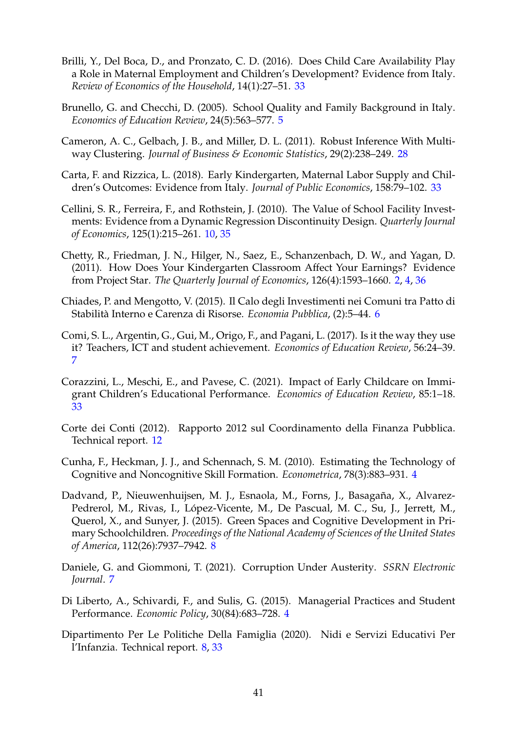Brilli, Y., Del Boca, D., and Pronzato, C. D. (2016). Does Child Care Availability Play a Role in Maternal Employment and Children's Development? Evidence from Italy. *Review of Economics of the Household*, 14(1):27–51. 33

Brunello, G. and Checchi, D. (2005). School Quality and Family Background in Italy. *Economics of Education Review*, 24(5):563–577. 5

Cameron, A. C., Gelbach, J. B., and Miller, D. L. (2011). Robust Inference With Multiway Clustering. *Journal of Business & Economic Statistics*, 29(2):238–249. 28

Carta, F. and Rizzica, L. (2018). Early Kindergarten, Maternal Labor Supply and Children's Outcomes: Evidence from Italy. *Journal of Public Economics*, 158:79–102. 33

Cellini, S. R., Ferreira, F., and Rothstein, J. (2010). The Value of School Facility Investments: Evidence from a Dynamic Regression Discontinuity Design. *Quarterly Journal of Economics*, 125(1):215–261. 10, 35

Chetty, R., Friedman, J. N., Hilger, N., Saez, E., Schanzenbach, D. W., and Yagan, D. (2011). How Does Your Kindergarten Classroom Affect Your Earnings? Evidence from Project Star. *The Quarterly Journal of Economics*, 126(4):1593–1660. 2, 4, 36

Chiades, P. and Mengotto, V. (2015). Il Calo degli Investimenti nei Comuni tra Patto di Stabilità Interno e Carenza di Risorse. *Economia Pubblica*, (2):5–44. 6

Comi, S. L., Argentin, G., Gui, M., Origo, F., and Pagani, L. (2017). Is it the way they use it? Teachers, ICT and student achievement. *Economics of Education Review*, 56:24–39. 7

Corazzini, L., Meschi, E., and Pavese, C. (2021). Impact of Early Childcare on Immigrant Children's Educational Performance. *Economics of Education Review*, 85:1–18. 33

Corte dei Conti (2012). Rapporto 2012 sul Coordinamento della Finanza Pubblica. Technical report. 12

Cunha, F., Heckman, J. J., and Schennach, S. M. (2010). Estimating the Technology of Cognitive and Noncognitive Skill Formation. *Econometrica*, 78(3):883–931. 4

Dadvand, P., Nieuwenhuijsen, M. J., Esnaola, M., Forns, J., Basagaña, X., Alvarez-Pedrerol, M., Rivas, I., López-Vicente, M., De Pascual, M. C., Su, J., Jerrett, M., Querol, X., and Sunyer, J. (2015). Green Spaces and Cognitive Development in Primary Schoolchildren. *Proceedings of the National Academy of Sciences of the United States of America*, 112(26):7937–7942. 8

Daniele, G. and Giommoni, T. (2021). Corruption Under Austerity. *SSRN Electronic Journal*. 7

Di Liberto, A., Schivardi, F., and Sulis, G. (2015). Managerial Practices and Student Performance. *Economic Policy*, 30(84):683–728. 4

Dipartimento Per Le Politiche Della Famiglia (2020). Nidi e Servizi Educativi Per l'Infanzia. Technical report. 8, 33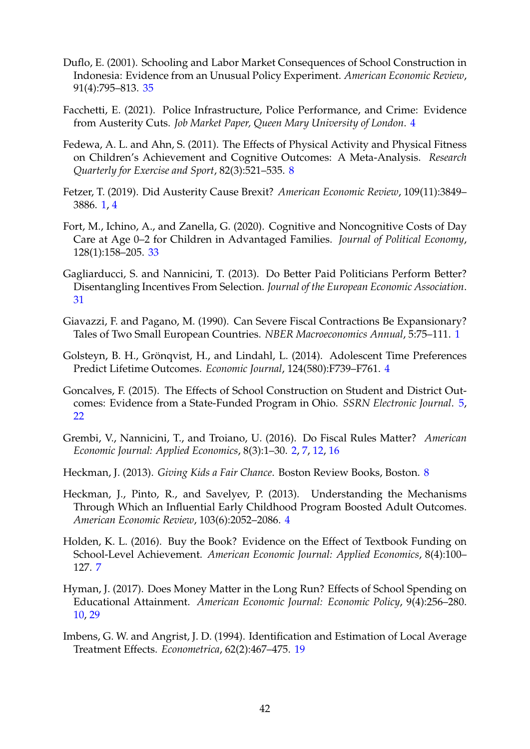Duflo, E. (2001). Schooling and Labor Market Consequences of School Construction in Indonesia: Evidence from an Unusual Policy Experiment. *American Economic Review*, 91(4):795–813. 35

Facchetti, E. (2021). Police Infrastructure, Police Performance, and Crime: Evidence from Austerity Cuts. *Job Market Paper, Queen Mary University of London*. 4

Fedewa, A. L. and Ahn, S. (2011). The Effects of Physical Activity and Physical Fitness on Children's Achievement and Cognitive Outcomes: A Meta-Analysis. *Research Quarterly for Exercise and Sport*, 82(3):521–535. 8

Fetzer, T. (2019). Did Austerity Cause Brexit? *American Economic Review*, 109(11):3849–3886. 1, 4

Fort, M., Ichino, A., and Zanella, G. (2020). Cognitive and Noncognitive Costs of Day Care at Age 0–2 for Children in Advantaged Families. *Journal of Political Economy*, 128(1):158–205. 33

Gagliarducci, S. and Nannicini, T. (2013). Do Better Paid Politicians Perform Better? Disentangling Incentives From Selection. *Journal of the European Economic Association*. 31

Giavazzi, F. and Pagano, M. (1990). Can Severe Fiscal Contractions Be Expansionary? Tales of Two Small European Countries. *NBER Macroeconomics Annual*, 5:75–111. 1

Golsteyn, B. H., Grönqvist, H., and Lindahl, L. (2014). Adolescent Time Preferences Predict Lifetime Outcomes. *Economic Journal*, 124(580):F739–F761. 4

Goncalves, F. (2015). The Effects of School Construction on Student and District Outcomes: Evidence from a State-Funded Program in Ohio. *SSRN Electronic Journal*. 5, 22

Grembi, V., Nannicini, T., and Troiano, U. (2016). Do Fiscal Rules Matter? *American Economic Journal: Applied Economics*, 8(3):1–30. 2, 7, 12, 16

Heckman, J. (2013). *Giving Kids a Fair Chance*. Boston Review Books, Boston. 8

Heckman, J., Pinto, R., and Savelyev, P. (2013). Understanding the Mechanisms Through Which an Influential Early Childhood Program Boosted Adult Outcomes. *American Economic Review*, 103(6):2052–2086. 4

Holden, K. L. (2016). Buy the Book? Evidence on the Effect of Textbook Funding on School-Level Achievement. *American Economic Journal: Applied Economics*, 8(4):100–127. 7

Hyman, J. (2017). Does Money Matter in the Long Run? Effects of School Spending on Educational Attainment. *American Economic Journal: Economic Policy*, 9(4):256–280. 10, 29

Imbens, G. W. and Angrist, J. D. (1994). Identification and Estimation of Local Average Treatment Effects. *Econometrica*, 62(2):467–475. 19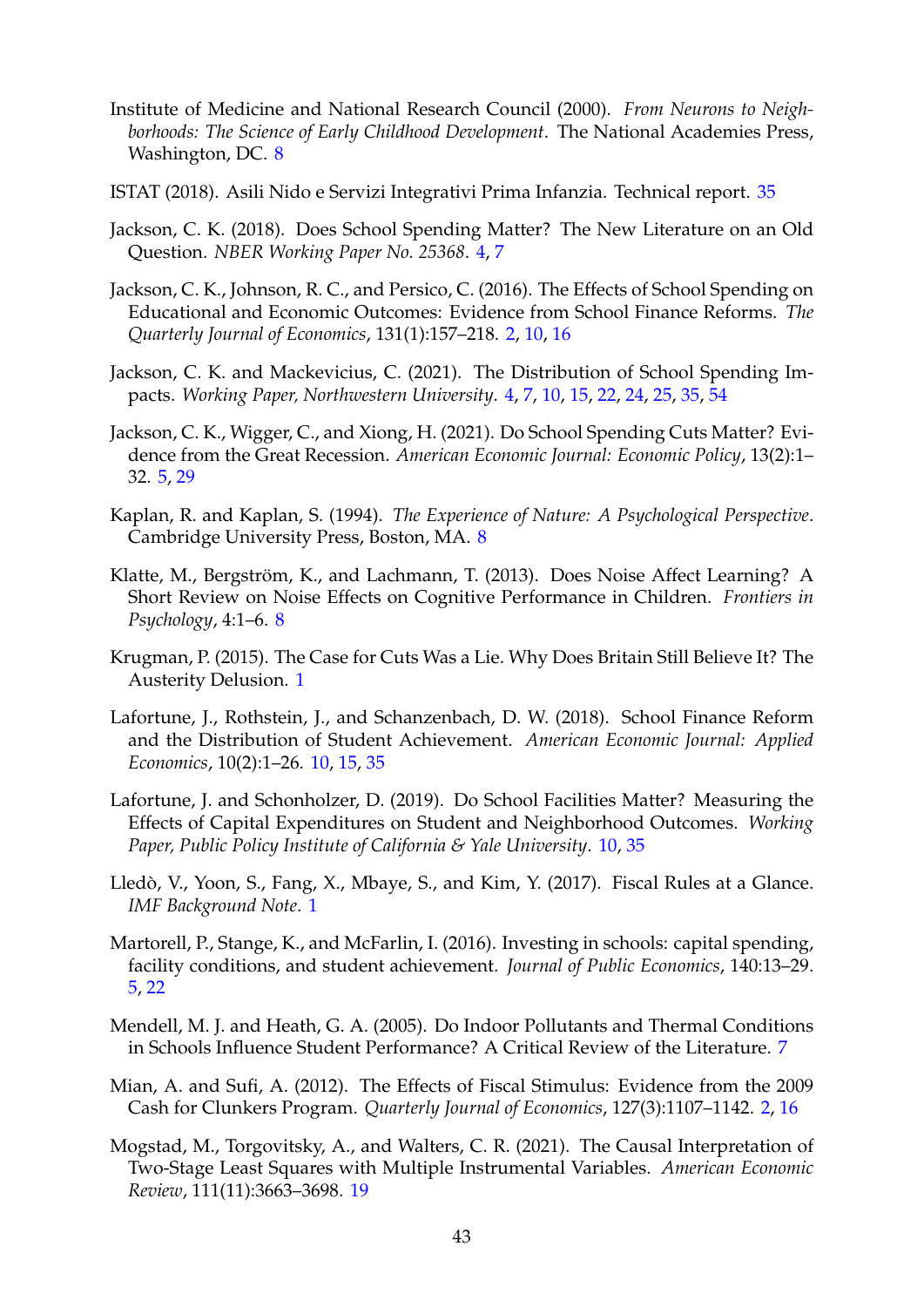Institute of Medicine and National Research Council (2000). *From Neurons to Neighborhoods: The Science of Early Childhood Development*. The National Academies Press, Washington, DC. 8

ISTAT (2018). Asili Nido e Servizi Integrativi Prima Infanzia. Technical report. 35

Jackson, C. K. (2018). Does School Spending Matter? The New Literature on an Old Question. *NBER Working Paper No. 25368*. 4, 7

Jackson, C. K., Johnson, R. C., and Persico, C. (2016). The Effects of School Spending on Educational and Economic Outcomes: Evidence from School Finance Reforms. *The Quarterly Journal of Economics*, 131(1):157–218. 2, 10, 16

Jackson, C. K. and Mackevicius, C. (2021). The Distribution of School Spending Impacts. *Working Paper, Northwestern University*. 4, 7, 10, 15, 22, 24, 25, 35, 54

Jackson, C. K., Wigger, C., and Xiong, H. (2021). Do School Spending Cuts Matter? Evidence from the Great Recession. *American Economic Journal: Economic Policy*, 13(2):1–32. 5, 29

Kaplan, R. and Kaplan, S. (1994). *The Experience of Nature: A Psychological Perspective*. Cambridge University Press, Boston, MA. 8

Klatte, M., Bergström, K., and Lachmann, T. (2013). Does Noise Affect Learning? A Short Review on Noise Effects on Cognitive Performance in Children. *Frontiers in Psychology*, 4:1–6. 8

Krugman, P. (2015). The Case for Cuts Was a Lie. Why Does Britain Still Believe It? The Austerity Delusion. 1

Lafortune, J., Rothstein, J., and Schanzenbach, D. W. (2018). School Finance Reform and the Distribution of Student Achievement. *American Economic Journal: Applied Economics*, 10(2):1–26. 10, 15, 35

Lafortune, J. and Schonholzer, D. (2019). Do School Facilities Matter? Measuring the Effects of Capital Expenditures on Student and Neighborhood Outcomes. *Working Paper, Public Policy Institute of California & Yale University*. 10, 35

Lledò, V., Yoon, S., Fang, X., Mbaye, S., and Kim, Y. (2017). Fiscal Rules at a Glance. *IMF Background Note*. 1

Martorell, P., Stange, K., and McFarlin, I. (2016). Investing in schools: capital spending, facility conditions, and student achievement. *Journal of Public Economics*, 140:13–29. 5, 22

Mendell, M. J. and Heath, G. A. (2005). Do Indoor Pollutants and Thermal Conditions in Schools Influence Student Performance? A Critical Review of the Literature. 7

Mian, A. and Sufi, A. (2012). The Effects of Fiscal Stimulus: Evidence from the 2009 Cash for Clunkers Program. *Quarterly Journal of Economics*, 127(3):1107–1142. 2, 16

Mogstad, M., Torgovitsky, A., and Walters, C. R. (2021). The Causal Interpretation of Two-Stage Least Squares with Multiple Instrumental Variables. *American Economic Review*, 111(11):3663–3698. 19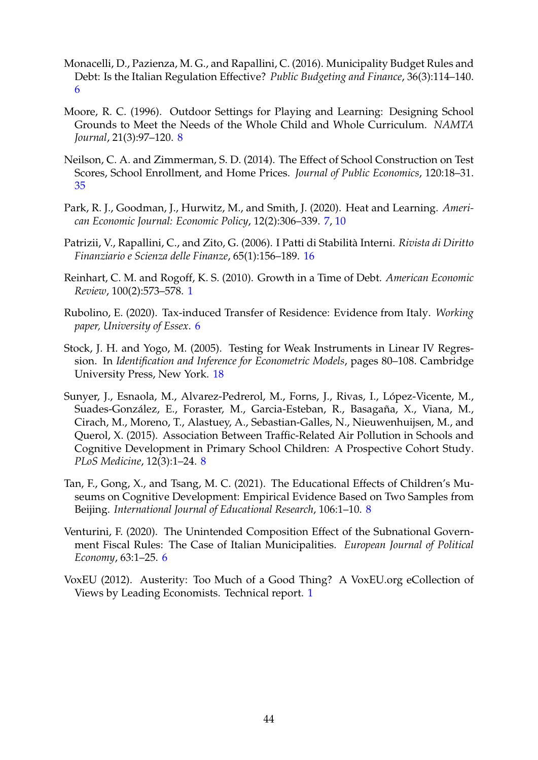Monacelli, D., Pazienza, M. G., and Rapallini, C. (2016). Municipality Budget Rules and Debt: Is the Italian Regulation Effective? *Public Budgeting and Finance*, 36(3):114–140. 6

Moore, R. C. (1996). Outdoor Settings for Playing and Learning: Designing School Grounds to Meet the Needs of the Whole Child and Whole Curriculum. *NAMTA Journal*, 21(3):97–120. 8

Neilson, C. A. and Zimmerman, S. D. (2014). The Effect of School Construction on Test Scores, School Enrollment, and Home Prices. *Journal of Public Economics*, 120:18–31. 35

Park, R. J., Goodman, J., Hurwitz, M., and Smith, J. (2020). Heat and Learning. *American Economic Journal: Economic Policy*, 12(2):306–339. 7, 10

Patrizii, V., Rapallini, C., and Zito, G. (2006). I Patti di Stabilità Interni. *Rivista di Diritto Finanziario e Scienza delle Finanze*, 65(1):156–189. 16

Reinhart, C. M. and Rogoff, K. S. (2010). Growth in a Time of Debt. *American Economic Review*, 100(2):573–578. 1

Rubolino, E. (2020). Tax-induced Transfer of Residence: Evidence from Italy. *Working paper, University of Essex*. 6

Stock, J. H. and Yogo, M. (2005). Testing for Weak Instruments in Linear IV Regression. In *Identification and Inference for Econometric Models*, pages 80–108. Cambridge University Press, New York. 18

Sunyer, J., Esnaola, M., Alvarez-Pedrerol, M., Forns, J., Rivas, I., López-Vicente, M., Suades-González, E., Foraster, M., Garcia-Esteban, R., Basagaña, X., Viana, M., Cirach, M., Moreno, T., Alastuey, A., Sebastian-Galles, N., Nieuwenhuijsen, M., and Querol, X. (2015). Association Between Traffic-Related Air Pollution in Schools and Cognitive Development in Primary School Children: A Prospective Cohort Study. *PLoS Medicine*, 12(3):1–24. 8

Tan, F., Gong, X., and Tsang, M. C. (2021). The Educational Effects of Children's Museums on Cognitive Development: Empirical Evidence Based on Two Samples from Beijing. *International Journal of Educational Research*, 106:1–10. 8

Venturini, F. (2020). The Unintended Composition Effect of the Subnational Government Fiscal Rules: The Case of Italian Municipalities. *European Journal of Political Economy*, 63:1–25. 6

VoxEU (2012). Austerity: Too Much of a Good Thing? A VoxEU.org eCollection of Views by Leading Economists. Technical report. 1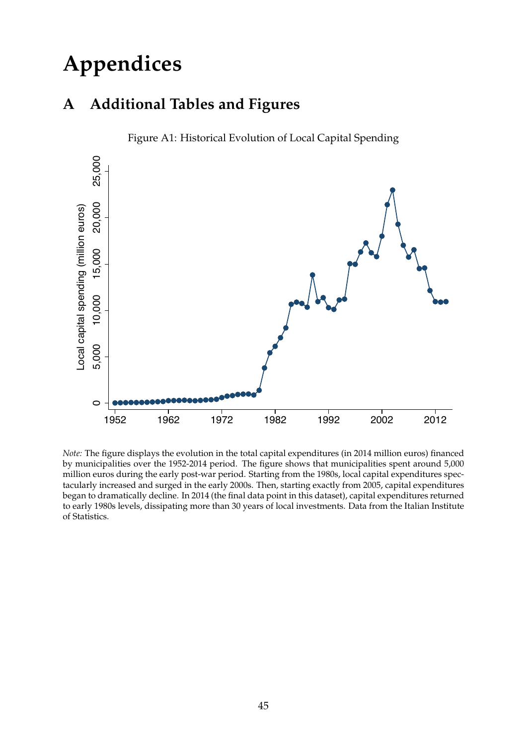# Appendices

## A Additional Tables and Figures

Figure A1: Historical Evolution of Local Capital Spending

*Note:* The figure displays the evolution in the total capital expenditures (in 2014 million euros) financed by municipalities over the 1952-2014 period. The figure shows that municipalities spent around 5,000 million euros during the early post-war period. Starting from the 1980s, local capital expenditures spectacularly increased and surged in the early 2000s. Then, starting exactly from 2005, capital expenditures began to dramatically decline. In 2014 (the final data point in this dataset), capital expenditures returned to early 1980s levels, dissipating more than 30 years of local investments. Data from the Italian Institute of Statistics.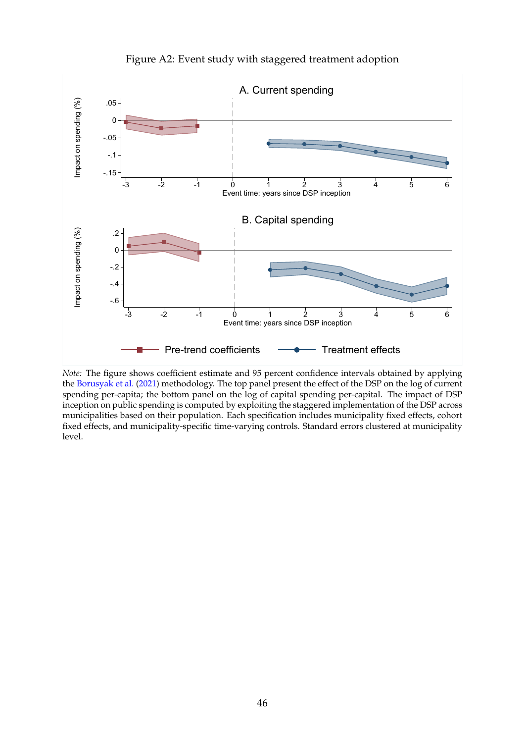Figure A2: Event study with staggered treatment adoption

*Note:* The figure shows coefficient estimate and 95 percent confidence intervals obtained by applying the Borusyak et al. (2021) methodology. The top panel present the effect of the DSP on the log of current spending per-capita; the bottom panel on the log of capital spending per-capital. The impact of DSP inception on public spending is computed by exploiting the staggered implementation of the DSP across municipalities based on their population. Each specification includes municipality fixed effects, cohort fixed effects, and municipality-specific time-varying controls. Standard errors clustered at municipality level.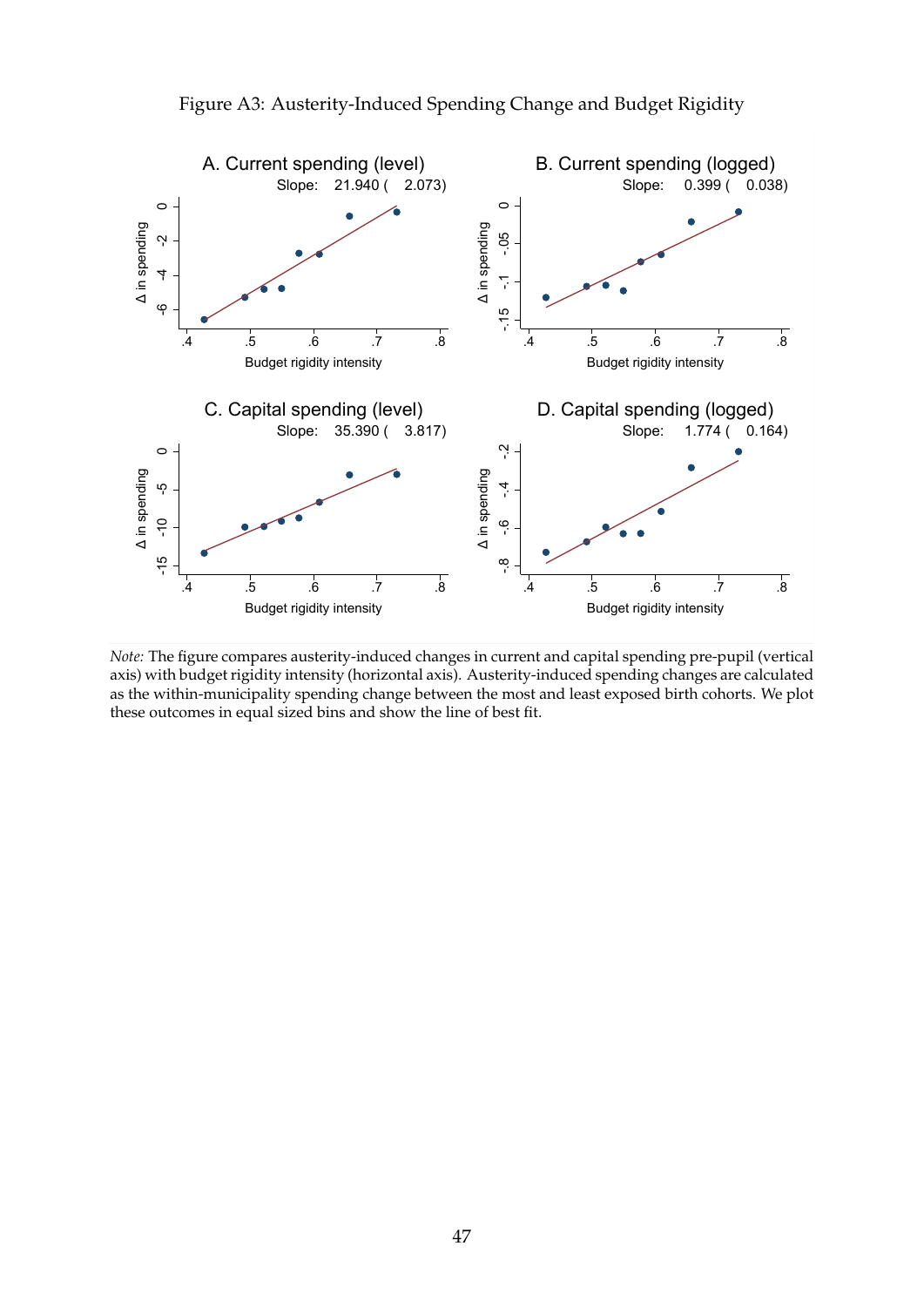Figure A3: Austerity-Induced Spending Change and Budget Rigidity

A. Current spending (level)
Slope: 21.940 ( 2.073)

B. Current spending (logged)
Slope: 0.399 ( 0.038)

C. Capital spending (level)
Slope: 35.390 ( 3.817)

D. Capital spending (logged)
Slope: 1.774 ( 0.164)

*Note:* The figure compares austerity-induced changes in current and capital spending pre-pupil (vertical axis) with budget rigidity intensity (horizontal axis). Austerity-induced spending changes are calculated as the within-municipality spending change between the most and least exposed birth cohorts. We plot these outcomes in equal sized bins and show the line of best fit.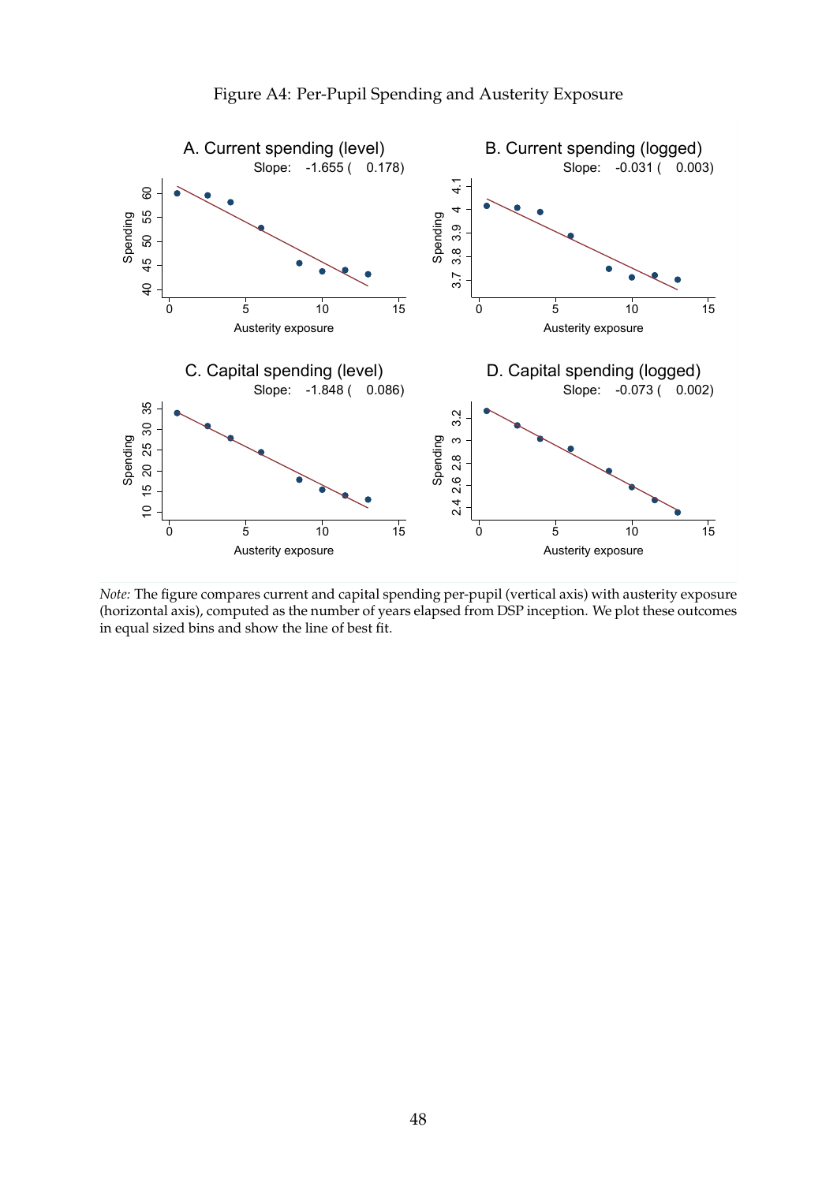Figure A4: Per-Pupil Spending and Austerity Exposure

A. Current spending (level)
Slope: -1.655 ( 0.178)

B. Current spending (logged)
Slope: -0.031 ( 0.003)

C. Capital spending (level)
Slope: -1.848 ( 0.086)

D. Capital spending (logged)
Slope: -0.073 ( 0.002)

*Note:* The figure compares current and capital spending per-pupil (vertical axis) with austerity exposure (horizontal axis), computed as the number of years elapsed from DSP inception. We plot these outcomes in equal sized bins and show the line of best fit.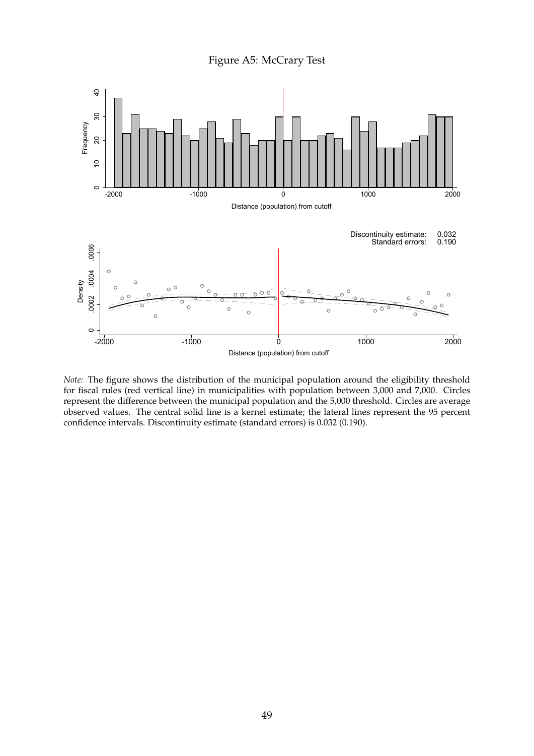Figure A5: McCrary Test

*Note:* The figure shows the distribution of the municipal population around the eligibility threshold for fiscal rules (red vertical line) in municipalities with population between 3,000 and 7,000. Circles represent the difference between the municipal population and the 5,000 threshold. Circles are average observed values. The central solid line is a kernel estimate; the lateral lines represent the 95 percent confidence intervals. Discontinuity estimate (standard errors) is 0.032 (0.190).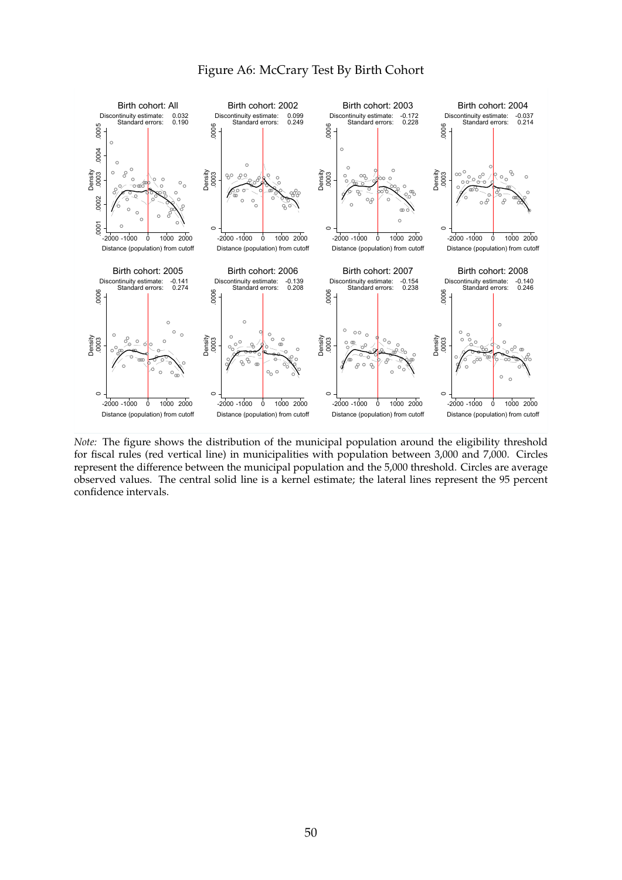Figure A6: McCrary Test By Birth Cohort

*Note:* The figure shows the distribution of the municipal population around the eligibility threshold for fiscal rules (red vertical line) in municipalities with population between 3,000 and 7,000. Circles represent the difference between the municipal population and the 5,000 threshold. Circles are average observed values. The central solid line is a kernel estimate; the lateral lines represent the 95 percent confidence intervals.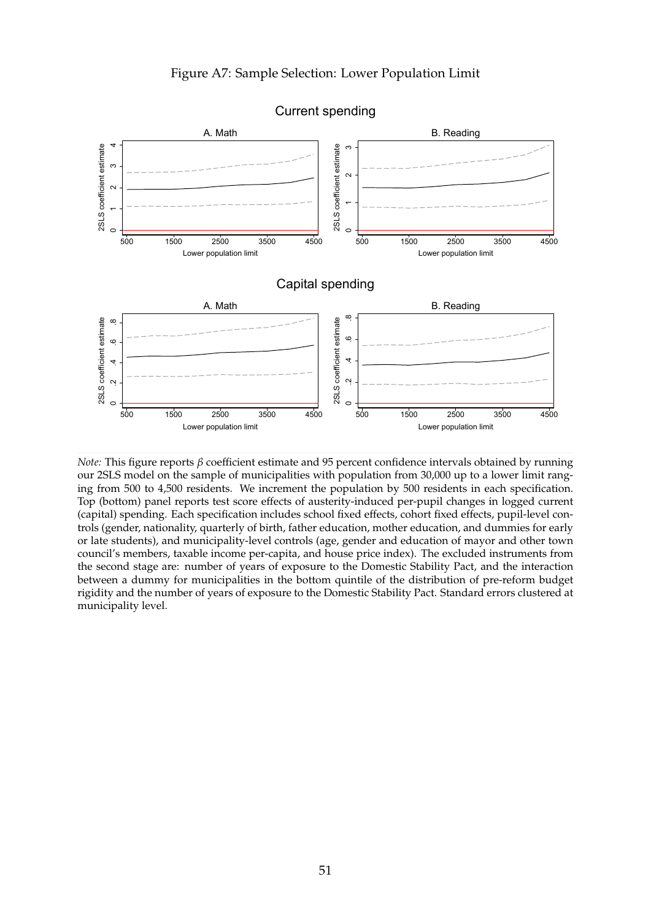Figure A7: Sample Selection: Lower Population Limit

*Note:* This figure reports $\beta$ coefficient estimate and 95 percent confidence intervals obtained by running our 2SLS model on the sample of municipalities with population from 30,000 up to a lower limit ranging from 500 to 4,500 residents. We increment the population by 500 residents in each specification. Top (bottom) panel reports test score effects of austerity-induced per-pupil changes in logged current (capital) spending. Each specification includes school fixed effects, cohort fixed effects, pupil-level controls (gender, nationality, quarterly of birth, father education, mother education, and dummies for early or late students), and municipality-level controls (age, gender and education of mayor and other town council's members, taxable income per-capita, and house price index). The excluded instruments from the second stage are: number of years of exposure to the Domestic Stability Pact, and the interaction between a dummy for municipalities in the bottom quintile of the distribution of pre-reform budget rigidity and the number of years of exposure to the Domestic Stability Pact. Standard errors clustered at municipality level.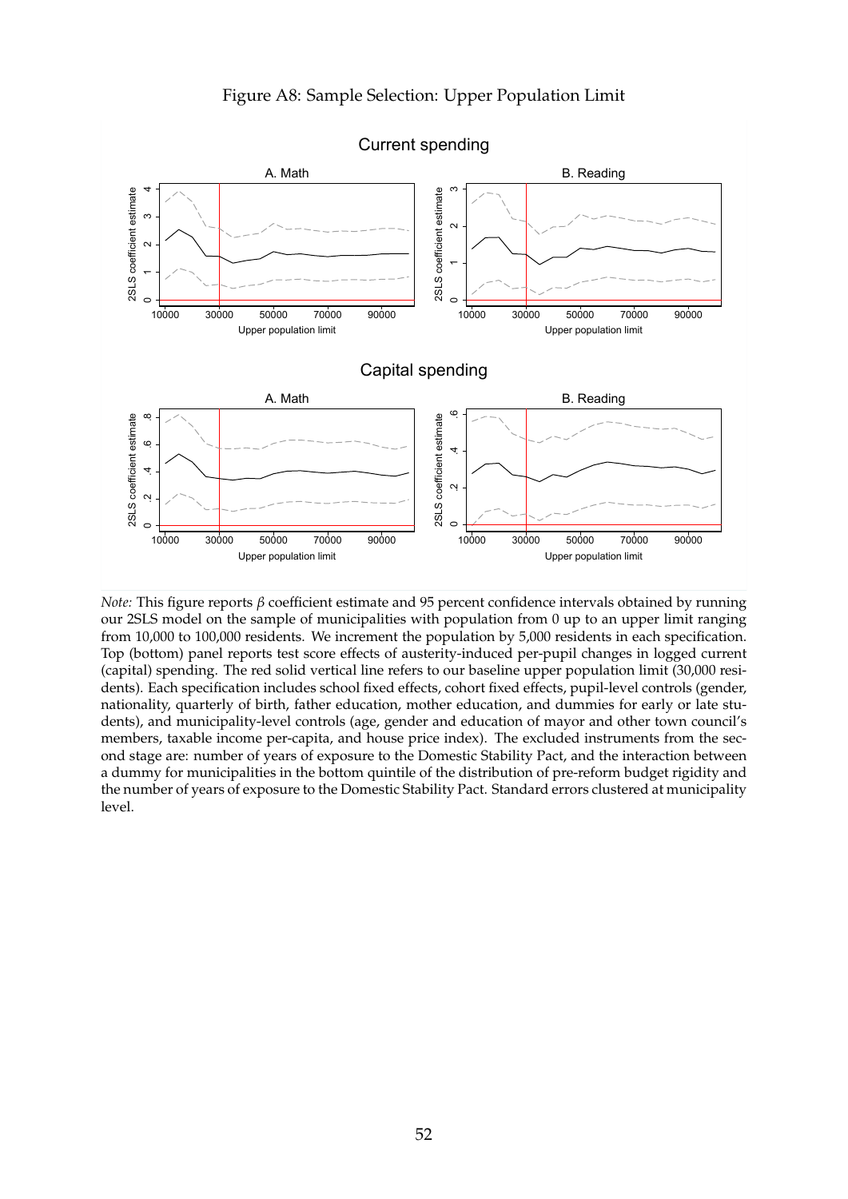Figure A8: Sample Selection: Upper Population Limit

*Note:* This figure reports $\beta$ coefficient estimate and 95 percent confidence intervals obtained by running our 2SLS model on the sample of municipalities with population from 0 up to an upper limit ranging from 10,000 to 100,000 residents. We increment the population by 5,000 residents in each specification. Top (bottom) panel reports test score effects of austerity-induced per-pupil changes in logged current (capital) spending. The red solid vertical line refers to our baseline upper population limit (30,000 residents). Each specification includes school fixed effects, cohort fixed effects, pupil-level controls (gender, nationality, quarterly of birth, father education, mother education, and dummies for early or late students), and municipality-level controls (age, gender and education of mayor and other town council's members, taxable income per-capita, and house price index). The excluded instruments from the second stage are: number of years of exposure to the Domestic Stability Pact, and the interaction between a dummy for municipalities in the bottom quintile of the distribution of pre-reform budget rigidity and the number of years of exposure to the Domestic Stability Pact. Standard errors clustered at municipality level.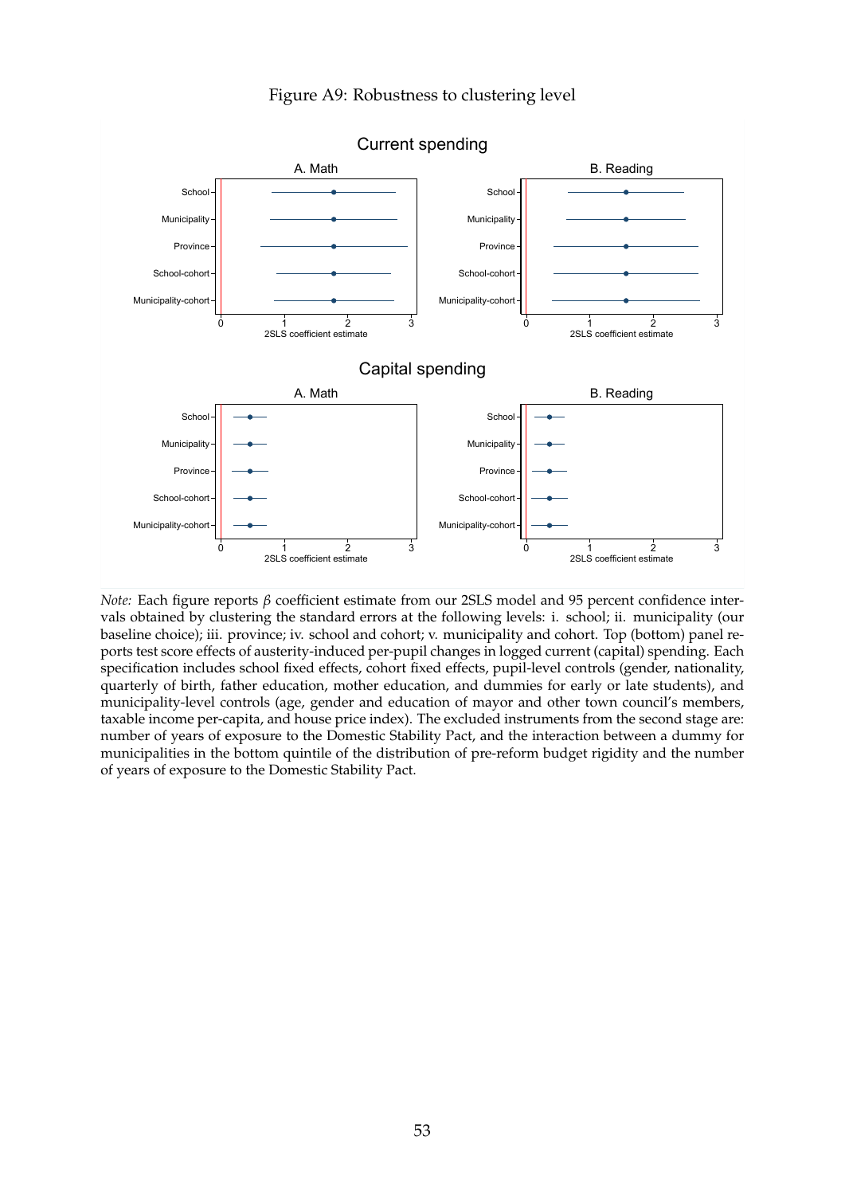Figure A9: Robustness to clustering level

*Note:* Each figure reports $\beta$ coefficient estimate from our 2SLS model and 95 percent confidence intervals obtained by clustering the standard errors at the following levels: i. school; ii. municipality (our baseline choice); iii. province; iv. school and cohort; v. municipality and cohort. Top (bottom) panel reports test score effects of austerity-induced per-pupil changes in logged current (capital) spending. Each specification includes school fixed effects, cohort fixed effects, pupil-level controls (gender, nationality, quarterly of birth, father education, mother education, and dummies for early or late students), and municipality-level controls (age, gender and education of mayor and other town council's members, taxable income per-capita, and house price index). The excluded instruments from the second stage are: number of years of exposure to the Domestic Stability Pact, and the interaction between a dummy for municipalities in the bottom quintile of the distribution of pre-reform budget rigidity and the number of years of exposure to the Domestic Stability Pact.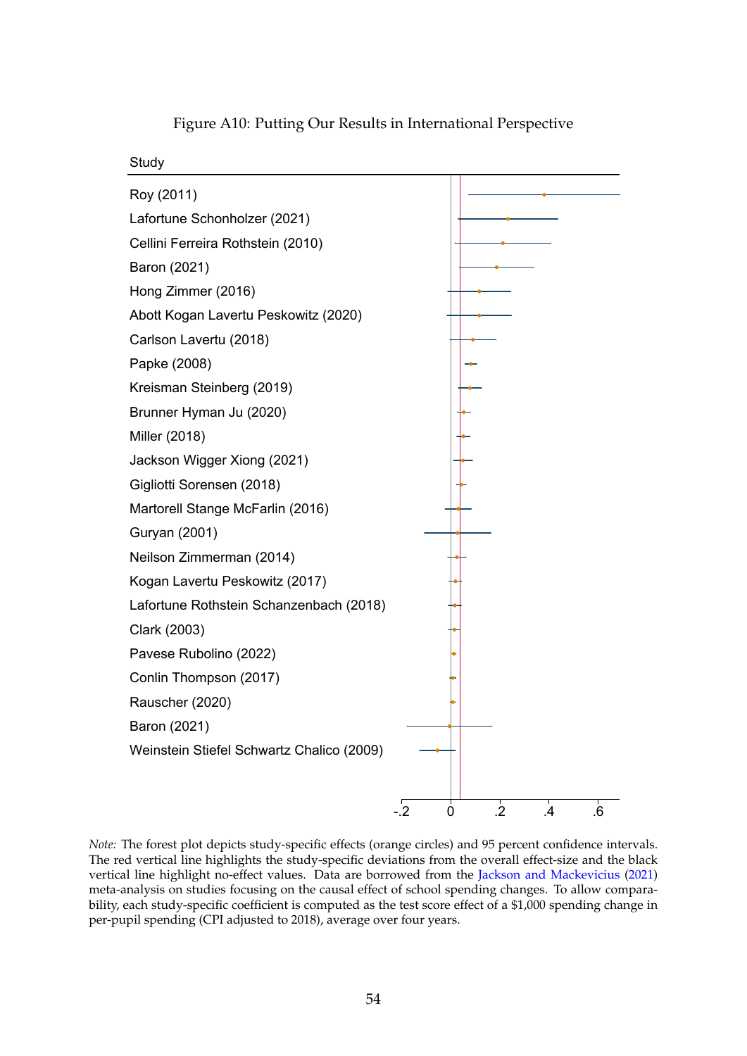Figure A10: Putting Our Results in International Perspective

Study

Roy (2011)
Lafortune Schonholzer (2021)
Cellini Ferreira Rothstein (2010)
Baron (2021)
Hong Zimmer (2016)
Abott Kogan Lavertu Peskowitz (2020)
Carlson Lavertu (2018)
Papke (2008)
Kreisman Steinberg (2019)
Brunner Hyman Ju (2020)
Miller (2018)
Jackson Wigger Xiong (2021)
Gigliotti Sorensen (2018)
Martorell Stange McFarlin (2016)
Guryan (2001)
Neilson Zimmerman (2014)
Kogan Lavertu Peskowitz (2017)
Lafortune Rothstein Schanzenbach (2018)
Clark (2003)
Pavese Rubolino (2022)
Conlin Thompson (2017)
Rauscher (2020)
Baron (2021)
Weinstein Stiefel Schwartz Chalico (2009)

-.2 0 .2 .4 .6

*Note:* The forest plot depicts study-specific effects (orange circles) and 95 percent confidence intervals. The red vertical line highlights the study-specific deviations from the overall effect-size and the black vertical line highlight no-effect values. Data are borrowed from the Jackson and Mackevicius (2021) meta-analysis on studies focusing on the causal effect of school spending changes. To allow comparability, each study-specific coefficient is computed as the test score effect of a $1,000 spending change in per-pupil spending (CPI adjusted to 2018), average over four years.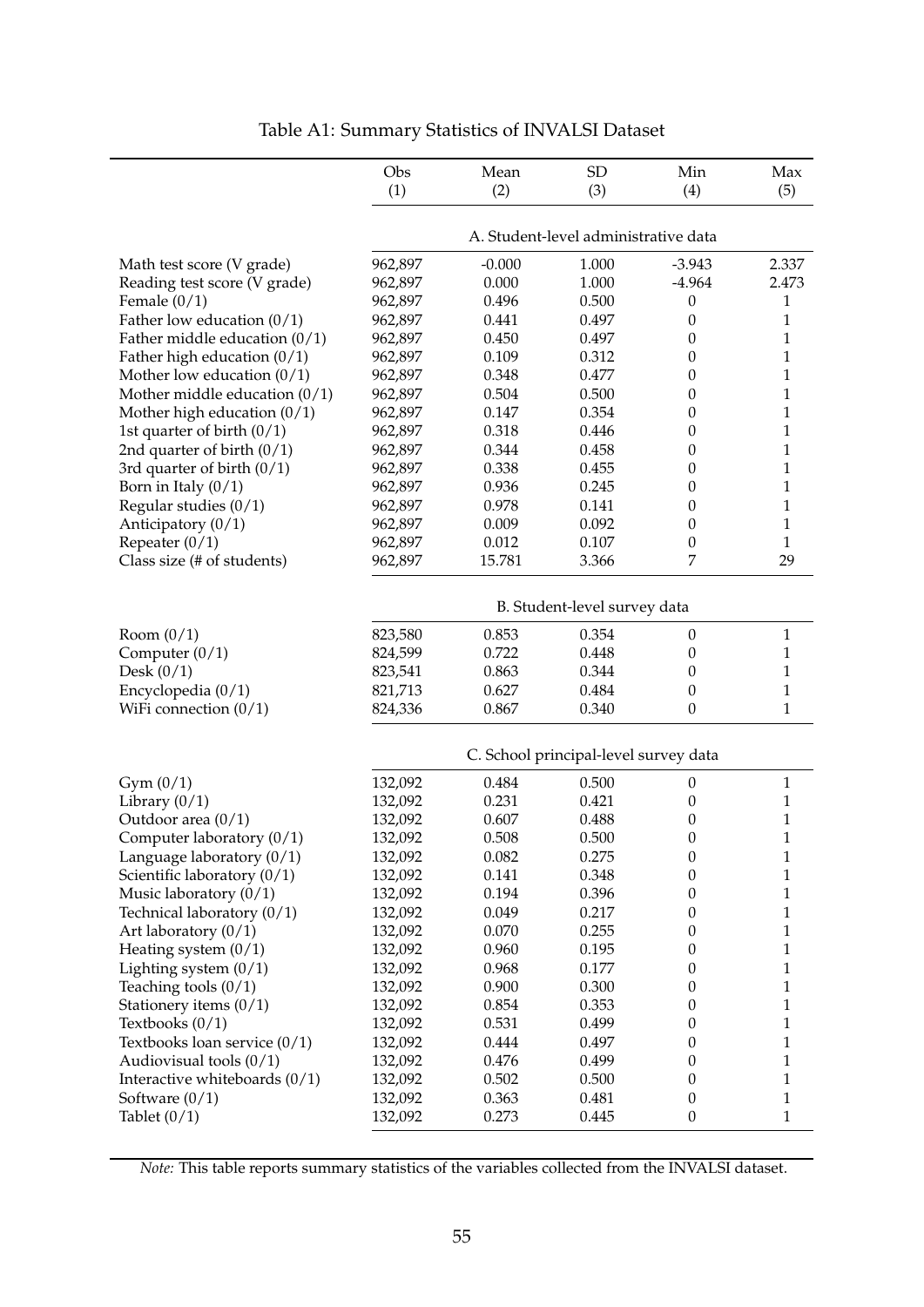Table A1: Summary Statistics of INVALSI Dataset

| | Obs (1) | Mean (2) | SD (3) | Min (4) | Max (5) |
|---|---|---|---|---|---|
| | A. Student-level administrative data | | | | |
| Math test score (V grade) | 962,897 | -0.000 | 1.000 | -3.943 | 2.337 |
| Reading test score (V grade) | 962,897 | 0.000 | 1.000 | -4.964 | 2.473 |
| Female (0/1) | 962,897 | 0.496 | 0.500 | 0 | 1 |
| Father low education (0/1) | 962,897 | 0.441 | 0.497 | 0 | 1 |
| Father middle education (0/1) | 962,897 | 0.450 | 0.497 | 0 | 1 |
| Father high education (0/1) | 962,897 | 0.109 | 0.312 | 0 | 1 |
| Mother low education (0/1) | 962,897 | 0.348 | 0.477 | 0 | 1 |
| Mother middle education (0/1) | 962,897 | 0.504 | 0.500 | 0 | 1 |
| Mother high education (0/1) | 962,897 | 0.147 | 0.354 | 0 | 1 |
| 1st quarter of birth (0/1) | 962,897 | 0.318 | 0.446 | 0 | 1 |
| 2nd quarter of birth (0/1) | 962,897 | 0.344 | 0.458 | 0 | 1 |
| 3rd quarter of birth (0/1) | 962,897 | 0.338 | 0.455 | 0 | 1 |
| Born in Italy (0/1) | 962,897 | 0.936 | 0.245 | 0 | 1 |
| Regular studies (0/1) | 962,897 | 0.978 | 0.141 | 0 | 1 |
| Anticipatory (0/1) | 962,897 | 0.009 | 0.092 | 0 | 1 |
| Repeater (0/1) | 962,897 | 0.012 | 0.107 | 0 | 1 |
| Class size (# of students) | 962,897 | 15.781 | 3.366 | 7 | 29 |
| | B. Student-level survey data | | | | |
| Room (0/1) | 823,580 | 0.853 | 0.354 | 0 | 1 |
| Computer (0/1) | 824,599 | 0.722 | 0.448 | 0 | 1 |
| Desk (0/1) | 823,541 | 0.863 | 0.344 | 0 | 1 |
| Encyclopedia (0/1) | 821,713 | 0.627 | 0.484 | 0 | 1 |
| WiFi connection (0/1) | 824,336 | 0.867 | 0.340 | 0 | 1 |
| | C. School principal-level survey data | | | | |
| Gym (0/1) | 132,092 | 0.484 | 0.500 | 0 | 1 |
| Library (0/1) | 132,092 | 0.231 | 0.421 | 0 | 1 |
| Outdoor area (0/1) | 132,092 | 0.607 | 0.488 | 0 | 1 |
| Computer laboratory (0/1) | 132,092 | 0.508 | 0.500 | 0 | 1 |
| Language laboratory (0/1) | 132,092 | 0.082 | 0.275 | 0 | 1 |
| Scientific laboratory (0/1) | 132,092 | 0.141 | 0.348 | 0 | 1 |
| Music laboratory (0/1) | 132,092 | 0.194 | 0.396 | 0 | 1 |
| Technical laboratory (0/1) | 132,092 | 0.049 | 0.217 | 0 | 1 |
| Art laboratory (0/1) | 132,092 | 0.070 | 0.255 | 0 | 1 |
| Heating system (0/1) | 132,092 | 0.960 | 0.195 | 0 | 1 |
| Lighting system (0/1) | 132,092 | 0.968 | 0.177 | 0 | 1 |
| Teaching tools (0/1) | 132,092 | 0.900 | 0.300 | 0 | 1 |
| Stationery items (0/1) | 132,092 | 0.854 | 0.353 | 0 | 1 |
| Textbooks (0/1) | 132,092 | 0.531 | 0.499 | 0 | 1 |
| Textbooks loan service (0/1) | 132,092 | 0.444 | 0.497 | 0 | 1 |
| Audiovisual tools (0/1) | 132,092 | 0.476 | 0.499 | 0 | 1 |
| Interactive whiteboards (0/1) | 132,092 | 0.502 | 0.500 | 0 | 1 |
| Software (0/1) | 132,092 | 0.363 | 0.481 | 0 | 1 |
| Tablet (0/1) | 132,092 | 0.273 | 0.445 | 0 | 1 |

*Note:* This table reports summary statistics of the variables collected from the INVALSI dataset.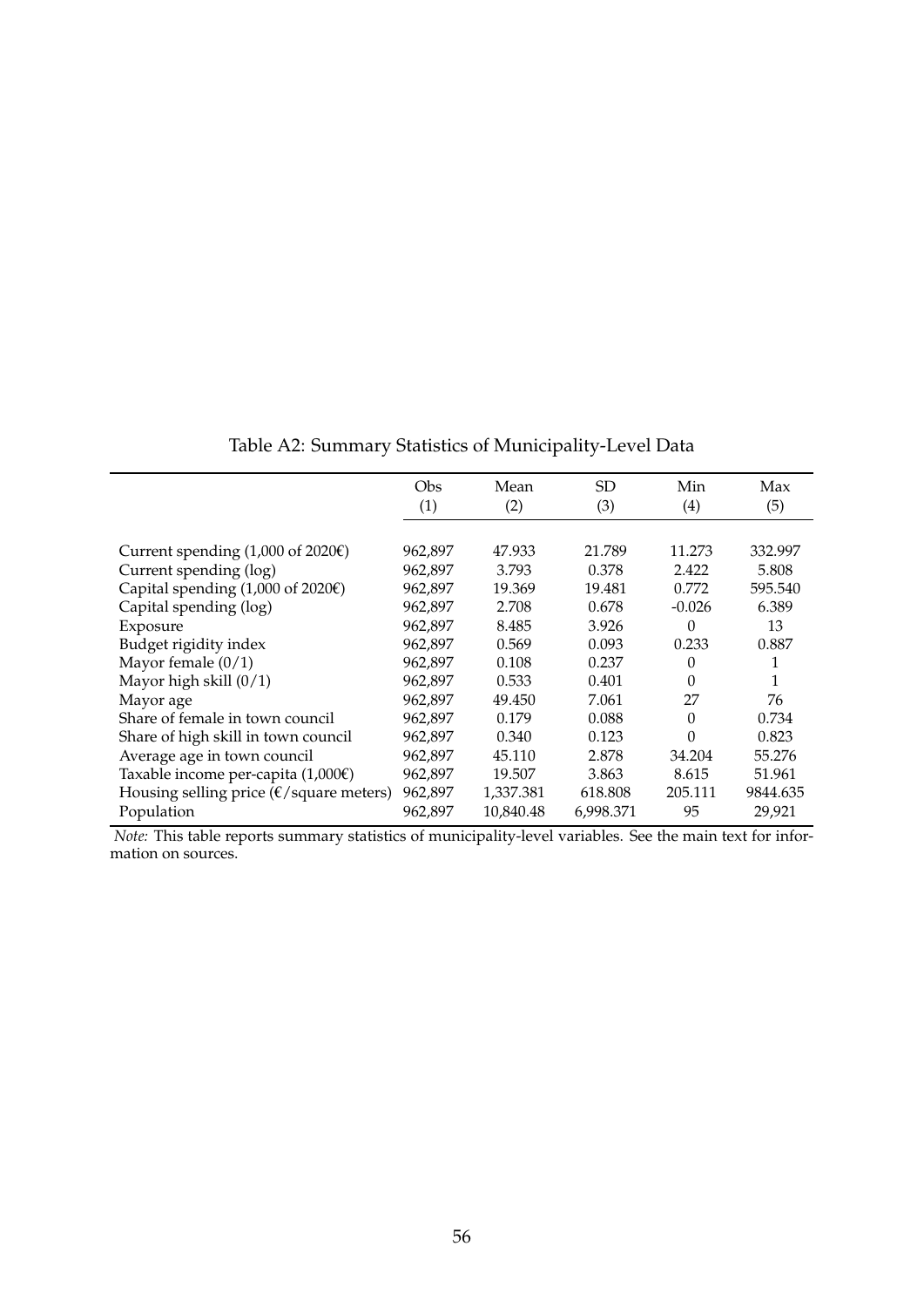Table A2: Summary Statistics of Municipality-Level Data

| | Obs (1) | Mean (2) | SD (3) | Min (4) | Max (5) |
|---|---|---|---|---|---|
| Current spending (1,000 of 2020€) | 962,897 | 47.933 | 21.789 | 11.273 | 332.997 |
| Current spending (log) | 962,897 | 3.793 | 0.378 | 2.422 | 5.808 |
| Capital spending (1,000 of 2020€) | 962,897 | 19.369 | 19.481 | 0.772 | 595.540 |
| Capital spending (log) | 962,897 | 2.708 | 0.678 | -0.026 | 6.389 |
| Exposure | 962,897 | 8.485 | 3.926 | 0 | 13 |
| Budget rigidity index | 962,897 | 0.569 | 0.093 | 0.233 | 0.887 |
| Mayor female (0/1) | 962,897 | 0.108 | 0.237 | 0 | 1 |
| Mayor high skill (0/1) | 962,897 | 0.533 | 0.401 | 0 | 1 |
| Mayor age | 962,897 | 49.450 | 7.061 | 27 | 76 |
| Share of female in town council | 962,897 | 0.179 | 0.088 | 0 | 0.734 |
| Share of high skill in town council | 962,897 | 0.340 | 0.123 | 0 | 0.823 |
| Average age in town council | 962,897 | 45.110 | 2.878 | 34.204 | 55.276 |
| Taxable income per-capita (1,000€) | 962,897 | 19.507 | 3.863 | 8.615 | 51.961 |
| Housing selling price (€/square meters) | 962,897 | 1,337.381 | 618.808 | 205.111 | 9844.635 |
| Population | 962,897 | 10,840.48 | 6,998.371 | 95 | 29,921 |

*Note:* This table reports summary statistics of municipality-level variables. See the main text for information on sources.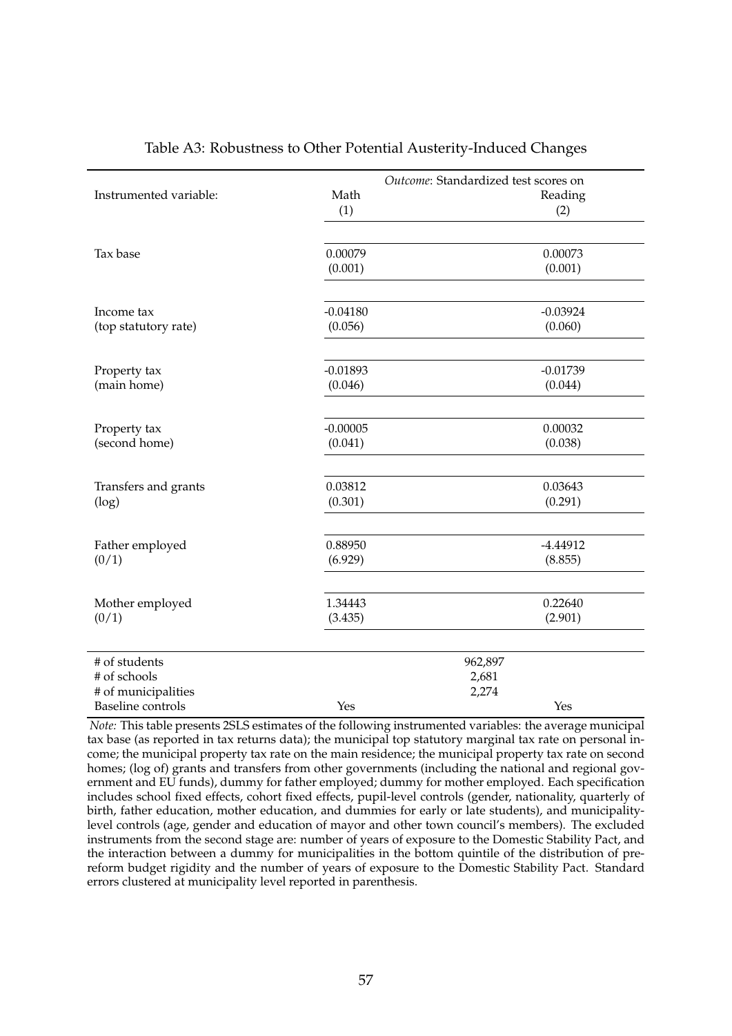Table A3: Robustness to Other Potential Austerity-Induced Changes

| Instrumented variable: | *Outcome*: Standardized test scores on Math (1) | Reading (2) |
|---|---|---|
| Tax base | 0.00079 | 0.00073 |
| | (0.001) | (0.001) |
| Income tax (top statutory rate) | -0.04180 | -0.03924 |
| | (0.056) | (0.060) |
| Property tax (main home) | -0.01893 | -0.01739 |
| | (0.046) | (0.044) |
| Property tax (second home) | -0.00005 | 0.00032 |
| | (0.041) | (0.038) |
| Transfers and grants (log) | 0.03812 | 0.03643 |
| | (0.301) | (0.291) |
| Father employed (0/1) | 0.88950 | -4.44912 |
| | (6.929) | (8.855) |
| Mother employed (0/1) | 1.34443 | 0.22640 |
| | (3.435) | (2.901) |
| # of students | 962,897 | |
| # of schools | 2,681 | |
| # of municipalities | 2,274 | |
| Baseline controls | Yes | Yes |

*Note:* This table presents 2SLS estimates of the following instrumented variables: the average municipal tax base (as reported in tax returns data); the municipal top statutory marginal tax rate on personal income; the municipal property tax rate on the main residence; the municipal property tax rate on second homes; (log of) grants and transfers from other governments (including the national and regional government and EU funds), dummy for father employed; dummy for mother employed. Each specification includes school fixed effects, cohort fixed effects, pupil-level controls (gender, nationality, quarterly of birth, father education, mother education, and dummies for early or late students), and municipality-level controls (age, gender and education of mayor and other town council's members). The excluded instruments from the second stage are: number of years of exposure to the Domestic Stability Pact, and the interaction between a dummy for municipalities in the bottom quintile of the distribution of pre-reform budget rigidity and the number of years of exposure to the Domestic Stability Pact. Standard errors clustered at municipality level reported in parenthesis.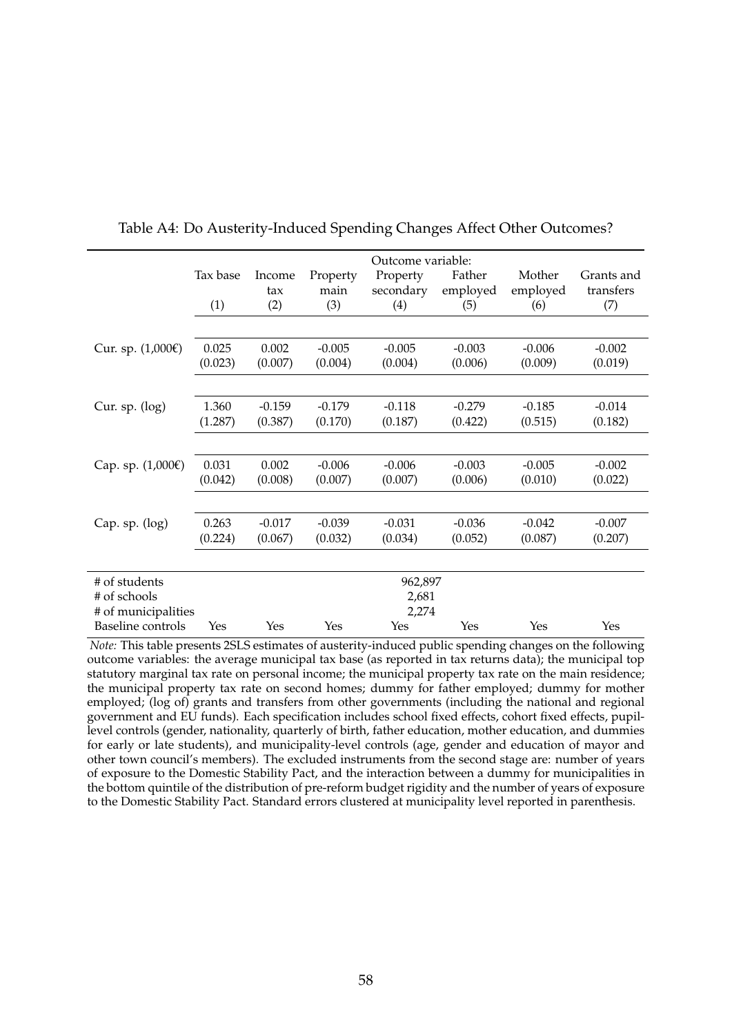Table A4: Do Austerity-Induced Spending Changes Affect Other Outcomes?

| | Outcome variable: | | | | | | |
|---|---|---|---|---|---|---|---|
| | Tax base | Income tax | Property main | Property secondary | Father employed | Mother employed | Grants and transfers |
| | (1) | (2) | (3) | (4) | (5) | (6) | (7) |
| Cur. sp. (1,000€) | 0.025 | 0.002 | -0.005 | -0.005 | -0.003 | -0.006 | -0.002 |
| | (0.023) | (0.007) | (0.004) | (0.004) | (0.006) | (0.009) | (0.019) |
| Cur. sp. (log) | 1.360 | -0.159 | -0.179 | -0.118 | -0.279 | -0.185 | -0.014 |
| | (1.287) | (0.387) | (0.170) | (0.187) | (0.422) | (0.515) | (0.182) |
| Cap. sp. (1,000€) | 0.031 | 0.002 | -0.006 | -0.006 | -0.003 | -0.005 | -0.002 |
| | (0.042) | (0.008) | (0.007) | (0.007) | (0.006) | (0.010) | (0.022) |
| Cap. sp. (log) | 0.263 | -0.017 | -0.039 | -0.031 | -0.036 | -0.042 | -0.007 |
| | (0.224) | (0.067) | (0.032) | (0.034) | (0.052) | (0.087) | (0.207) |
| # of students | | | | 962,897 | | | |
| # of schools | | | | 2,681 | | | |
| # of municipalities | | | | 2,274 | | | |
| Baseline controls | Yes | Yes | Yes | Yes | Yes | Yes | Yes |

*Note:* This table presents 2SLS estimates of austerity-induced public spending changes on the following outcome variables: the average municipal tax base (as reported in tax returns data); the municipal top statutory marginal tax rate on personal income; the municipal property tax rate on the main residence; the municipal property tax rate on second homes; dummy for father employed; dummy for mother employed; (log of) grants and transfers from other governments (including the national and regional government and EU funds). Each specification includes school fixed effects, cohort fixed effects, pupil-level controls (gender, nationality, quarterly of birth, father education, mother education, and dummies for early or late students), and municipality-level controls (age, gender and education of mayor and other town council's members). The excluded instruments from the second stage are: number of years of exposure to the Domestic Stability Pact, and the interaction between a dummy for municipalities in the bottom quintile of the distribution of pre-reform budget rigidity and the number of years of exposure to the Domestic Stability Pact. Standard errors clustered at municipality level reported in parenthesis.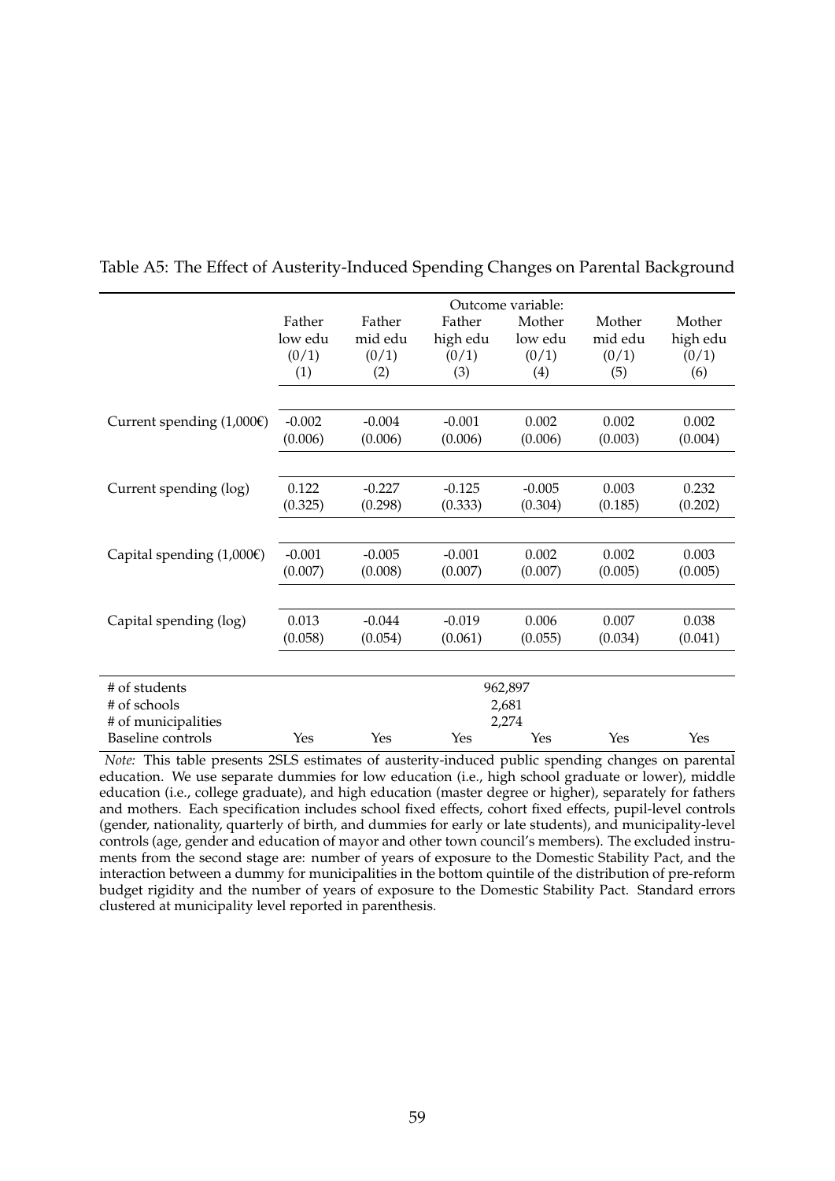Table A5: The Effect of Austerity-Induced Spending Changes on Parental Background

| | Outcome variable: | | | | | |
|---|---|---|---|---|---|---|
| | Father low edu (0/1) | Father mid edu (0/1) | Father high edu (0/1) | Mother low edu (0/1) | Mother mid edu (0/1) | Mother high edu (0/1) |
| | (1) | (2) | (3) | (4) | (5) | (6) |
| Current spending (1,000€) | -0.002 | -0.004 | -0.001 | 0.002 | 0.002 | 0.002 |
| | (0.006) | (0.006) | (0.006) | (0.006) | (0.003) | (0.004) |
| Current spending (log) | 0.122 | -0.227 | -0.125 | -0.005 | 0.003 | 0.232 |
| | (0.325) | (0.298) | (0.333) | (0.304) | (0.185) | (0.202) |
| Capital spending (1,000€) | -0.001 | -0.005 | -0.001 | 0.002 | 0.002 | 0.003 |
| | (0.007) | (0.008) | (0.007) | (0.007) | (0.005) | (0.005) |
| Capital spending (log) | 0.013 | -0.044 | -0.019 | 0.006 | 0.007 | 0.038 |
| | (0.058) | (0.054) | (0.061) | (0.055) | (0.034) | (0.041) |
| # of students | 962,897 | | | | | |
| # of schools | 2,681 | | | | | |
| # of municipalities | 2,274 | | | | | |
| Baseline controls | Yes | Yes | Yes | Yes | Yes | Yes |

*Note:* This table presents 2SLS estimates of austerity-induced public spending changes on parental education. We use separate dummies for low education (i.e., high school graduate or lower), middle education (i.e., college graduate), and high education (master degree or higher), separately for fathers and mothers. Each specification includes school fixed effects, cohort fixed effects, pupil-level controls (gender, nationality, quarterly of birth, and dummies for early or late students), and municipality-level controls (age, gender and education of mayor and other town council's members). The excluded instruments from the second stage are: number of years of exposure to the Domestic Stability Pact, and the interaction between a dummy for municipalities in the bottom quintile of the distribution of pre-reform budget rigidity and the number of years of exposure to the Domestic Stability Pact. Standard errors clustered at municipality level reported in parenthesis.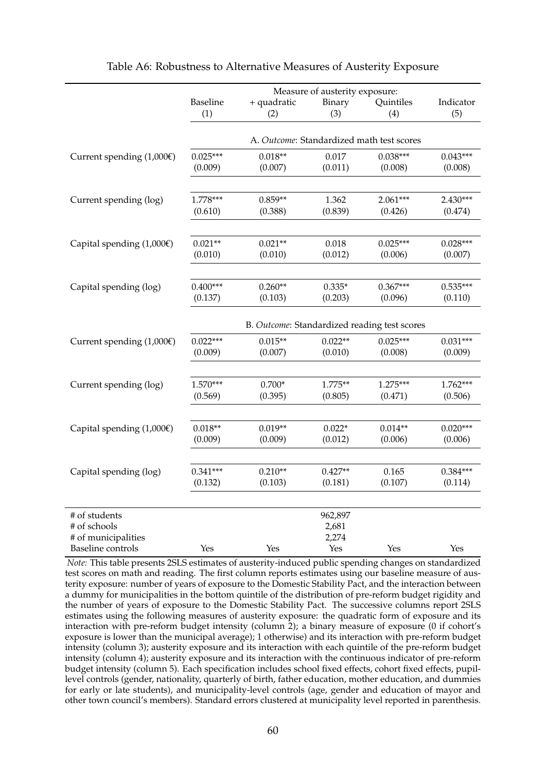Table A6: Robustness to Alternative Measures of Austerity Exposure

| | Measure of austerity exposure: | | | | |
|---|---|---|---|---|---|
| | Baseline | + quadratic | Binary | Quintiles | Indicator |
| | (1) | (2) | (3) | (4) | (5) |
| | A. *Outcome*: Standardized math test scores | | | | |
| Current spending (1,000€) | 0.025*** | 0.018** | 0.017 | 0.038*** | 0.043*** |
| | (0.009) | (0.007) | (0.011) | (0.008) | (0.008) |
| Current spending (log) | 1.778*** | 0.859** | 1.362 | 2.061*** | 2.430*** |
| | (0.610) | (0.388) | (0.839) | (0.426) | (0.474) |
| Capital spending (1,000€) | 0.021** | 0.021** | 0.018 | 0.025*** | 0.028*** |
| | (0.010) | (0.010) | (0.012) | (0.006) | (0.007) |
| Capital spending (log) | 0.400*** | 0.260** | 0.335* | 0.367*** | 0.535*** |
| | (0.137) | (0.103) | (0.203) | (0.096) | (0.110) |
| | B. *Outcome*: Standardized reading test scores | | | | |
| Current spending (1,000€) | 0.022*** | 0.015** | 0.022** | 0.025*** | 0.031*** |
| | (0.009) | (0.007) | (0.010) | (0.008) | (0.009) |
| Current spending (log) | 1.570*** | 0.700* | 1.775** | 1.275*** | 1.762*** |
| | (0.569) | (0.395) | (0.805) | (0.471) | (0.506) |
| Capital spending (1,000€) | 0.018** | 0.019** | 0.022* | 0.014** | 0.020*** |
| | (0.009) | (0.009) | (0.012) | (0.006) | (0.006) |
| Capital spending (log) | 0.341*** | 0.210** | 0.427** | 0.165 | 0.384*** |
| | (0.132) | (0.103) | (0.181) | (0.107) | (0.114) |
| # of students | | | 962,897 | | |
| # of schools | | | 2,681 | | |
| # of municipalities | | | 2,274 | | |
| Baseline controls | Yes | Yes | Yes | Yes | Yes |

*Note:* This table presents 2SLS estimates of austerity-induced public spending changes on standardized test scores on math and reading. The first column reports estimates using our baseline measure of austerity exposure: number of years of exposure to the Domestic Stability Pact, and the interaction between a dummy for municipalities in the bottom quintile of the distribution of pre-reform budget rigidity and the number of years of exposure to the Domestic Stability Pact. The successive columns report 2SLS estimates using the following measures of austerity exposure: the quadratic form of exposure and its interaction with pre-reform budget intensity (column 2); a binary measure of exposure (0 if cohort's exposure is lower than the municipal average); 1 otherwise) and its interaction with pre-reform budget intensity (column 3); austerity exposure and its interaction with each quintile of the pre-reform budget intensity (column 4); austerity exposure and its interaction with the continuous indicator of pre-reform budget intensity (column 5). Each specification includes school fixed effects, cohort fixed effects, pupil-level controls (gender, nationality, quarterly of birth, father education, mother education, and dummies for early or late students), and municipality-level controls (age, gender and education of mayor and other town council's members). Standard errors clustered at municipality level reported in parenthesis.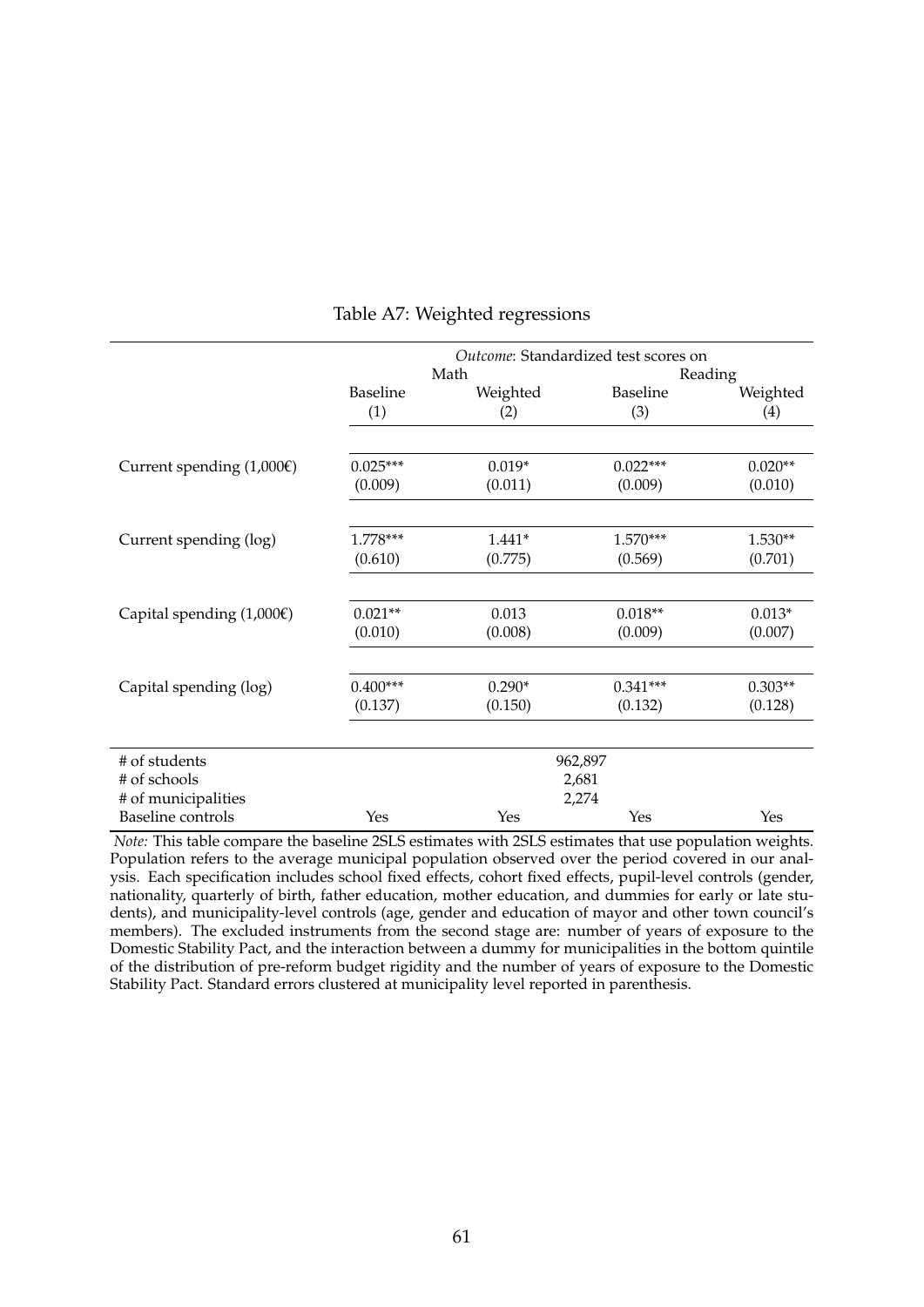Table A7: Weighted regressions

| | *Outcome*: Standardized test scores on | | | |
|---|---|---|---|---|
| | Math | | Reading | |
| | Baseline | Weighted | Baseline | Weighted |
| | (1) | (2) | (3) | (4) |
| Current spending (1,000€) | 0.025*** | 0.019* | 0.022*** | 0.020** |
| | (0.009) | (0.011) | (0.009) | (0.010) |
| Current spending (log) | 1.778*** | 1.441* | 1.570*** | 1.530** |
| | (0.610) | (0.775) | (0.569) | (0.701) |
| Capital spending (1,000€) | 0.021** | 0.013 | 0.018** | 0.013* |
| | (0.010) | (0.008) | (0.009) | (0.007) |
| Capital spending (log) | 0.400*** | 0.290* | 0.341*** | 0.303** |
| | (0.137) | (0.150) | (0.132) | (0.128) |
| # of students | 962,897 | | | |
| # of schools | 2,681 | | | |
| # of municipalities | 2,274 | | | |
| Baseline controls | Yes | Yes | Yes | Yes |

*Note:* This table compare the baseline 2SLS estimates with 2SLS estimates that use population weights. Population refers to the average municipal population observed over the period covered in our analysis. Each specification includes school fixed effects, cohort fixed effects, pupil-level controls (gender, nationality, quarterly of birth, father education, mother education, and dummies for early or late students), and municipality-level controls (age, gender and education of mayor and other town council's members). The excluded instruments from the second stage are: number of years of exposure to the Domestic Stability Pact, and the interaction between a dummy for municipalities in the bottom quintile of the distribution of pre-reform budget rigidity and the number of years of exposure to the Domestic Stability Pact. Standard errors clustered at municipality level reported in parenthesis.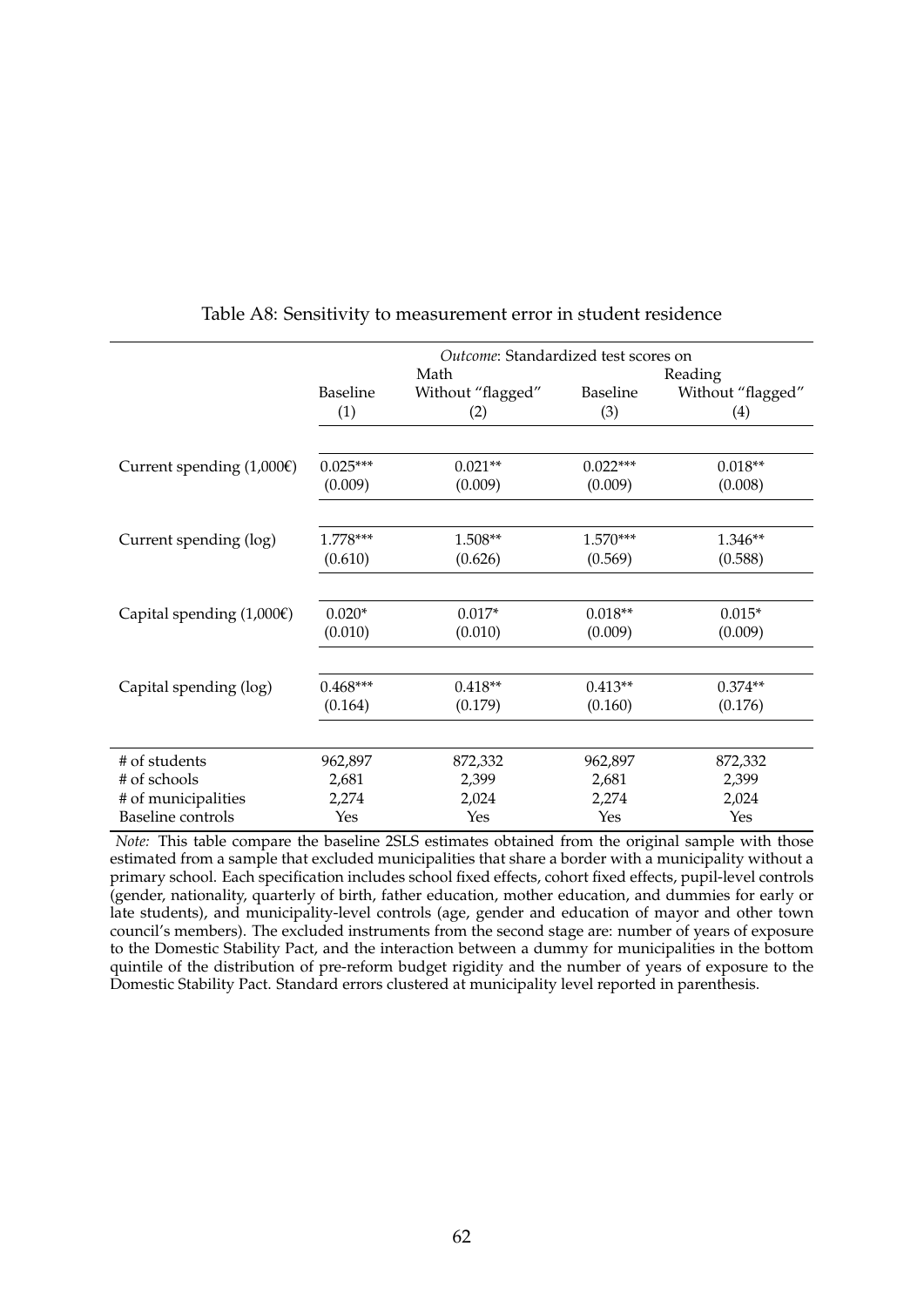Table A8: Sensitivity to measurement error in student residence

| | *Outcome*: Standardized test scores on | | | |
|---|---|---|---|---|
| | Math | | Reading | |
| | Baseline | Without "flagged" | Baseline | Without "flagged" |
| | (1) | (2) | (3) | (4) |
| Current spending (1,000€) | 0.025*** | 0.021** | 0.022*** | 0.018** |
| | (0.009) | (0.009) | (0.009) | (0.008) |
| Current spending (log) | 1.778*** | 1.508** | 1.570*** | 1.346** |
| | (0.610) | (0.626) | (0.569) | (0.588) |
| Capital spending (1,000€) | 0.020* | 0.017* | 0.018** | 0.015* |
| | (0.010) | (0.010) | (0.009) | (0.009) |
| Capital spending (log) | 0.468*** | 0.418** | 0.413** | 0.374** |
| | (0.164) | (0.179) | (0.160) | (0.176) |
| # of students | 962,897 | 872,332 | 962,897 | 872,332 |
| # of schools | 2,681 | 2,399 | 2,681 | 2,399 |
| # of municipalities | 2,274 | 2,024 | 2,274 | 2,024 |
| Baseline controls | Yes | Yes | Yes | Yes |

*Note:* This table compare the baseline 2SLS estimates obtained from the original sample with those estimated from a sample that excluded municipalities that share a border with a municipality without a primary school. Each specification includes school fixed effects, cohort fixed effects, pupil-level controls (gender, nationality, quarterly of birth, father education, mother education, and dummies for early or late students), and municipality-level controls (age, gender and education of mayor and other town council's members). The excluded instruments from the second stage are: number of years of exposure to the Domestic Stability Pact, and the interaction between a dummy for municipalities in the bottom quintile of the distribution of pre-reform budget rigidity and the number of years of exposure to the Domestic Stability Pact. Standard errors clustered at municipality level reported in parenthesis.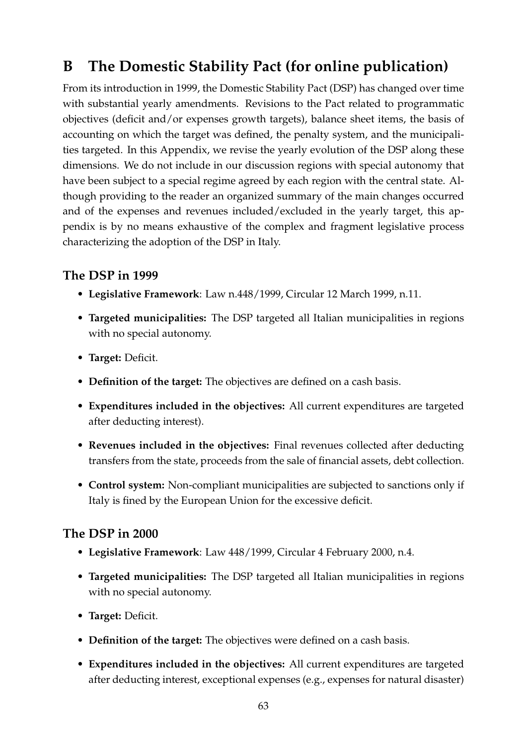# B The Domestic Stability Pact (for online publication)

From its introduction in 1999, the Domestic Stability Pact (DSP) has changed over time with substantial yearly amendments. Revisions to the Pact related to programmatic objectives (deficit and/or expenses growth targets), balance sheet items, the basis of accounting on which the target was defined, the penalty system, and the municipalities targeted. In this Appendix, we revise the yearly evolution of the DSP along these dimensions. We do not include in our discussion regions with special autonomy that have been subject to a special regime agreed by each region with the central state. Although providing to the reader an organized summary of the main changes occurred and of the expenses and revenues included/excluded in the yearly target, this appendix is by no means exhaustive of the complex and fragment legislative process characterizing the adoption of the DSP in Italy.

## The DSP in 1999

- **Legislative Framework**: Law n.448/1999, Circular 12 March 1999, n.11.
- **Targeted municipalities:** The DSP targeted all Italian municipalities in regions with no special autonomy.
- **Target:** Deficit.
- **Definition of the target:** The objectives are defined on a cash basis.
- **Expenditures included in the objectives:** All current expenditures are targeted after deducting interest).
- **Revenues included in the objectives:** Final revenues collected after deducting transfers from the state, proceeds from the sale of financial assets, debt collection.
- **Control system:** Non-compliant municipalities are subjected to sanctions only if Italy is fined by the European Union for the excessive deficit.

## The DSP in 2000

- **Legislative Framework**: Law 448/1999, Circular 4 February 2000, n.4.
- **Targeted municipalities:** The DSP targeted all Italian municipalities in regions with no special autonomy.
- **Target:** Deficit.
- **Definition of the target:** The objectives were defined on a cash basis.
- **Expenditures included in the objectives:** All current expenditures are targeted after deducting interest, exceptional expenses (e.g., expenses for natural disaster)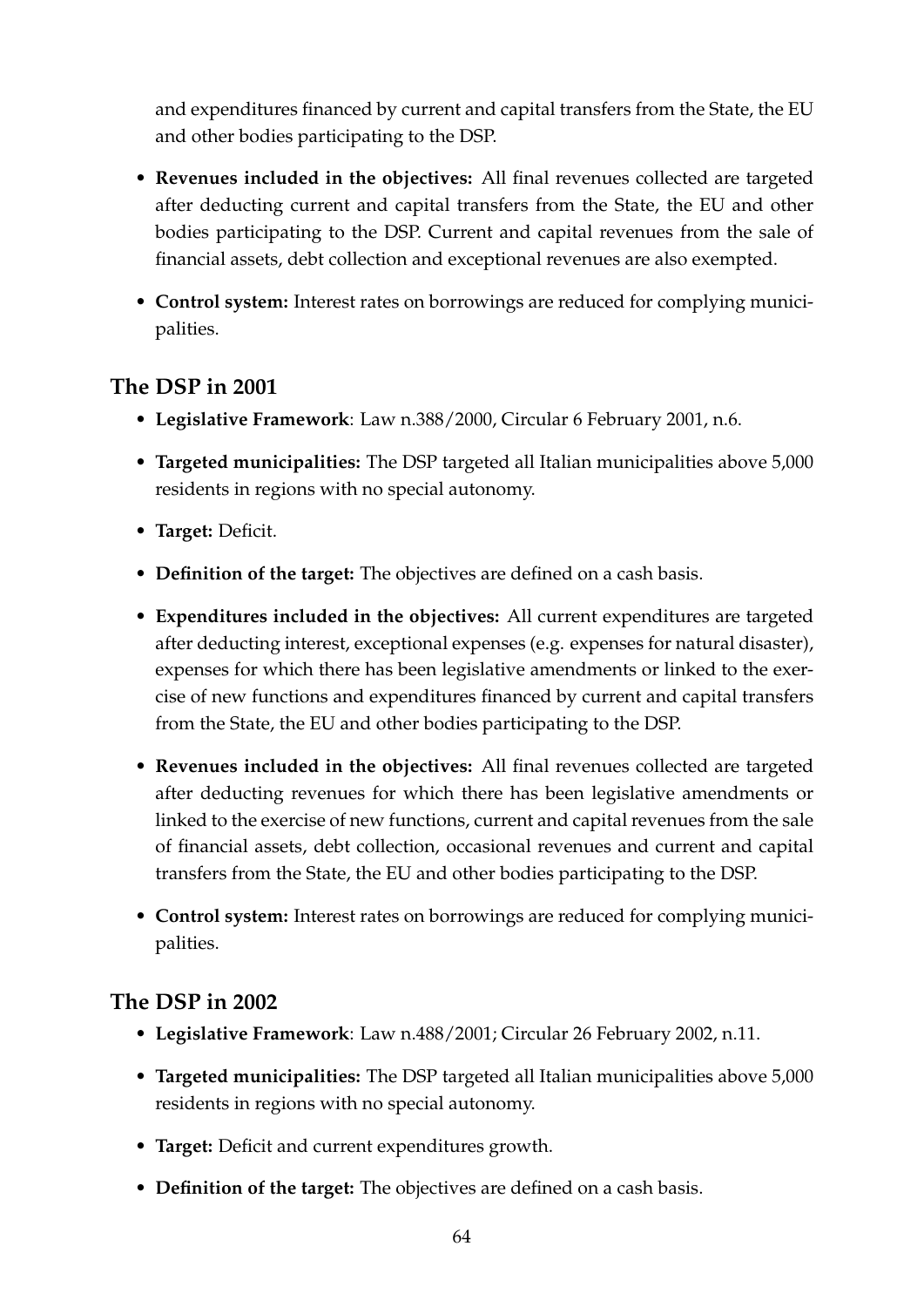and expenditures financed by current and capital transfers from the State, the EU and other bodies participating to the DSP.

- **Revenues included in the objectives:** All final revenues collected are targeted after deducting current and capital transfers from the State, the EU and other bodies participating to the DSP. Current and capital revenues from the sale of financial assets, debt collection and exceptional revenues are also exempted.
- **Control system:** Interest rates on borrowings are reduced for complying municipalities.

## The DSP in 2001

- **Legislative Framework**: Law n.388/2000, Circular 6 February 2001, n.6.
- **Targeted municipalities:** The DSP targeted all Italian municipalities above 5,000 residents in regions with no special autonomy.
- **Target:** Deficit.
- **Definition of the target:** The objectives are defined on a cash basis.
- **Expenditures included in the objectives:** All current expenditures are targeted after deducting interest, exceptional expenses (e.g. expenses for natural disaster), expenses for which there has been legislative amendments or linked to the exercise of new functions and expenditures financed by current and capital transfers from the State, the EU and other bodies participating to the DSP.
- **Revenues included in the objectives:** All final revenues collected are targeted after deducting revenues for which there has been legislative amendments or linked to the exercise of new functions, current and capital revenues from the sale of financial assets, debt collection, occasional revenues and current and capital transfers from the State, the EU and other bodies participating to the DSP.
- **Control system:** Interest rates on borrowings are reduced for complying municipalities.

## The DSP in 2002

- **Legislative Framework**: Law n.488/2001; Circular 26 February 2002, n.11.
- **Targeted municipalities:** The DSP targeted all Italian municipalities above 5,000 residents in regions with no special autonomy.
- **Target:** Deficit and current expenditures growth.
- **Definition of the target:** The objectives are defined on a cash basis.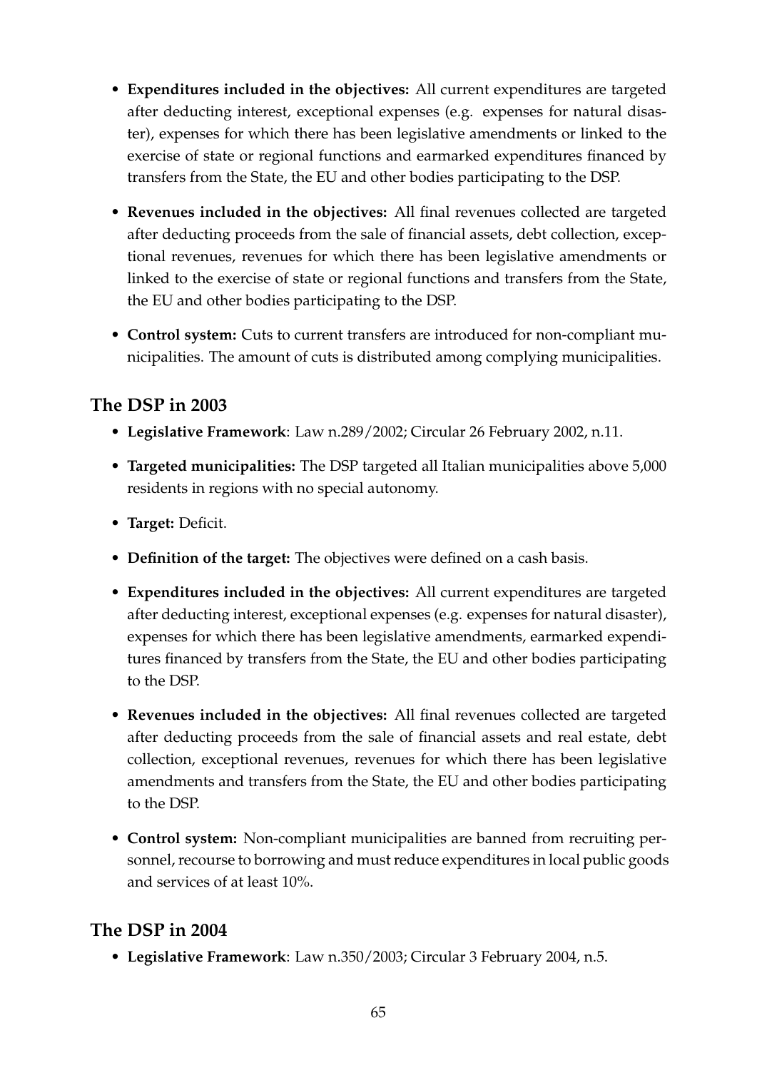- **Expenditures included in the objectives:** All current expenditures are targeted after deducting interest, exceptional expenses (e.g. expenses for natural disaster), expenses for which there has been legislative amendments or linked to the exercise of state or regional functions and earmarked expenditures financed by transfers from the State, the EU and other bodies participating to the DSP.
- **Revenues included in the objectives:** All final revenues collected are targeted after deducting proceeds from the sale of financial assets, debt collection, exceptional revenues, revenues for which there has been legislative amendments or linked to the exercise of state or regional functions and transfers from the State, the EU and other bodies participating to the DSP.
- **Control system:** Cuts to current transfers are introduced for non-compliant municipalities. The amount of cuts is distributed among complying municipalities.

## The DSP in 2003

- **Legislative Framework**: Law n.289/2002; Circular 26 February 2002, n.11.
- **Targeted municipalities:** The DSP targeted all Italian municipalities above 5,000 residents in regions with no special autonomy.
- **Target:** Deficit.
- **Definition of the target:** The objectives were defined on a cash basis.
- **Expenditures included in the objectives:** All current expenditures are targeted after deducting interest, exceptional expenses (e.g. expenses for natural disaster), expenses for which there has been legislative amendments, earmarked expenditures financed by transfers from the State, the EU and other bodies participating to the DSP.
- **Revenues included in the objectives:** All final revenues collected are targeted after deducting proceeds from the sale of financial assets and real estate, debt collection, exceptional revenues, revenues for which there has been legislative amendments and transfers from the State, the EU and other bodies participating to the DSP.
- **Control system:** Non-compliant municipalities are banned from recruiting personnel, recourse to borrowing and must reduce expenditures in local public goods and services of at least 10%.

## The DSP in 2004

- **Legislative Framework**: Law n.350/2003; Circular 3 February 2004, n.5.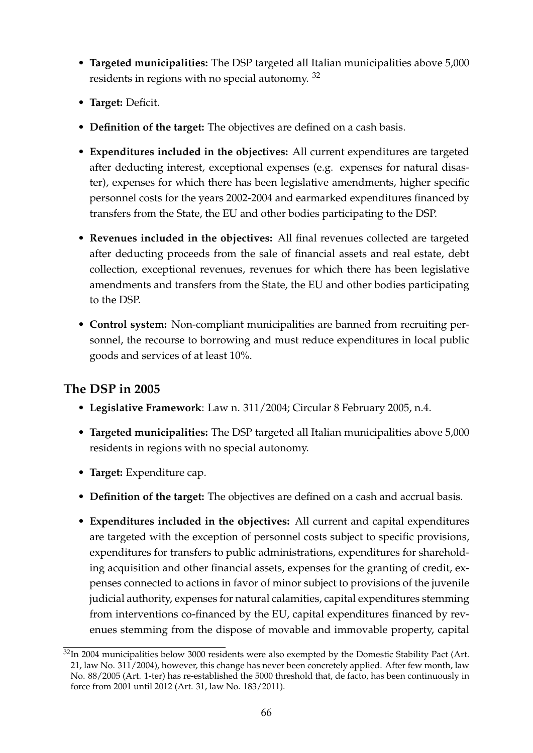- **Targeted municipalities:** The DSP targeted all Italian municipalities above 5,000 residents in regions with no special autonomy. [32]
- **Target:** Deficit.
- **Definition of the target:** The objectives are defined on a cash basis.
- **Expenditures included in the objectives:** All current expenditures are targeted after deducting interest, exceptional expenses (e.g. expenses for natural disaster), expenses for which there has been legislative amendments, higher specific personnel costs for the years 2002-2004 and earmarked expenditures financed by transfers from the State, the EU and other bodies participating to the DSP.
- **Revenues included in the objectives:** All final revenues collected are targeted after deducting proceeds from the sale of financial assets and real estate, debt collection, exceptional revenues, revenues for which there has been legislative amendments and transfers from the State, the EU and other bodies participating to the DSP.
- **Control system:** Non-compliant municipalities are banned from recruiting personnel, the recourse to borrowing and must reduce expenditures in local public goods and services of at least 10%.

## The DSP in 2005

- **Legislative Framework**: Law n. 311/2004; Circular 8 February 2005, n.4.
- **Targeted municipalities:** The DSP targeted all Italian municipalities above 5,000 residents in regions with no special autonomy.
- **Target:** Expenditure cap.
- **Definition of the target:** The objectives are defined on a cash and accrual basis.
- **Expenditures included in the objectives:** All current and capital expenditures are targeted with the exception of personnel costs subject to specific provisions, expenditures for transfers to public administrations, expenditures for shareholding acquisition and other financial assets, expenses for the granting of credit, expenses connected to actions in favor of minor subject to provisions of the juvenile judicial authority, expenses for natural calamities, capital expenditures stemming from interventions co-financed by the EU, capital expenditures financed by revenues stemming from the dispose of movable and immovable property, capital

[32] In 2004 municipalities below 3000 residents were also exempted by the Domestic Stability Pact (Art. 21, law No. 311/2004), however, this change has never been concretely applied. After few month, law No. 88/2005 (Art. 1-ter) has re-established the 5000 threshold that, de facto, has been continuously in force from 2001 until 2012 (Art. 31, law No. 183/2011).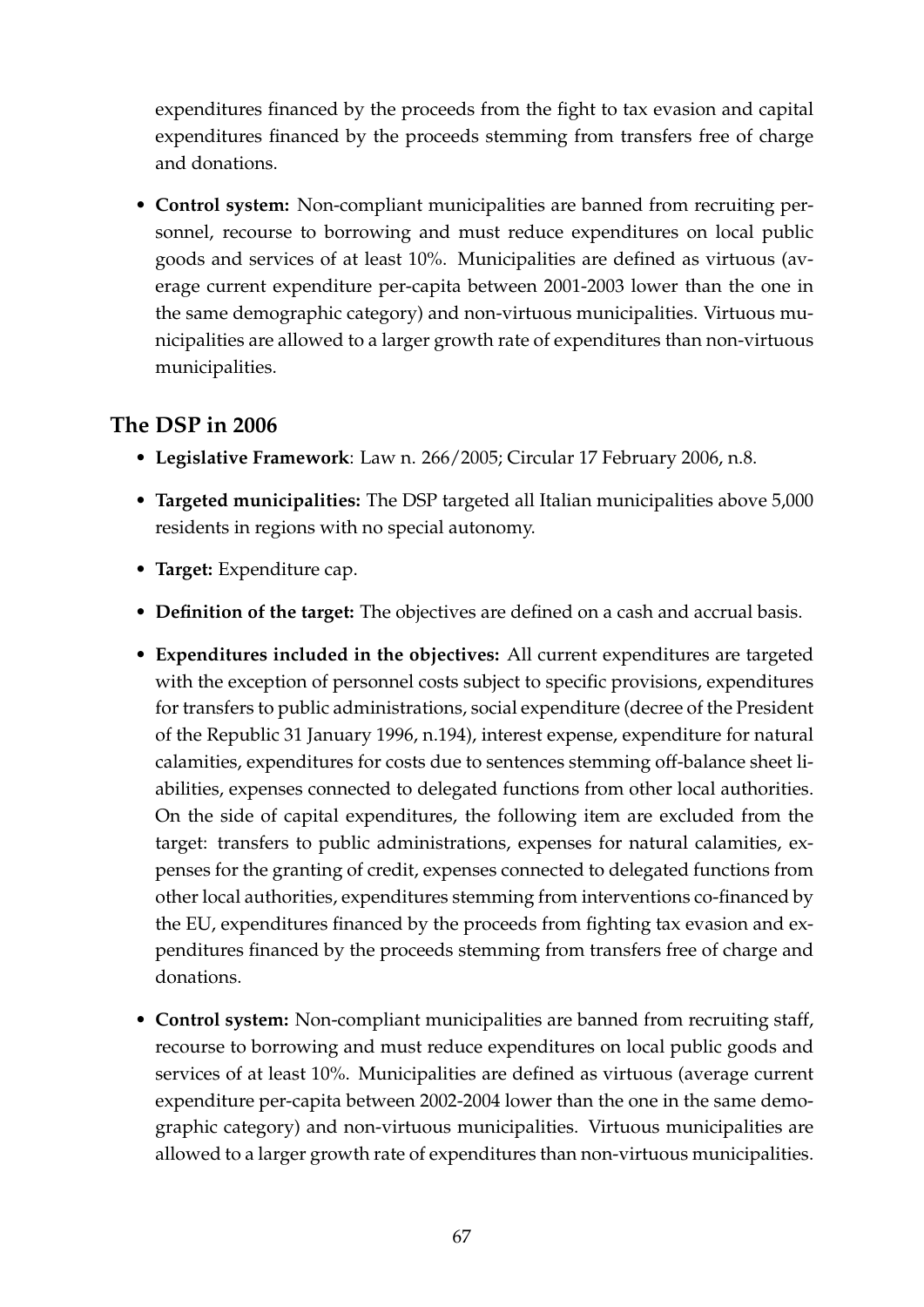expenditures financed by the proceeds from the fight to tax evasion and capital expenditures financed by the proceeds stemming from transfers free of charge and donations.

- **Control system:** Non-compliant municipalities are banned from recruiting personnel, recourse to borrowing and must reduce expenditures on local public goods and services of at least 10%. Municipalities are defined as virtuous (average current expenditure per-capita between 2001-2003 lower than the one in the same demographic category) and non-virtuous municipalities. Virtuous municipalities are allowed to a larger growth rate of expenditures than non-virtuous municipalities.

## The DSP in 2006

- **Legislative Framework**: Law n. 266/2005; Circular 17 February 2006, n.8.
- **Targeted municipalities:** The DSP targeted all Italian municipalities above 5,000 residents in regions with no special autonomy.
- **Target:** Expenditure cap.
- **Definition of the target:** The objectives are defined on a cash and accrual basis.
- **Expenditures included in the objectives:** All current expenditures are targeted with the exception of personnel costs subject to specific provisions, expenditures for transfers to public administrations, social expenditure (decree of the President of the Republic 31 January 1996, n.194), interest expense, expenditure for natural calamities, expenditures for costs due to sentences stemming off-balance sheet liabilities, expenses connected to delegated functions from other local authorities. On the side of capital expenditures, the following item are excluded from the target: transfers to public administrations, expenses for natural calamities, expenses for the granting of credit, expenses connected to delegated functions from other local authorities, expenditures stemming from interventions co-financed by the EU, expenditures financed by the proceeds from fighting tax evasion and expenditures financed by the proceeds stemming from transfers free of charge and donations.
- **Control system:** Non-compliant municipalities are banned from recruiting staff, recourse to borrowing and must reduce expenditures on local public goods and services of at least 10%. Municipalities are defined as virtuous (average current expenditure per-capita between 2002-2004 lower than the one in the same demographic category) and non-virtuous municipalities. Virtuous municipalities are allowed to a larger growth rate of expenditures than non-virtuous municipalities.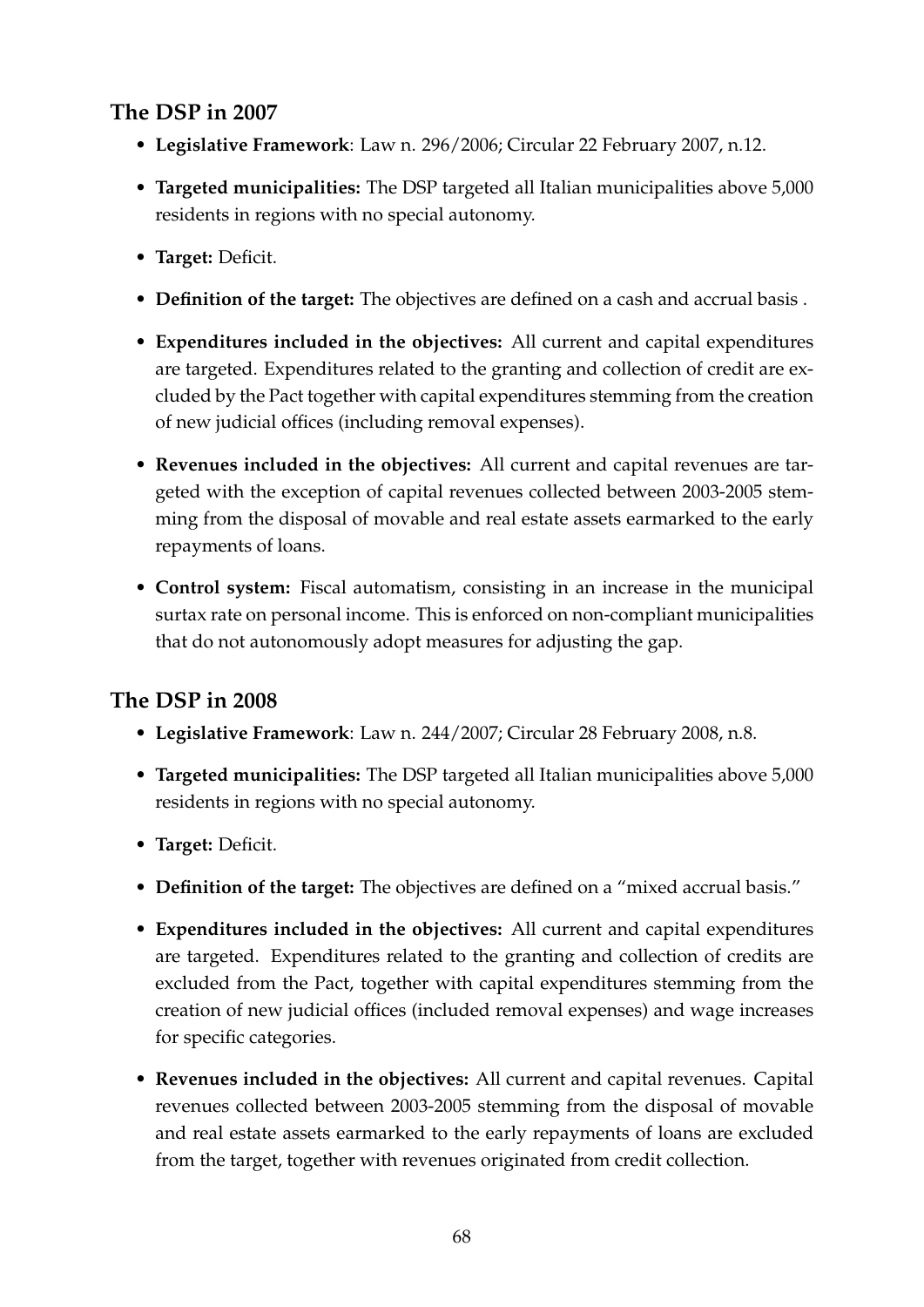### The DSP in 2007

- **Legislative Framework**: Law n. 296/2006; Circular 22 February 2007, n.12.
- **Targeted municipalities:** The DSP targeted all Italian municipalities above 5,000 residents in regions with no special autonomy.
- **Target:** Deficit.
- **Definition of the target:** The objectives are defined on a cash and accrual basis .
- **Expenditures included in the objectives:** All current and capital expenditures are targeted. Expenditures related to the granting and collection of credit are excluded by the Pact together with capital expenditures stemming from the creation of new judicial offices (including removal expenses).
- **Revenues included in the objectives:** All current and capital revenues are targeted with the exception of capital revenues collected between 2003-2005 stemming from the disposal of movable and real estate assets earmarked to the early repayments of loans.
- **Control system:** Fiscal automatism, consisting in an increase in the municipal surtax rate on personal income. This is enforced on non-compliant municipalities that do not autonomously adopt measures for adjusting the gap.

### The DSP in 2008

- **Legislative Framework**: Law n. 244/2007; Circular 28 February 2008, n.8.
- **Targeted municipalities:** The DSP targeted all Italian municipalities above 5,000 residents in regions with no special autonomy.
- **Target:** Deficit.
- **Definition of the target:** The objectives are defined on a "mixed accrual basis."
- **Expenditures included in the objectives:** All current and capital expenditures are targeted. Expenditures related to the granting and collection of credits are excluded from the Pact, together with capital expenditures stemming from the creation of new judicial offices (included removal expenses) and wage increases for specific categories.
- **Revenues included in the objectives:** All current and capital revenues. Capital revenues collected between 2003-2005 stemming from the disposal of movable and real estate assets earmarked to the early repayments of loans are excluded from the target, together with revenues originated from credit collection.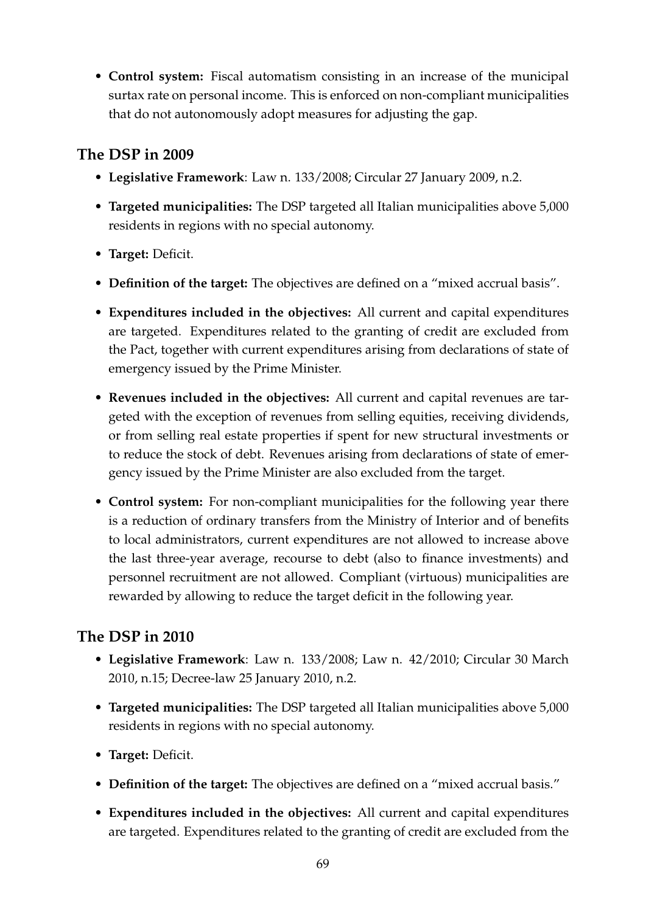- **Control system:** Fiscal automatism consisting in an increase of the municipal surtax rate on personal income. This is enforced on non-compliant municipalities that do not autonomously adopt measures for adjusting the gap.

## The DSP in 2009

- **Legislative Framework**: Law n. 133/2008; Circular 27 January 2009, n.2.
- **Targeted municipalities:** The DSP targeted all Italian municipalities above 5,000 residents in regions with no special autonomy.
- **Target:** Deficit.
- **Definition of the target:** The objectives are defined on a "mixed accrual basis".
- **Expenditures included in the objectives:** All current and capital expenditures are targeted. Expenditures related to the granting of credit are excluded from the Pact, together with current expenditures arising from declarations of state of emergency issued by the Prime Minister.
- **Revenues included in the objectives:** All current and capital revenues are targeted with the exception of revenues from selling equities, receiving dividends, or from selling real estate properties if spent for new structural investments or to reduce the stock of debt. Revenues arising from declarations of state of emergency issued by the Prime Minister are also excluded from the target.
- **Control system:** For non-compliant municipalities for the following year there is a reduction of ordinary transfers from the Ministry of Interior and of benefits to local administrators, current expenditures are not allowed to increase above the last three-year average, recourse to debt (also to finance investments) and personnel recruitment are not allowed. Compliant (virtuous) municipalities are rewarded by allowing to reduce the target deficit in the following year.

## The DSP in 2010

- **Legislative Framework**: Law n. 133/2008; Law n. 42/2010; Circular 30 March 2010, n.15; Decree-law 25 January 2010, n.2.
- **Targeted municipalities:** The DSP targeted all Italian municipalities above 5,000 residents in regions with no special autonomy.
- **Target:** Deficit.
- **Definition of the target:** The objectives are defined on a "mixed accrual basis."
- **Expenditures included in the objectives:** All current and capital expenditures are targeted. Expenditures related to the granting of credit are excluded from the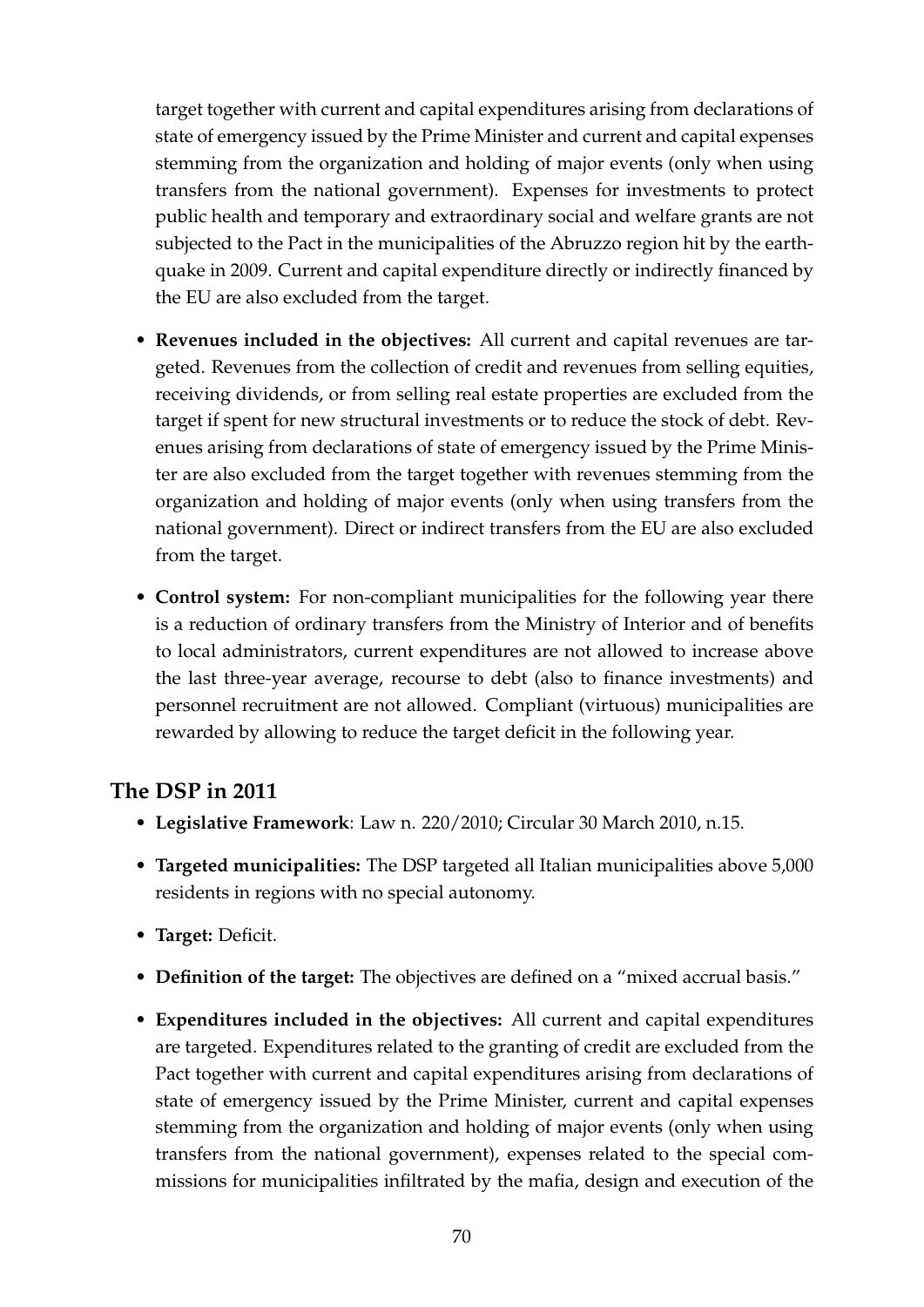target together with current and capital expenditures arising from declarations of state of emergency issued by the Prime Minister and current and capital expenses stemming from the organization and holding of major events (only when using transfers from the national government). Expenses for investments to protect public health and temporary and extraordinary social and welfare grants are not subjected to the Pact in the municipalities of the Abruzzo region hit by the earthquake in 2009. Current and capital expenditure directly or indirectly financed by the EU are also excluded from the target.

- **Revenues included in the objectives:** All current and capital revenues are targeted. Revenues from the collection of credit and revenues from selling equities, receiving dividends, or from selling real estate properties are excluded from the target if spent for new structural investments or to reduce the stock of debt. Revenues arising from declarations of state of emergency issued by the Prime Minister are also excluded from the target together with revenues stemming from the organization and holding of major events (only when using transfers from the national government). Direct or indirect transfers from the EU are also excluded from the target.
- **Control system:** For non-compliant municipalities for the following year there is a reduction of ordinary transfers from the Ministry of Interior and of benefits to local administrators, current expenditures are not allowed to increase above the last three-year average, recourse to debt (also to finance investments) and personnel recruitment are not allowed. Compliant (virtuous) municipalities are rewarded by allowing to reduce the target deficit in the following year.

## The DSP in 2011

- **Legislative Framework**: Law n. 220/2010; Circular 30 March 2010, n.15.
- **Targeted municipalities:** The DSP targeted all Italian municipalities above 5,000 residents in regions with no special autonomy.
- **Target:** Deficit.
- **Definition of the target:** The objectives are defined on a "mixed accrual basis."
- **Expenditures included in the objectives:** All current and capital expenditures are targeted. Expenditures related to the granting of credit are excluded from the Pact together with current and capital expenditures arising from declarations of state of emergency issued by the Prime Minister, current and capital expenses stemming from the organization and holding of major events (only when using transfers from the national government), expenses related to the special commissions for municipalities infiltrated by the mafia, design and execution of the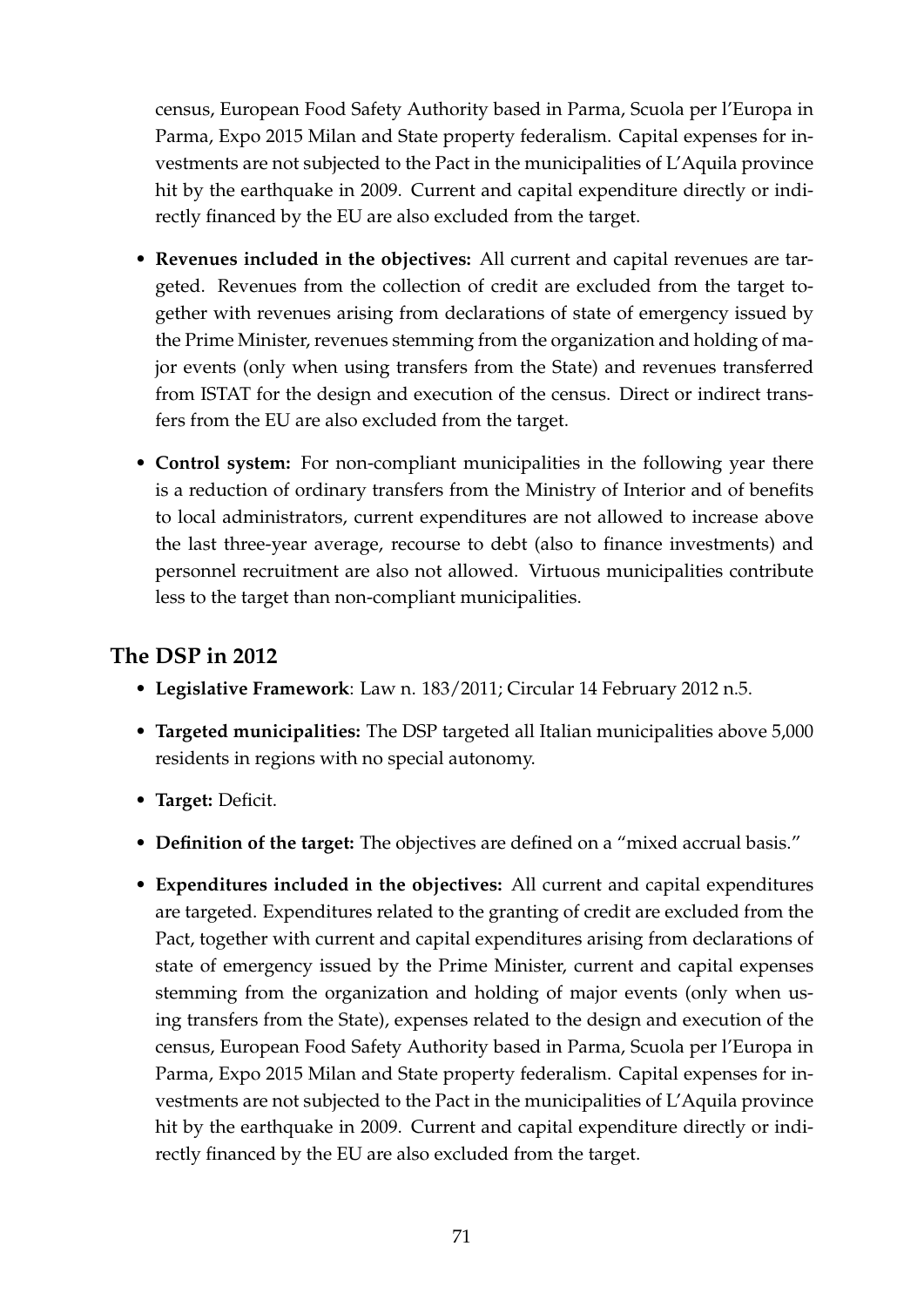census, European Food Safety Authority based in Parma, Scuola per l'Europa in Parma, Expo 2015 Milan and State property federalism. Capital expenses for investments are not subjected to the Pact in the municipalities of L'Aquila province hit by the earthquake in 2009. Current and capital expenditure directly or indirectly financed by the EU are also excluded from the target.

- **Revenues included in the objectives:** All current and capital revenues are targeted. Revenues from the collection of credit are excluded from the target together with revenues arising from declarations of state of emergency issued by the Prime Minister, revenues stemming from the organization and holding of major events (only when using transfers from the State) and revenues transferred from ISTAT for the design and execution of the census. Direct or indirect transfers from the EU are also excluded from the target.
- **Control system:** For non-compliant municipalities in the following year there is a reduction of ordinary transfers from the Ministry of Interior and of benefits to local administrators, current expenditures are not allowed to increase above the last three-year average, recourse to debt (also to finance investments) and personnel recruitment are also not allowed. Virtuous municipalities contribute less to the target than non-compliant municipalities.

## The DSP in 2012

- **Legislative Framework**: Law n. 183/2011; Circular 14 February 2012 n.5.
- **Targeted municipalities:** The DSP targeted all Italian municipalities above 5,000 residents in regions with no special autonomy.
- **Target:** Deficit.
- **Definition of the target:** The objectives are defined on a "mixed accrual basis."
- **Expenditures included in the objectives:** All current and capital expenditures are targeted. Expenditures related to the granting of credit are excluded from the Pact, together with current and capital expenditures arising from declarations of state of emergency issued by the Prime Minister, current and capital expenses stemming from the organization and holding of major events (only when using transfers from the State), expenses related to the design and execution of the census, European Food Safety Authority based in Parma, Scuola per l'Europa in Parma, Expo 2015 Milan and State property federalism. Capital expenses for investments are not subjected to the Pact in the municipalities of L'Aquila province hit by the earthquake in 2009. Current and capital expenditure directly or indirectly financed by the EU are also excluded from the target.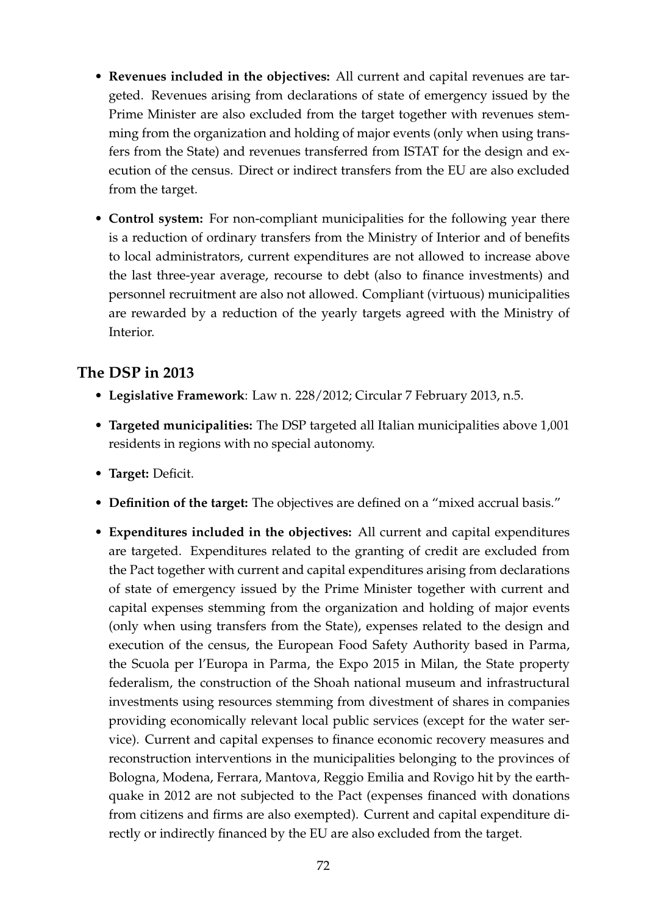- **Revenues included in the objectives:** All current and capital revenues are targeted. Revenues arising from declarations of state of emergency issued by the Prime Minister are also excluded from the target together with revenues stemming from the organization and holding of major events (only when using transfers from the State) and revenues transferred from ISTAT for the design and execution of the census. Direct or indirect transfers from the EU are also excluded from the target.
- **Control system:** For non-compliant municipalities for the following year there is a reduction of ordinary transfers from the Ministry of Interior and of benefits to local administrators, current expenditures are not allowed to increase above the last three-year average, recourse to debt (also to finance investments) and personnel recruitment are also not allowed. Compliant (virtuous) municipalities are rewarded by a reduction of the yearly targets agreed with the Ministry of Interior.

## The DSP in 2013

- **Legislative Framework**: Law n. 228/2012; Circular 7 February 2013, n.5.
- **Targeted municipalities:** The DSP targeted all Italian municipalities above 1,001 residents in regions with no special autonomy.
- **Target:** Deficit.
- **Definition of the target:** The objectives are defined on a "mixed accrual basis."
- **Expenditures included in the objectives:** All current and capital expenditures are targeted. Expenditures related to the granting of credit are excluded from the Pact together with current and capital expenditures arising from declarations of state of emergency issued by the Prime Minister together with current and capital expenses stemming from the organization and holding of major events (only when using transfers from the State), expenses related to the design and execution of the census, the European Food Safety Authority based in Parma, the Scuola per l'Europa in Parma, the Expo 2015 in Milan, the State property federalism, the construction of the Shoah national museum and infrastructural investments using resources stemming from divestment of shares in companies providing economically relevant local public services (except for the water service). Current and capital expenses to finance economic recovery measures and reconstruction interventions in the municipalities belonging to the provinces of Bologna, Modena, Ferrara, Mantova, Reggio Emilia and Rovigo hit by the earthquake in 2012 are not subjected to the Pact (expenses financed with donations from citizens and firms are also exempted). Current and capital expenditure directly or indirectly financed by the EU are also excluded from the target.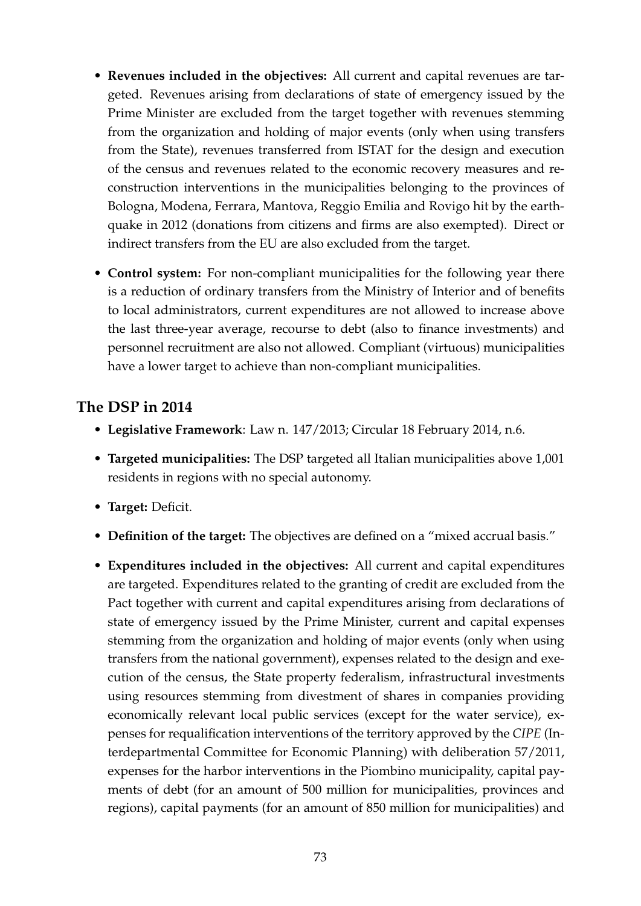- **Revenues included in the objectives:** All current and capital revenues are targeted. Revenues arising from declarations of state of emergency issued by the Prime Minister are excluded from the target together with revenues stemming from the organization and holding of major events (only when using transfers from the State), revenues transferred from ISTAT for the design and execution of the census and revenues related to the economic recovery measures and reconstruction interventions in the municipalities belonging to the provinces of Bologna, Modena, Ferrara, Mantova, Reggio Emilia and Rovigo hit by the earthquake in 2012 (donations from citizens and firms are also exempted). Direct or indirect transfers from the EU are also excluded from the target.

- **Control system:** For non-compliant municipalities for the following year there is a reduction of ordinary transfers from the Ministry of Interior and of benefits to local administrators, current expenditures are not allowed to increase above the last three-year average, recourse to debt (also to finance investments) and personnel recruitment are also not allowed. Compliant (virtuous) municipalities have a lower target to achieve than non-compliant municipalities.

## The DSP in 2014

- **Legislative Framework**: Law n. 147/2013; Circular 18 February 2014, n.6.

- **Targeted municipalities:** The DSP targeted all Italian municipalities above 1,001 residents in regions with no special autonomy.

- **Target:** Deficit.

- **Definition of the target:** The objectives are defined on a "mixed accrual basis."

- **Expenditures included in the objectives:** All current and capital expenditures are targeted. Expenditures related to the granting of credit are excluded from the Pact together with current and capital expenditures arising from declarations of state of emergency issued by the Prime Minister, current and capital expenses stemming from the organization and holding of major events (only when using transfers from the national government), expenses related to the design and execution of the census, the State property federalism, infrastructural investments using resources stemming from divestment of shares in companies providing economically relevant local public services (except for the water service), expenses for requalification interventions of the territory approved by the *CIPE* (Interdepartmental Committee for Economic Planning) with deliberation 57/2011, expenses for the harbor interventions in the Piombino municipality, capital payments of debt (for an amount of 500 million for municipalities, provinces and regions), capital payments (for an amount of 850 million for municipalities) and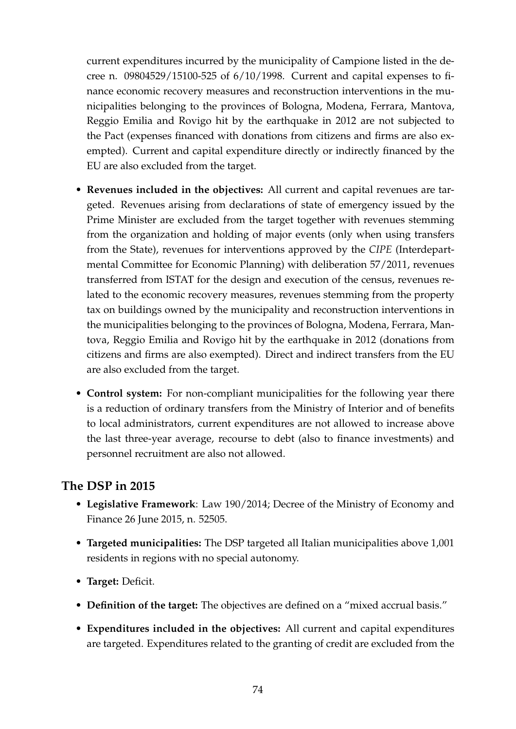current expenditures incurred by the municipality of Campione listed in the decree n. 09804529/15100-525 of 6/10/1998. Current and capital expenses to finance economic recovery measures and reconstruction interventions in the municipalities belonging to the provinces of Bologna, Modena, Ferrara, Mantova, Reggio Emilia and Rovigo hit by the earthquake in 2012 are not subjected to the Pact (expenses financed with donations from citizens and firms are also exempted). Current and capital expenditure directly or indirectly financed by the EU are also excluded from the target.

- **Revenues included in the objectives:** All current and capital revenues are targeted. Revenues arising from declarations of state of emergency issued by the Prime Minister are excluded from the target together with revenues stemming from the organization and holding of major events (only when using transfers from the State), revenues for interventions approved by the *CIPE* (Interdepartmental Committee for Economic Planning) with deliberation 57/2011, revenues transferred from ISTAT for the design and execution of the census, revenues related to the economic recovery measures, revenues stemming from the property tax on buildings owned by the municipality and reconstruction interventions in the municipalities belonging to the provinces of Bologna, Modena, Ferrara, Mantova, Reggio Emilia and Rovigo hit by the earthquake in 2012 (donations from citizens and firms are also exempted). Direct and indirect transfers from the EU are also excluded from the target.
- **Control system:** For non-compliant municipalities for the following year there is a reduction of ordinary transfers from the Ministry of Interior and of benefits to local administrators, current expenditures are not allowed to increase above the last three-year average, recourse to debt (also to finance investments) and personnel recruitment are also not allowed.

## The DSP in 2015

- **Legislative Framework**: Law 190/2014; Decree of the Ministry of Economy and Finance 26 June 2015, n. 52505.
- **Targeted municipalities:** The DSP targeted all Italian municipalities above 1,001 residents in regions with no special autonomy.
- **Target:** Deficit.
- **Definition of the target:** The objectives are defined on a "mixed accrual basis."
- **Expenditures included in the objectives:** All current and capital expenditures are targeted. Expenditures related to the granting of credit are excluded from the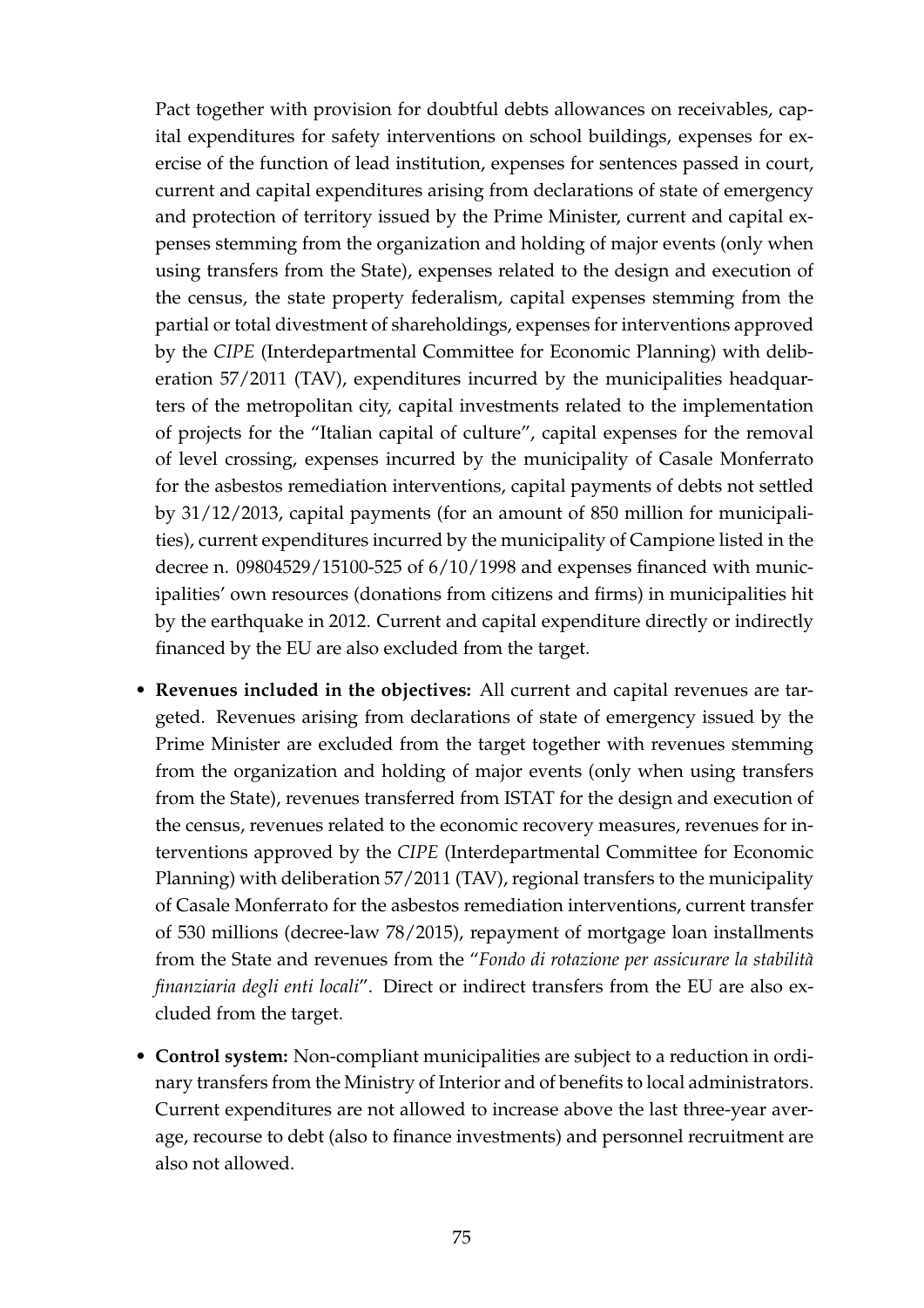Pact together with provision for doubtful debts allowances on receivables, capital expenditures for safety interventions on school buildings, expenses for exercise of the function of lead institution, expenses for sentences passed in court, current and capital expenditures arising from declarations of state of emergency and protection of territory issued by the Prime Minister, current and capital expenses stemming from the organization and holding of major events (only when using transfers from the State), expenses related to the design and execution of the census, the state property federalism, capital expenses stemming from the partial or total divestment of shareholdings, expenses for interventions approved by the *CIPE* (Interdepartmental Committee for Economic Planning) with deliberation 57/2011 (TAV), expenditures incurred by the municipalities headquarters of the metropolitan city, capital investments related to the implementation of projects for the "Italian capital of culture", capital expenses for the removal of level crossing, expenses incurred by the municipality of Casale Monferrato for the asbestos remediation interventions, capital payments of debts not settled by 31/12/2013, capital payments (for an amount of 850 million for municipalities), current expenditures incurred by the municipality of Campione listed in the decree n. 09804529/15100-525 of 6/10/1998 and expenses financed with municipalities' own resources (donations from citizens and firms) in municipalities hit by the earthquake in 2012. Current and capital expenditure directly or indirectly financed by the EU are also excluded from the target.

- **Revenues included in the objectives:** All current and capital revenues are targeted. Revenues arising from declarations of state of emergency issued by the Prime Minister are excluded from the target together with revenues stemming from the organization and holding of major events (only when using transfers from the State), revenues transferred from ISTAT for the design and execution of the census, revenues related to the economic recovery measures, revenues for interventions approved by the *CIPE* (Interdepartmental Committee for Economic Planning) with deliberation 57/2011 (TAV), regional transfers to the municipality of Casale Monferrato for the asbestos remediation interventions, current transfer of 530 millions (decree-law 78/2015), repayment of mortgage loan installments from the State and revenues from the "*Fondo di rotazione per assicurare la stabilità finanziaria degli enti locali*". Direct or indirect transfers from the EU are also excluded from the target.
- **Control system:** Non-compliant municipalities are subject to a reduction in ordinary transfers from the Ministry of Interior and of benefits to local administrators. Current expenditures are not allowed to increase above the last three-year average, recourse to debt (also to finance investments) and personnel recruitment are also not allowed.